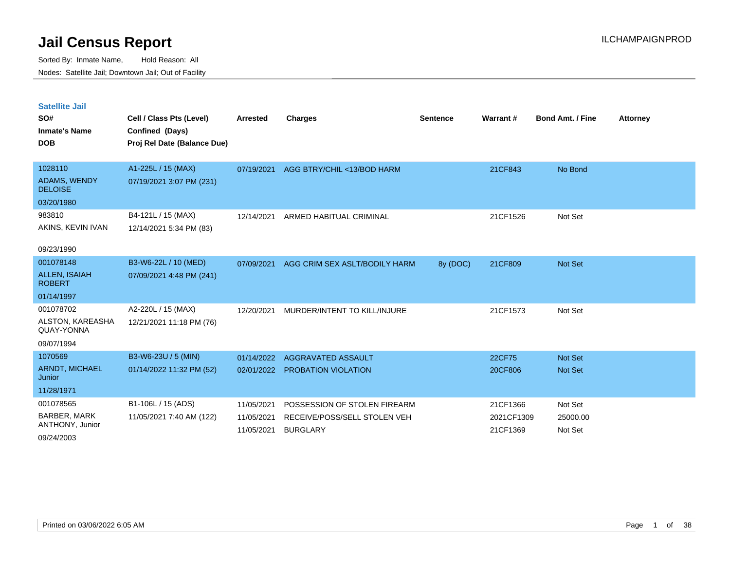# Jail Census Report

ILCHAMPAIGNPROD

Sorted By: Inmate Name, Hold Reason: All

Nodes: Satellite Jail; Downtown Jail; Out of Facility

## Satellite Jail

| SO# / Inmate's Name / DOB | Cell / Class Pts (Level) / Confined (Days) / Proj Rel Date (Balance Due) | Arrested | Charges | Sentence | Warrant # | Bond Amt. / Fine | Attorney |
|---|---|---|---|---|---|---|---|
| 1028110 ADAMS, WENDY DELOISE 03/20/1980 | A1-225L / 15 (MAX) 07/19/2021 3:07 PM (231) | 07/19/2021 | AGG BTRY/CHIL <13/BOD HARM | | 21CF843 | No Bond | |
| 983810 AKINS, KEVIN IVAN 09/23/1990 | B4-121L / 15 (MAX) 12/14/2021 5:34 PM (83) | 12/14/2021 | ARMED HABITUAL CRIMINAL | | 21CF1526 | Not Set | |
| 001078148 ALLEN, ISAIAH ROBERT 01/14/1997 | B3-W6-22L / 10 (MED) 07/09/2021 4:48 PM (241) | 07/09/2021 | AGG CRIM SEX ASLT/BODILY HARM | 8y (DOC) | 21CF809 | Not Set | |
| 001078702 ALSTON, KAREASHA QUAY-YONNA 09/07/1994 | A2-220L / 15 (MAX) 12/21/2021 11:18 PM (76) | 12/20/2021 | MURDER/INTENT TO KILL/INJURE | | 21CF1573 | Not Set | |
| 1070569 ARNDT, MICHAEL Junior 11/28/1971 | B3-W6-23U / 5 (MIN) 01/14/2022 11:32 PM (52) | 01/14/2022 | AGGRAVATED ASSAULT | | 22CF75 | Not Set | |
| | | 02/01/2022 | PROBATION VIOLATION | | 20CF806 | Not Set | |
| 001078565 BARBER, MARK ANTHONY, Junior 09/24/2003 | B1-106L / 15 (ADS) 11/05/2021 7:40 AM (122) | 11/05/2021 | POSSESSION OF STOLEN FIREARM | | 21CF1366 | Not Set | |
| | | 11/05/2021 | RECEIVE/POSS/SELL STOLEN VEH | | 2021CF1309 | 25000.00 | |
| | | 11/05/2021 | BURGLARY | | 21CF1369 | Not Set | |

Printed on 03/06/2022 6:05 AM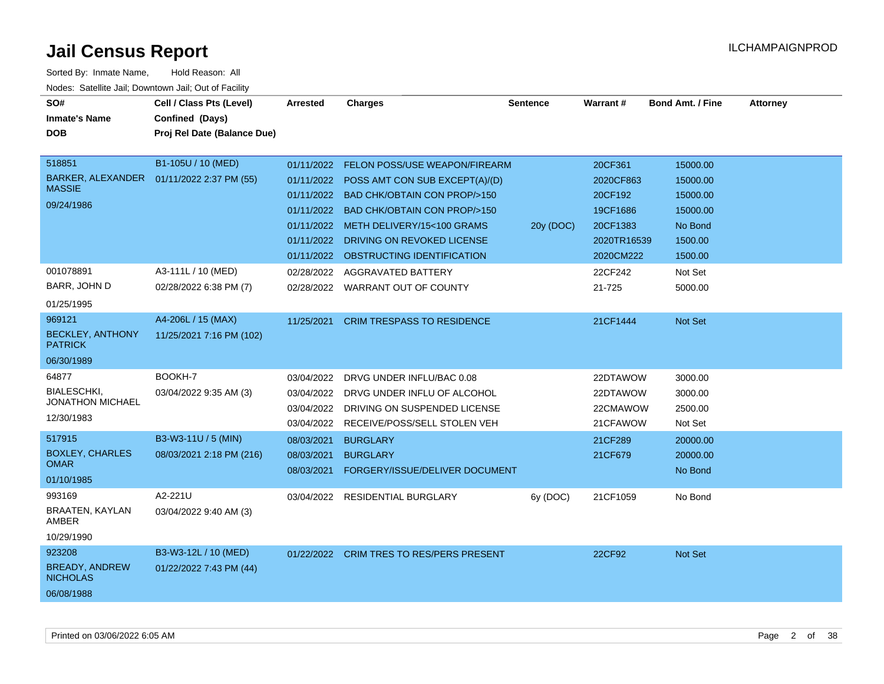# Jail Census Report

ILCHAMPAIGNPROD

Sorted By: Inmate Name, Hold Reason: All

Nodes: Satellite Jail; Downtown Jail; Out of Facility

| SO# / Inmate's Name / DOB | Cell / Class Pts (Level) / Confined (Days) / Proj Rel Date (Balance Due) | Arrested | Charges | Sentence | Warrant # | Bond Amt. / Fine | Attorney |
|---|---|---|---|---|---|---|---|
| 518851 BARKER, ALEXANDER MASSIE 09/24/1986 | B1-105U / 10 (MED) 01/11/2022 2:37 PM (55) | 01/11/2022 | FELON POSS/USE WEAPON/FIREARM | | 20CF361 | 15000.00 | |
| | | 01/11/2022 | POSS AMT CON SUB EXCEPT(A)/(D) | | 2020CF863 | 15000.00 | |
| | | 01/11/2022 | BAD CHK/OBTAIN CON PROP/>150 | | 20CF192 | 15000.00 | |
| | | 01/11/2022 | BAD CHK/OBTAIN CON PROP/>150 | | 19CF1686 | 15000.00 | |
| | | 01/11/2022 | METH DELIVERY/15<100 GRAMS | 20y (DOC) | 20CF1383 | No Bond | |
| | | 01/11/2022 | DRIVING ON REVOKED LICENSE | | 2020TR16539 | 1500.00 | |
| | | 01/11/2022 | OBSTRUCTING IDENTIFICATION | | 2020CM222 | 1500.00 | |
| 001078891 BARR, JOHN D 01/25/1995 | A3-111L / 10 (MED) 02/28/2022 6:38 PM (7) | 02/28/2022 | AGGRAVATED BATTERY | | 22CF242 | Not Set | |
| | | 02/28/2022 | WARRANT OUT OF COUNTY | | 21-725 | 5000.00 | |
| 969121 BECKLEY, ANTHONY PATRICK 06/30/1989 | A4-206L / 15 (MAX) 11/25/2021 7:16 PM (102) | 11/25/2021 | CRIM TRESPASS TO RESIDENCE | | 21CF1444 | Not Set | |
| 64877 BIALESCHKI, JONATHON MICHAEL 12/30/1983 | BOOKH-7 03/04/2022 9:35 AM (3) | 03/04/2022 | DRVG UNDER INFLU/BAC 0.08 | | 22DTAWOW | 3000.00 | |
| | | 03/04/2022 | DRVG UNDER INFLU OF ALCOHOL | | 22DTAWOW | 3000.00 | |
| | | 03/04/2022 | DRIVING ON SUSPENDED LICENSE | | 22CMAWOW | 2500.00 | |
| | | 03/04/2022 | RECEIVE/POSS/SELL STOLEN VEH | | 21CFAWOW | Not Set | |
| 517915 BOXLEY, CHARLES OMAR 01/10/1985 | B3-W3-11U / 5 (MIN) 08/03/2021 2:18 PM (216) | 08/03/2021 | BURGLARY | | 21CF289 | 20000.00 | |
| | | 08/03/2021 | BURGLARY | | 21CF679 | 20000.00 | |
| | | 08/03/2021 | FORGERY/ISSUE/DELIVER DOCUMENT | | | No Bond | |
| 993169 BRAATEN, KAYLAN AMBER 10/29/1990 | A2-221U 03/04/2022 9:40 AM (3) | 03/04/2022 | RESIDENTIAL BURGLARY | 6y (DOC) | 21CF1059 | No Bond | |
| 923208 BREADY, ANDREW NICHOLAS 06/08/1988 | B3-W3-12L / 10 (MED) 01/22/2022 7:43 PM (44) | 01/22/2022 | CRIM TRES TO RES/PERS PRESENT | | 22CF92 | Not Set | |

Printed on 03/06/2022 6:05 AM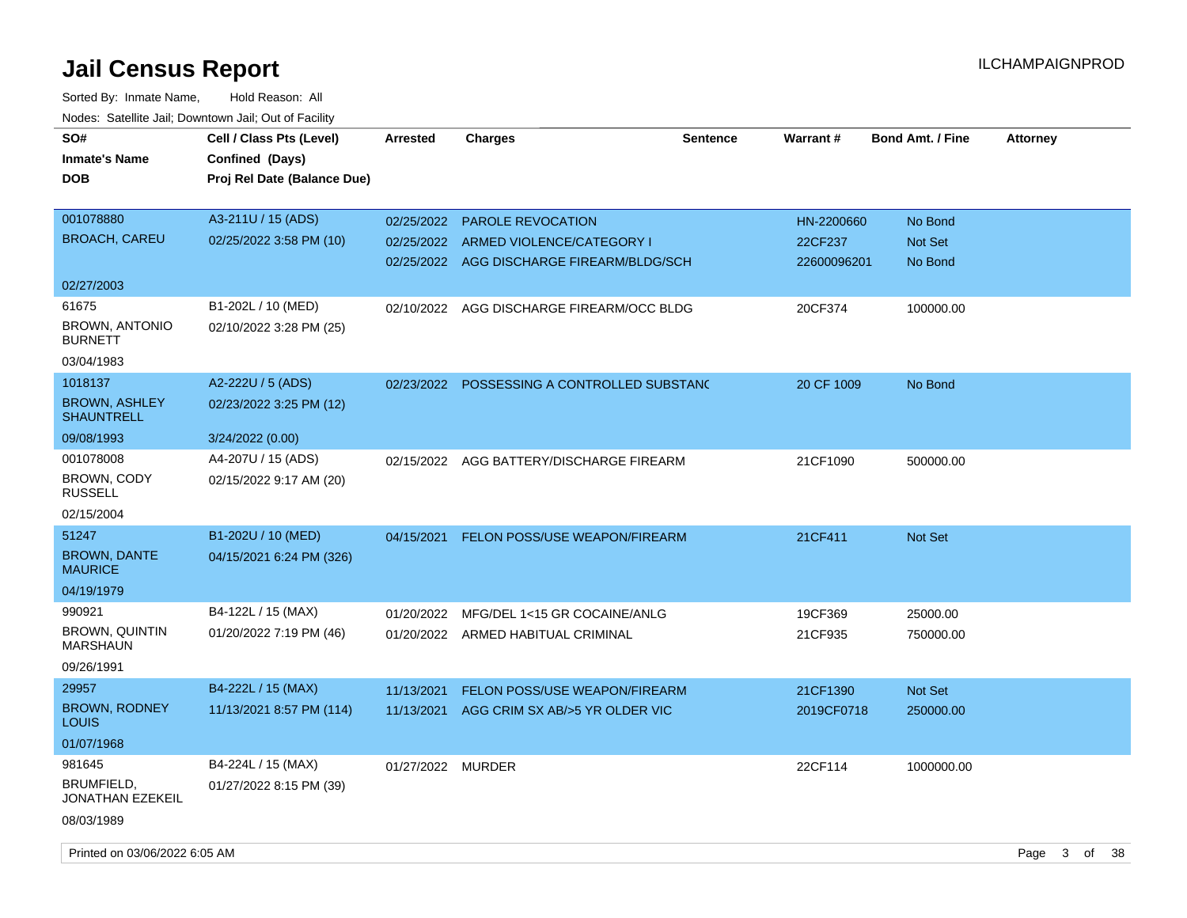# Jail Census Report

ILCHAMPAIGNPROD

Sorted By: Inmate Name, Hold Reason: All

Nodes: Satellite Jail; Downtown Jail; Out of Facility

| SO# / Inmate's Name / DOB | Cell / Class Pts (Level) / Confined (Days) / Proj Rel Date (Balance Due) | Arrested | Charges | Sentence | Warrant # | Bond Amt. / Fine | Attorney |
|---|---|---|---|---|---|---|---|
| 001078880<br>BROACH, CAREU<br>02/27/2003 | A3-211U / 15 (ADS)<br>02/25/2022 3:58 PM (10) | 02/25/2022<br>02/25/2022<br>02/25/2022 | PAROLE REVOCATION<br>ARMED VIOLENCE/CATEGORY I<br>AGG DISCHARGE FIREARM/BLDG/SCH | | HN-2200660<br>22CF237<br>22600096201 | No Bond<br>Not Set<br>No Bond | |
| 61675<br>BROWN, ANTONIO BURNETT<br>03/04/1983 | B1-202L / 10 (MED)<br>02/10/2022 3:28 PM (25) | 02/10/2022 | AGG DISCHARGE FIREARM/OCC BLDG | | 20CF374 | 100000.00 | |
| 1018137<br>BROWN, ASHLEY SHAUNTRELL<br>09/08/1993 | A2-222U / 5 (ADS)<br>02/23/2022 3:25 PM (12)<br>3/24/2022 (0.00) | 02/23/2022 | POSSESSING A CONTROLLED SUBSTANC | | 20 CF 1009 | No Bond | |
| 001078008<br>BROWN, CODY RUSSELL<br>02/15/2004 | A4-207U / 15 (ADS)<br>02/15/2022 9:17 AM (20) | 02/15/2022 | AGG BATTERY/DISCHARGE FIREARM | | 21CF1090 | 500000.00 | |
| 51247<br>BROWN, DANTE MAURICE<br>04/19/1979 | B1-202U / 10 (MED)<br>04/15/2021 6:24 PM (326) | 04/15/2021 | FELON POSS/USE WEAPON/FIREARM | | 21CF411 | Not Set | |
| 990921<br>BROWN, QUINTIN MARSHAUN<br>09/26/1991 | B4-122L / 15 (MAX)<br>01/20/2022 7:19 PM (46) | 01/20/2022<br>01/20/2022 | MFG/DEL 1<15 GR COCAINE/ANLG<br>ARMED HABITUAL CRIMINAL | | 19CF369<br>21CF935 | 25000.00<br>750000.00 | |
| 29957<br>BROWN, RODNEY LOUIS<br>01/07/1968 | B4-222L / 15 (MAX)<br>11/13/2021 8:57 PM (114) | 11/13/2021<br>11/13/2021 | FELON POSS/USE WEAPON/FIREARM<br>AGG CRIM SX AB/>5 YR OLDER VIC | | 21CF1390<br>2019CF0718 | Not Set<br>250000.00 | |
| 981645<br>BRUMFIELD, JONATHAN EZEKEIL<br>08/03/1989 | B4-224L / 15 (MAX)<br>01/27/2022 8:15 PM (39) | 01/27/2022 | MURDER | | 22CF114 | 1000000.00 | |

Printed on 03/06/2022 6:05 AM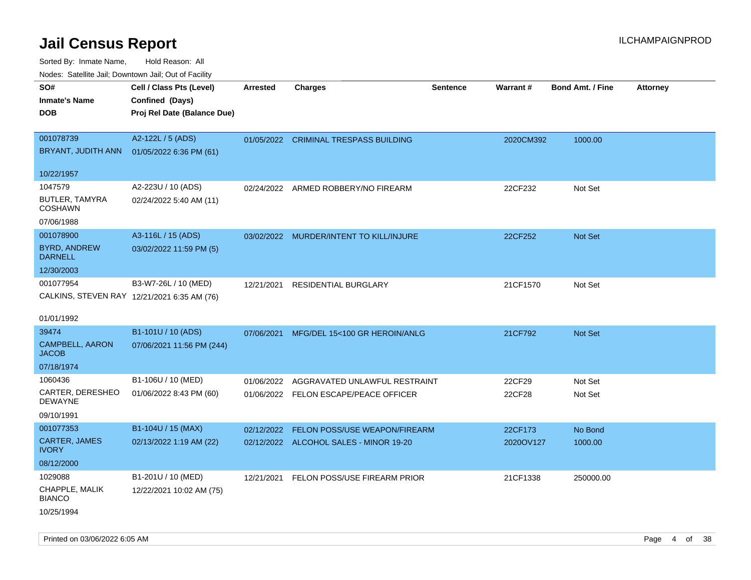# Jail Census Report

ILCHAMPAIGNPROD

Sorted By: Inmate Name, Hold Reason: All

Nodes: Satellite Jail; Downtown Jail; Out of Facility

| SO# / Inmate's Name / DOB | Cell / Class Pts (Level) / Confined (Days) / Proj Rel Date (Balance Due) | Arrested | Charges | Sentence | Warrant # | Bond Amt. / Fine | Attorney |
|---|---|---|---|---|---|---|---|
| 001078739<br>BRYANT, JUDITH ANN<br>10/22/1957 | A2-122L / 5 (ADS)<br>01/05/2022 6:36 PM (61) | 01/05/2022 | CRIMINAL TRESPASS BUILDING | | 2020CM392 | 1000.00 | |
| 1047579<br>BUTLER, TAMYRA COSHAWN<br>07/06/1988 | A2-223U / 10 (ADS)<br>02/24/2022 5:40 AM (11) | 02/24/2022 | ARMED ROBBERY/NO FIREARM | | 22CF232 | Not Set | |
| 001078900<br>BYRD, ANDREW DARNELL<br>12/30/2003 | A3-116L / 15 (ADS)<br>03/02/2022 11:59 PM (5) | 03/02/2022 | MURDER/INTENT TO KILL/INJURE | | 22CF252 | Not Set | |
| 001077954<br>CALKINS, STEVEN RAY<br>01/01/1992 | B3-W7-26L / 10 (MED)<br>12/21/2021 6:35 AM (76) | 12/21/2021 | RESIDENTIAL BURGLARY | | 21CF1570 | Not Set | |
| 39474<br>CAMPBELL, AARON JACOB<br>07/18/1974 | B1-101U / 10 (ADS)<br>07/06/2021 11:56 PM (244) | 07/06/2021 | MFG/DEL 15<100 GR HEROIN/ANLG | | 21CF792 | Not Set | |
| 1060436<br>CARTER, DERESHEO DEWAYNE<br>09/10/1991 | B1-106U / 10 (MED)<br>01/06/2022 8:43 PM (60) | 01/06/2022<br>01/06/2022 | AGGRAVATED UNLAWFUL RESTRAINT<br>FELON ESCAPE/PEACE OFFICER | | 22CF29<br>22CF28 | Not Set<br>Not Set | |
| 001077353<br>CARTER, JAMES IVORY<br>08/12/2000 | B1-104U / 15 (MAX)<br>02/13/2022 1:19 AM (22) | 02/12/2022<br>02/12/2022 | FELON POSS/USE WEAPON/FIREARM<br>ALCOHOL SALES - MINOR 19-20 | | 22CF173<br>2020OV127 | No Bond<br>1000.00 | |
| 1029088<br>CHAPPLE, MALIK BIANCO<br>10/25/1994 | B1-201U / 10 (MED)<br>12/22/2021 10:02 AM (75) | 12/21/2021 | FELON POSS/USE FIREARM PRIOR | | 21CF1338 | 250000.00 | |

Printed on 03/06/2022 6:05 AM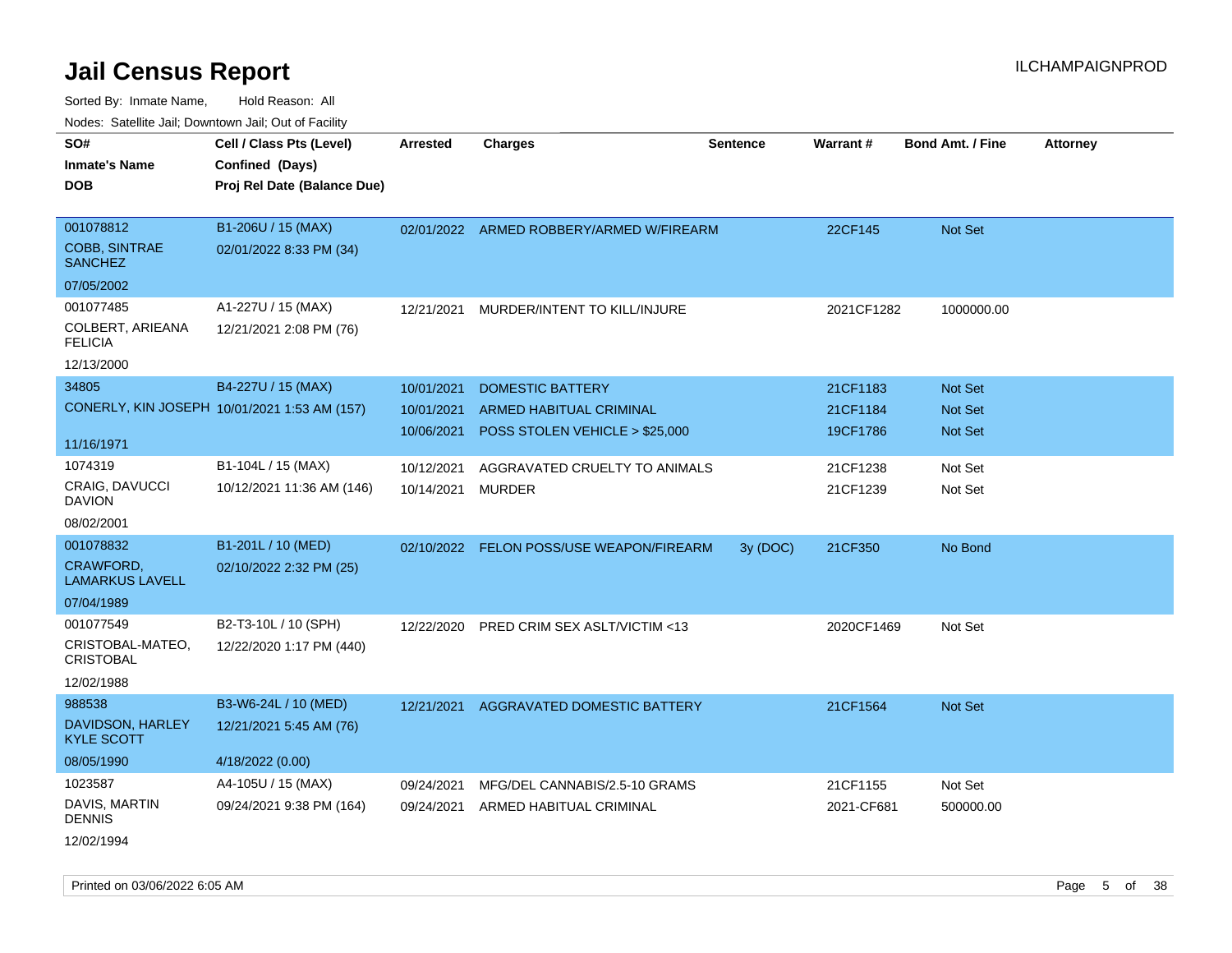# Jail Census Report

ILCHAMPAIGNPROD

Sorted By: Inmate Name, Hold Reason: All

Nodes: Satellite Jail; Downtown Jail; Out of Facility

| SO# / Inmate's Name / DOB | Cell / Class Pts (Level) / Confined (Days) / Proj Rel Date (Balance Due) | Arrested | Charges | Sentence | Warrant # | Bond Amt. / Fine | Attorney |
|---|---|---|---|---|---|---|---|
| 001078812<br>COBB, SINTRAE SANCHEZ<br>07/05/2002 | B1-206U / 15 (MAX)<br>02/01/2022 8:33 PM (34) | 02/01/2022 | ARMED ROBBERY/ARMED W/FIREARM | | 22CF145 | Not Set | |
| 001077485<br>COLBERT, ARIEANA FELICIA<br>12/13/2000 | A1-227U / 15 (MAX)<br>12/21/2021 2:08 PM (76) | 12/21/2021 | MURDER/INTENT TO KILL/INJURE | | 2021CF1282 | 1000000.00 | |
| 34805<br>CONERLY, KIN JOSEPH<br>11/16/1971 | B4-227U / 15 (MAX)<br>10/01/2021 1:53 AM (157) | 10/01/2021 | DOMESTIC BATTERY | | 21CF1183 | Not Set | |
| | | 10/01/2021 | ARMED HABITUAL CRIMINAL | | 21CF1184 | Not Set | |
| | | 10/06/2021 | POSS STOLEN VEHICLE > $25,000 | | 19CF1786 | Not Set | |
| 1074319<br>CRAIG, DAVUCCI DAVION<br>08/02/2001 | B1-104L / 15 (MAX)<br>10/12/2021 11:36 AM (146) | 10/12/2021 | AGGRAVATED CRUELTY TO ANIMALS | | 21CF1238 | Not Set | |
| | | 10/14/2021 | MURDER | | 21CF1239 | Not Set | |
| 001078832<br>CRAWFORD, LAMARKUS LAVELL<br>07/04/1989 | B1-201L / 10 (MED)<br>02/10/2022 2:32 PM (25) | 02/10/2022 | FELON POSS/USE WEAPON/FIREARM | 3y (DOC) | 21CF350 | No Bond | |
| 001077549<br>CRISTOBAL-MATEO, CRISTOBAL<br>12/02/1988 | B2-T3-10L / 10 (SPH)<br>12/22/2020 1:17 PM (440) | 12/22/2020 | PRED CRIM SEX ASLT/VICTIM <13 | | 2020CF1469 | Not Set | |
| 988538<br>DAVIDSON, HARLEY KYLE SCOTT<br>08/05/1990 | B3-W6-24L / 10 (MED)<br>12/21/2021 5:45 AM (76)<br>4/18/2022 (0.00) | 12/21/2021 | AGGRAVATED DOMESTIC BATTERY | | 21CF1564 | Not Set | |
| 1023587<br>DAVIS, MARTIN DENNIS<br>12/02/1994 | A4-105U / 15 (MAX)<br>09/24/2021 9:38 PM (164) | 09/24/2021 | MFG/DEL CANNABIS/2.5-10 GRAMS | | 21CF1155 | Not Set | |
| | | 09/24/2021 | ARMED HABITUAL CRIMINAL | | 2021-CF681 | 500000.00 | |

Printed on 03/06/2022 6:05 AM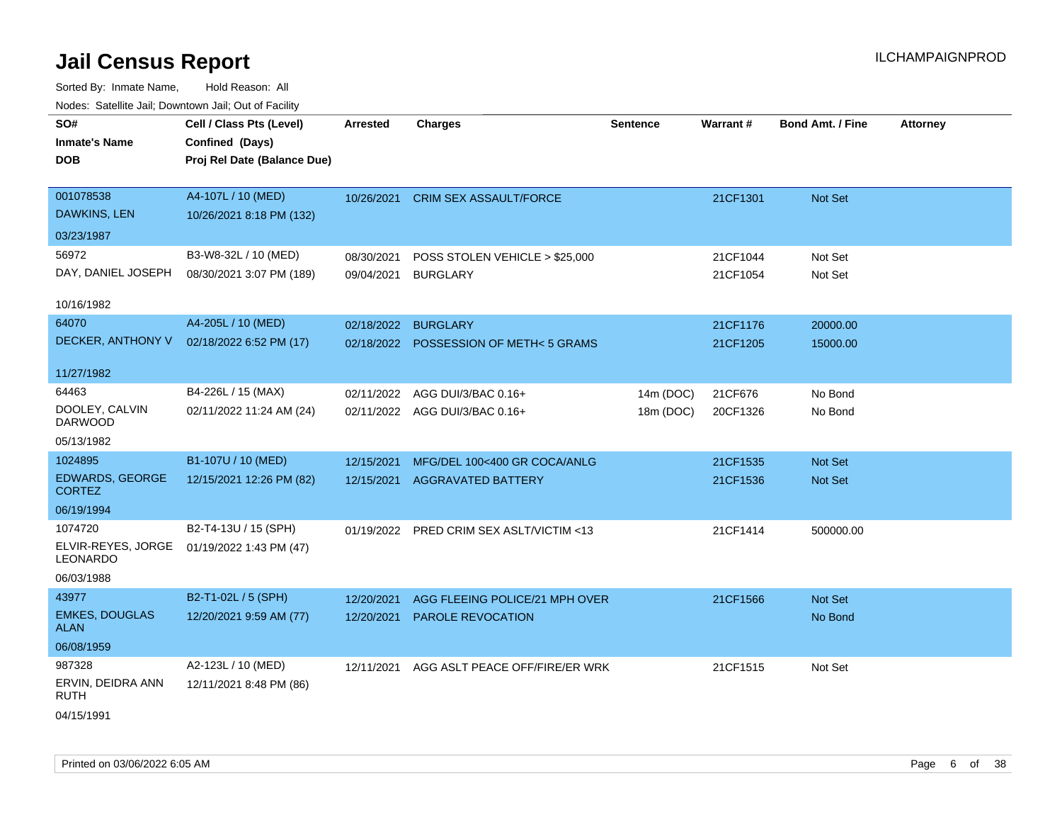# Jail Census Report

ILCHAMPAIGNPROD

Sorted By: Inmate Name, Hold Reason: All

Nodes: Satellite Jail; Downtown Jail; Out of Facility

| SO# / Inmate's Name / DOB | Cell / Class Pts (Level) / Confined (Days) / Proj Rel Date (Balance Due) | Arrested | Charges | Sentence | Warrant # | Bond Amt. / Fine | Attorney |
|---|---|---|---|---|---|---|---|
| 001078538<br>DAWKINS, LEN<br>03/23/1987 | A4-107L / 10 (MED)<br>10/26/2021 8:18 PM (132) | 10/26/2021 | CRIM SEX ASSAULT/FORCE | | 21CF1301 | Not Set | |
| 56972<br>DAY, DANIEL JOSEPH<br>10/16/1982 | B3-W8-32L / 10 (MED)<br>08/30/2021 3:07 PM (189) | 08/30/2021 | POSS STOLEN VEHICLE > $25,000 | | 21CF1044 | Not Set | |
| | | 09/04/2021 | BURGLARY | | 21CF1054 | Not Set | |
| 64070<br>DECKER, ANTHONY V<br>11/27/1982 | A4-205L / 10 (MED)<br>02/18/2022 6:52 PM (17) | 02/18/2022 | BURGLARY | | 21CF1176 | 20000.00 | |
| | | 02/18/2022 | POSSESSION OF METH< 5 GRAMS | | 21CF1205 | 15000.00 | |
| 64463<br>DOOLEY, CALVIN DARWOOD<br>05/13/1982 | B4-226L / 15 (MAX)<br>02/11/2022 11:24 AM (24) | 02/11/2022 | AGG DUI/3/BAC 0.16+ | 14m (DOC) | 21CF676 | No Bond | |
| | | 02/11/2022 | AGG DUI/3/BAC 0.16+ | 18m (DOC) | 20CF1326 | No Bond | |
| 1024895<br>EDWARDS, GEORGE CORTEZ<br>06/19/1994 | B1-107U / 10 (MED)<br>12/15/2021 12:26 PM (82) | 12/15/2021 | MFG/DEL 100<400 GR COCA/ANLG | | 21CF1535 | Not Set | |
| | | 12/15/2021 | AGGRAVATED BATTERY | | 21CF1536 | Not Set | |
| 1074720<br>ELVIR-REYES, JORGE LEONARDO<br>06/03/1988 | B2-T4-13U / 15 (SPH)<br>01/19/2022 1:43 PM (47) | 01/19/2022 | PRED CRIM SEX ASLT/VICTIM <13 | | 21CF1414 | 500000.00 | |
| 43977<br>EMKES, DOUGLAS ALAN<br>06/08/1959 | B2-T1-02L / 5 (SPH)<br>12/20/2021 9:59 AM (77) | 12/20/2021 | AGG FLEEING POLICE/21 MPH OVER | | 21CF1566 | Not Set | |
| | | 12/20/2021 | PAROLE REVOCATION | | | No Bond | |
| 987328<br>ERVIN, DEIDRA ANN RUTH<br>04/15/1991 | A2-123L / 10 (MED)<br>12/11/2021 8:48 PM (86) | 12/11/2021 | AGG ASLT PEACE OFF/FIRE/ER WRK | | 21CF1515 | Not Set | |

Printed on 03/06/2022 6:05 AM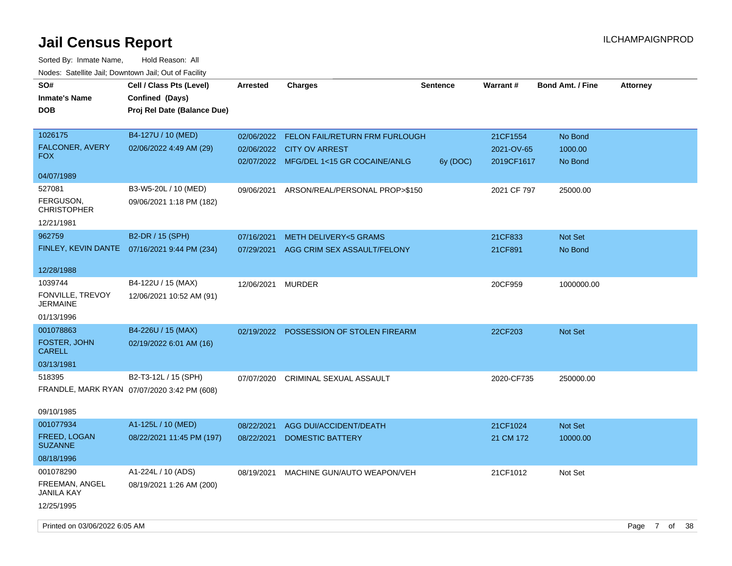# Jail Census Report

ILCHAMPAIGNPROD

Sorted By: Inmate Name, Hold Reason: All

Nodes: Satellite Jail; Downtown Jail; Out of Facility

| SO# / Inmate's Name / DOB | Cell / Class Pts (Level) / Confined (Days) / Proj Rel Date (Balance Due) | Arrested | Charges | Sentence | Warrant # | Bond Amt. / Fine | Attorney |
|---|---|---|---|---|---|---|---|
| 1026175<br>FALCONER, AVERY FOX<br>04/07/1989 | B4-127U / 10 (MED)<br>02/06/2022 4:49 AM (29) | 02/06/2022 | FELON FAIL/RETURN FRM FURLOUGH | | 21CF1554 | No Bond | |
| | | 02/06/2022 | CITY OV ARREST | | 2021-OV-65 | 1000.00 | |
| | | 02/07/2022 | MFG/DEL 1<15 GR COCAINE/ANLG | 6y (DOC) | 2019CF1617 | No Bond | |
| 527081<br>FERGUSON, CHRISTOPHER<br>12/21/1981 | B3-W5-20L / 10 (MED)<br>09/06/2021 1:18 PM (182) | 09/06/2021 | ARSON/REAL/PERSONAL PROP>$150 | | 2021 CF 797 | 25000.00 | |
| 962759<br>FINLEY, KEVIN DANTE<br>12/28/1988 | B2-DR / 15 (SPH)<br>07/16/2021 9:44 PM (234) | 07/16/2021 | METH DELIVERY<5 GRAMS | | 21CF833 | Not Set | |
| | | 07/29/2021 | AGG CRIM SEX ASSAULT/FELONY | | 21CF891 | No Bond | |
| 1039744<br>FONVILLE, TREVOY JERMAINE<br>01/13/1996 | B4-122U / 15 (MAX)<br>12/06/2021 10:52 AM (91) | 12/06/2021 | MURDER | | 20CF959 | 1000000.00 | |
| 001078863<br>FOSTER, JOHN CARELL<br>03/13/1981 | B4-226U / 15 (MAX)<br>02/19/2022 6:01 AM (16) | 02/19/2022 | POSSESSION OF STOLEN FIREARM | | 22CF203 | Not Set | |
| 518395<br>FRANDLE, MARK RYAN<br>09/10/1985 | B2-T3-12L / 15 (SPH)<br>07/07/2020 3:42 PM (608) | 07/07/2020 | CRIMINAL SEXUAL ASSAULT | | 2020-CF735 | 250000.00 | |
| 001077934<br>FREED, LOGAN SUZANNE<br>08/18/1996 | A1-125L / 10 (MED)<br>08/22/2021 11:45 PM (197) | 08/22/2021 | AGG DUI/ACCIDENT/DEATH | | 21CF1024 | Not Set | |
| | | 08/22/2021 | DOMESTIC BATTERY | | 21 CM 172 | 10000.00 | |
| 001078290<br>FREEMAN, ANGEL JANILA KAY<br>12/25/1995 | A1-224L / 10 (ADS)<br>08/19/2021 1:26 AM (200) | 08/19/2021 | MACHINE GUN/AUTO WEAPON/VEH | | 21CF1012 | Not Set | |

Printed on 03/06/2022 6:05 AM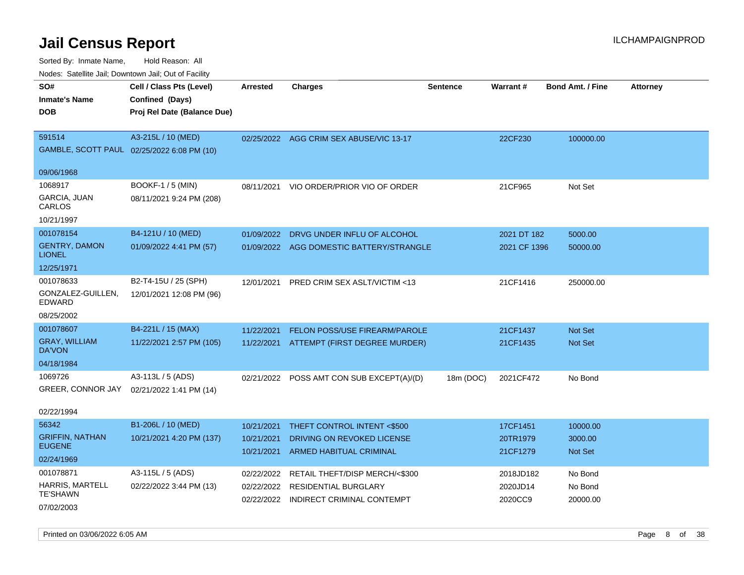# Jail Census Report

ILCHAMPAIGNPROD

Sorted By: Inmate Name, Hold Reason: All

Nodes: Satellite Jail; Downtown Jail; Out of Facility

| SO# / Inmate's Name / DOB | Cell / Class Pts (Level) / Confined (Days) / Proj Rel Date (Balance Due) | Arrested | Charges | Sentence | Warrant # | Bond Amt. / Fine | Attorney |
|---|---|---|---|---|---|---|---|
| 591514<br>GAMBLE, SCOTT PAUL<br>09/06/1968 | A3-215L / 10 (MED)<br>02/25/2022 6:08 PM (10) | 02/25/2022 | AGG CRIM SEX ABUSE/VIC 13-17 | | 22CF230 | 100000.00 | |
| 1068917<br>GARCIA, JUAN CARLOS<br>10/21/1997 | BOOKF-1 / 5 (MIN)<br>08/11/2021 9:24 PM (208) | 08/11/2021 | VIO ORDER/PRIOR VIO OF ORDER | | 21CF965 | Not Set | |
| 001078154<br>GENTRY, DAMON LIONEL<br>12/25/1971 | B4-121U / 10 (MED)<br>01/09/2022 4:41 PM (57) | 01/09/2022 | DRVG UNDER INFLU OF ALCOHOL | | 2021 DT 182 | 5000.00 | |
| | | 01/09/2022 | AGG DOMESTIC BATTERY/STRANGLE | | 2021 CF 1396 | 50000.00 | |
| 001078633<br>GONZALEZ-GUILLEN, EDWARD<br>08/25/2002 | B2-T4-15U / 25 (SPH)<br>12/01/2021 12:08 PM (96) | 12/01/2021 | PRED CRIM SEX ASLT/VICTIM <13 | | 21CF1416 | 250000.00 | |
| 001078607<br>GRAY, WILLIAM DA'VON<br>04/18/1984 | B4-221L / 15 (MAX)<br>11/22/2021 2:57 PM (105) | 11/22/2021 | FELON POSS/USE FIREARM/PAROLE | | 21CF1437 | Not Set | |
| | | 11/22/2021 | ATTEMPT (FIRST DEGREE MURDER) | | 21CF1435 | Not Set | |
| 1069726<br>GREER, CONNOR JAY<br>02/22/1994 | A3-113L / 5 (ADS)<br>02/21/2022 1:41 PM (14) | 02/21/2022 | POSS AMT CON SUB EXCEPT(A)/(D) | 18m (DOC) | 2021CF472 | No Bond | |
| 56342<br>GRIFFIN, NATHAN EUGENE<br>02/24/1969 | B1-206L / 10 (MED)<br>10/21/2021 4:20 PM (137) | 10/21/2021 | THEFT CONTROL INTENT <$500 | | 17CF1451 | 10000.00 | |
| | | 10/21/2021 | DRIVING ON REVOKED LICENSE | | 20TR1979 | 3000.00 | |
| | | 10/21/2021 | ARMED HABITUAL CRIMINAL | | 21CF1279 | Not Set | |
| 001078871<br>HARRIS, MARTELL TE'SHAWN<br>07/02/2003 | A3-115L / 5 (ADS)<br>02/22/2022 3:44 PM (13) | 02/22/2022 | RETAIL THEFT/DISP MERCH/<$300 | | 2018JD182 | No Bond | |
| | | 02/22/2022 | RESIDENTIAL BURGLARY | | 2020JD14 | No Bond | |
| | | 02/22/2022 | INDIRECT CRIMINAL CONTEMPT | | 2020CC9 | 20000.00 | |

Printed on 03/06/2022 6:05 AM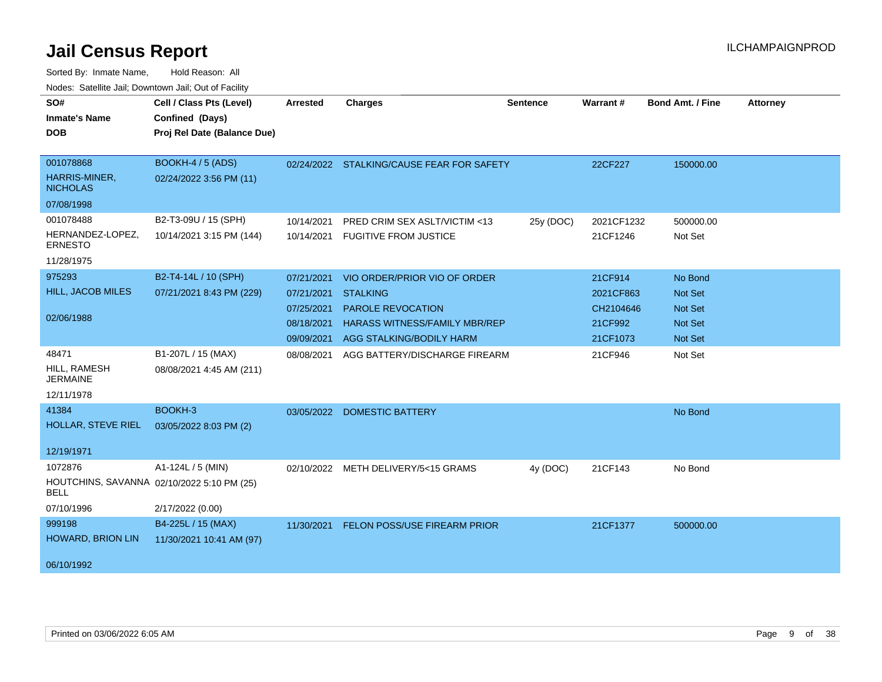# Jail Census Report

Sorted By: Inmate Name, Hold Reason: All

Nodes: Satellite Jail; Downtown Jail; Out of Facility

ILCHAMPAIGNPROD

| SO# / Inmate's Name / DOB | Cell / Class Pts (Level) / Confined (Days) / Proj Rel Date (Balance Due) | Arrested | Charges | Sentence | Warrant # | Bond Amt. / Fine | Attorney |
|---|---|---|---|---|---|---|---|
| 001078868<br>HARRIS-MINER, NICHOLAS<br>07/08/1998 | BOOKH-4 / 5 (ADS)<br>02/24/2022 3:56 PM (11) | 02/24/2022 | STALKING/CAUSE FEAR FOR SAFETY | | 22CF227 | 150000.00 | |
| 001078488<br>HERNANDEZ-LOPEZ, ERNESTO<br>11/28/1975 | B2-T3-09U / 15 (SPH)<br>10/14/2021 3:15 PM (144) | 10/14/2021 | PRED CRIM SEX ASLT/VICTIM <13 | 25y (DOC) | 2021CF1232 | 500000.00 | |
| | | 10/14/2021 | FUGITIVE FROM JUSTICE | | 21CF1246 | Not Set | |
| 975293<br>HILL, JACOB MILES<br>02/06/1988 | B2-T4-14L / 10 (SPH)<br>07/21/2021 8:43 PM (229) | 07/21/2021 | VIO ORDER/PRIOR VIO OF ORDER | | 21CF914 | No Bond | |
| | | 07/21/2021 | STALKING | | 2021CF863 | Not Set | |
| | | 07/25/2021 | PAROLE REVOCATION | | CH2104646 | Not Set | |
| | | 08/18/2021 | HARASS WITNESS/FAMILY MBR/REP | | 21CF992 | Not Set | |
| | | 09/09/2021 | AGG STALKING/BODILY HARM | | 21CF1073 | Not Set | |
| 48471<br>HILL, RAMESH JERMAINE<br>12/11/1978 | B1-207L / 15 (MAX)<br>08/08/2021 4:45 AM (211) | 08/08/2021 | AGG BATTERY/DISCHARGE FIREARM | | 21CF946 | Not Set | |
| 41384<br>HOLLAR, STEVE RIEL<br>12/19/1971 | BOOKH-3<br>03/05/2022 8:03 PM (2) | 03/05/2022 | DOMESTIC BATTERY | | | No Bond | |
| 1072876<br>HOUTCHINS, SAVANNA BELL<br>07/10/1996 | A1-124L / 5 (MIN)<br>02/10/2022 5:10 PM (25)<br>2/17/2022 (0.00) | 02/10/2022 | METH DELIVERY/5<15 GRAMS | 4y (DOC) | 21CF143 | No Bond | |
| 999198<br>HOWARD, BRION LIN<br>06/10/1992 | B4-225L / 15 (MAX)<br>11/30/2021 10:41 AM (97) | 11/30/2021 | FELON POSS/USE FIREARM PRIOR | | 21CF1377 | 500000.00 | |

Printed on 03/06/2022 6:05 AM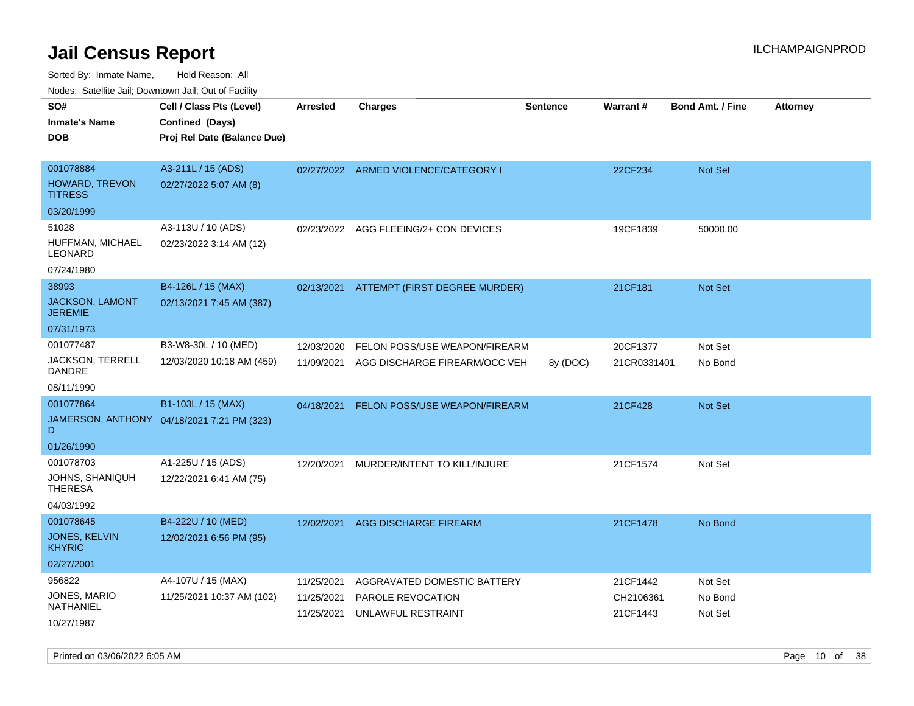# Jail Census Report

ILCHAMPAIGNPROD

Sorted By: Inmate Name, Hold Reason: All

Nodes: Satellite Jail; Downtown Jail; Out of Facility

| SO# / Inmate's Name / DOB | Cell / Class Pts (Level) / Confined (Days) / Proj Rel Date (Balance Due) | Arrested | Charges | Sentence | Warrant # | Bond Amt. / Fine | Attorney |
|---|---|---|---|---|---|---|---|
| 001078884<br>HOWARD, TREVON TITRESS<br>03/20/1999 | A3-211L / 15 (ADS)<br>02/27/2022 5:07 AM (8) | 02/27/2022 | ARMED VIOLENCE/CATEGORY I | | 22CF234 | Not Set | |
| 51028<br>HUFFMAN, MICHAEL LEONARD<br>07/24/1980 | A3-113U / 10 (ADS)<br>02/23/2022 3:14 AM (12) | 02/23/2022 | AGG FLEEING/2+ CON DEVICES | | 19CF1839 | 50000.00 | |
| 38993<br>JACKSON, LAMONT JEREMIE<br>07/31/1973 | B4-126L / 15 (MAX)<br>02/13/2021 7:45 AM (387) | 02/13/2021 | ATTEMPT (FIRST DEGREE MURDER) | | 21CF181 | Not Set | |
| 001077487<br>JACKSON, TERRELL DANDRE<br>08/11/1990 | B3-W8-30L / 10 (MED)<br>12/03/2020 10:18 AM (459) | 12/03/2020 | FELON POSS/USE WEAPON/FIREARM | | 20CF1377 | Not Set | |
| | | 11/09/2021 | AGG DISCHARGE FIREARM/OCC VEH | 8y (DOC) | 21CR0331401 | No Bond | |
| 001077864<br>JAMERSON, ANTHONY D<br>01/26/1990 | B1-103L / 15 (MAX)<br>04/18/2021 7:21 PM (323) | 04/18/2021 | FELON POSS/USE WEAPON/FIREARM | | 21CF428 | Not Set | |
| 001078703<br>JOHNS, SHANIQUH THERESA<br>04/03/1992 | A1-225U / 15 (ADS)<br>12/22/2021 6:41 AM (75) | 12/20/2021 | MURDER/INTENT TO KILL/INJURE | | 21CF1574 | Not Set | |
| 001078645<br>JONES, KELVIN KHYRIC<br>02/27/2001 | B4-222U / 10 (MED)<br>12/02/2021 6:56 PM (95) | 12/02/2021 | AGG DISCHARGE FIREARM | | 21CF1478 | No Bond | |
| 956822<br>JONES, MARIO NATHANIEL<br>10/27/1987 | A4-107U / 15 (MAX)<br>11/25/2021 10:37 AM (102) | 11/25/2021 | AGGRAVATED DOMESTIC BATTERY | | 21CF1442 | Not Set | |
| | | 11/25/2021 | PAROLE REVOCATION | | CH2106361 | No Bond | |
| | | 11/25/2021 | UNLAWFUL RESTRAINT | | 21CF1443 | Not Set | |

Printed on 03/06/2022 6:05 AM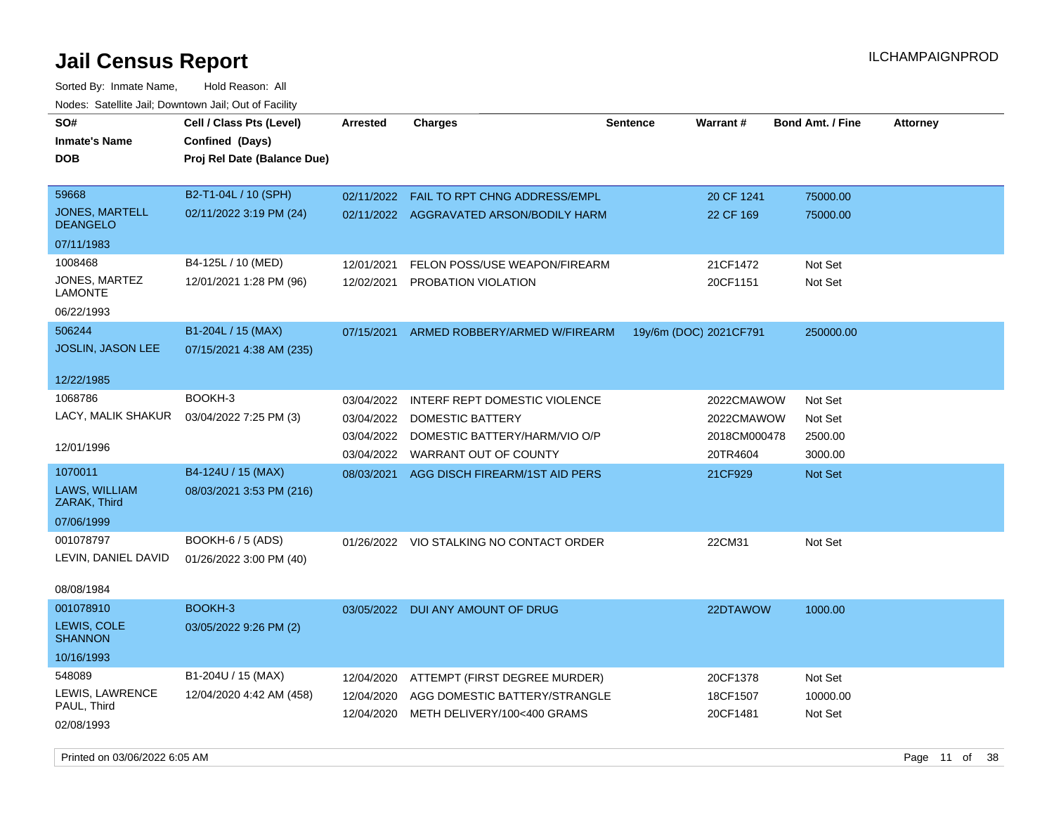# Jail Census Report

ILCHAMPAIGNPROD

Sorted By: Inmate Name, Hold Reason: All

Nodes: Satellite Jail; Downtown Jail; Out of Facility

| SO# / Inmate's Name / DOB | Cell / Class Pts (Level) / Confined (Days) / Proj Rel Date (Balance Due) | Arrested | Charges | Sentence | Warrant # | Bond Amt. / Fine | Attorney |
|---|---|---|---|---|---|---|---|
| 59668 JONES, MARTELL DEANGELO 07/11/1983 | B2-T1-04L / 10 (SPH) 02/11/2022 3:19 PM (24) | 02/11/2022 | FAIL TO RPT CHNG ADDRESS/EMPL | | 20 CF 1241 | 75000.00 | |
| | | 02/11/2022 | AGGRAVATED ARSON/BODILY HARM | | 22 CF 169 | 75000.00 | |
| 1008468 JONES, MARTEZ LAMONTE 06/22/1993 | B4-125L / 10 (MED) 12/01/2021 1:28 PM (96) | 12/01/2021 | FELON POSS/USE WEAPON/FIREARM | | 21CF1472 | Not Set | |
| | | 12/02/2021 | PROBATION VIOLATION | | 20CF1151 | Not Set | |
| 506244 JOSLIN, JASON LEE 12/22/1985 | B1-204L / 15 (MAX) 07/15/2021 4:38 AM (235) | 07/15/2021 | ARMED ROBBERY/ARMED W/FIREARM | 19y/6m (DOC) | 2021CF791 | 250000.00 | |
| 1068786 LACY, MALIK SHAKUR 12/01/1996 | BOOKH-3 03/04/2022 7:25 PM (3) | 03/04/2022 | INTERF REPT DOMESTIC VIOLENCE | | 2022CMAWOW | Not Set | |
| | | 03/04/2022 | DOMESTIC BATTERY | | 2022CMAWOW | Not Set | |
| | | 03/04/2022 | DOMESTIC BATTERY/HARM/VIO O/P | | 2018CM000478 | 2500.00 | |
| | | 03/04/2022 | WARRANT OUT OF COUNTY | | 20TR4604 | 3000.00 | |
| 1070011 LAWS, WILLIAM ZARAK, Third 07/06/1999 | B4-124U / 15 (MAX) 08/03/2021 3:53 PM (216) | 08/03/2021 | AGG DISCH FIREARM/1ST AID PERS | | 21CF929 | Not Set | |
| 001078797 LEVIN, DANIEL DAVID 08/08/1984 | BOOKH-6 / 5 (ADS) 01/26/2022 3:00 PM (40) | 01/26/2022 | VIO STALKING NO CONTACT ORDER | | 22CM31 | Not Set | |
| 001078910 LEWIS, COLE SHANNON 10/16/1993 | BOOKH-3 03/05/2022 9:26 PM (2) | 03/05/2022 | DUI ANY AMOUNT OF DRUG | | 22DTAWOW | 1000.00 | |
| 548089 LEWIS, LAWRENCE PAUL, Third 02/08/1993 | B1-204U / 15 (MAX) 12/04/2020 4:42 AM (458) | 12/04/2020 | ATTEMPT (FIRST DEGREE MURDER) | | 20CF1378 | Not Set | |
| | | 12/04/2020 | AGG DOMESTIC BATTERY/STRANGLE | | 18CF1507 | 10000.00 | |
| | | 12/04/2020 | METH DELIVERY/100<400 GRAMS | | 20CF1481 | Not Set | |

Printed on 03/06/2022 6:05 AM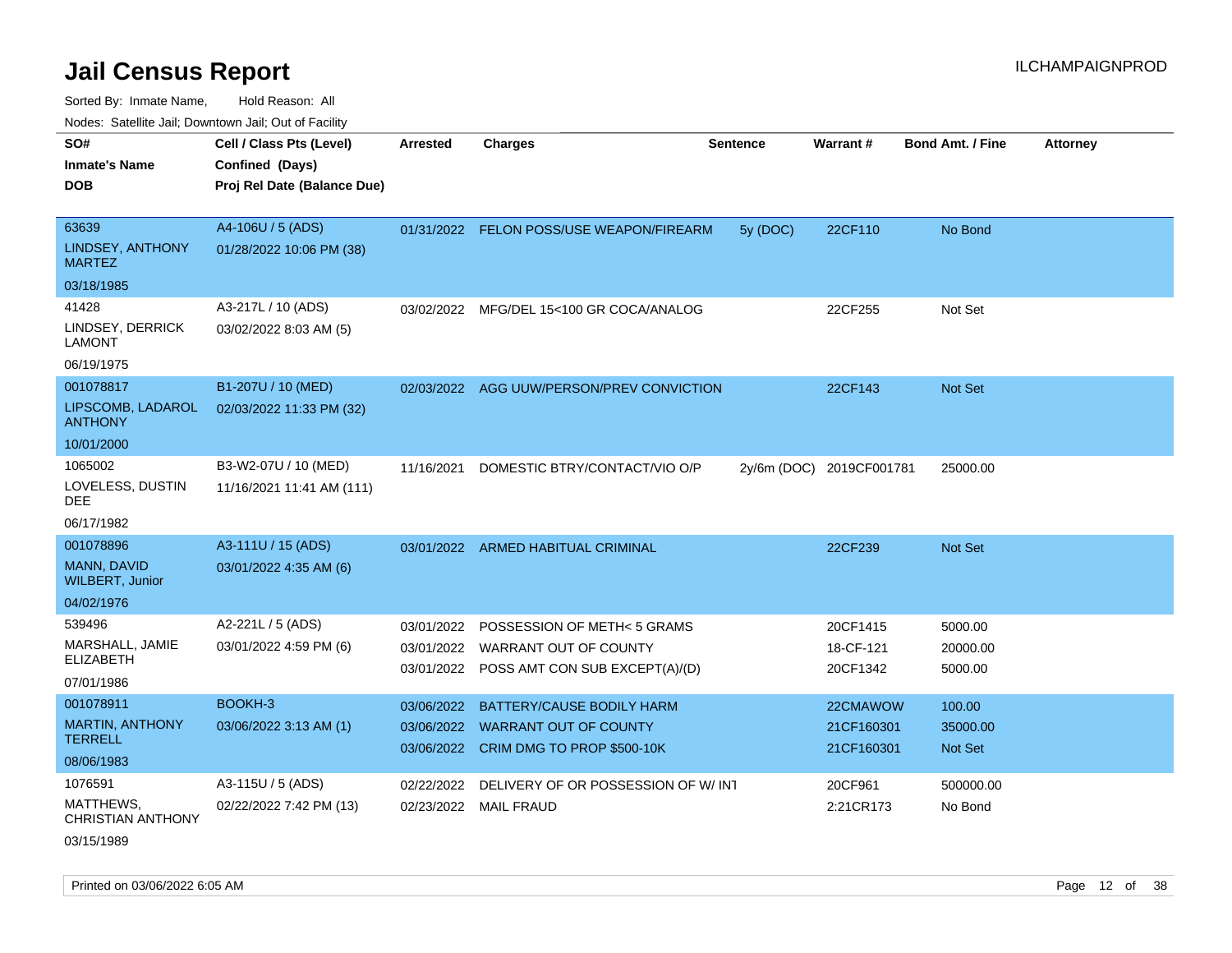# Jail Census Report

ILCHAMPAIGNPROD

Sorted By: Inmate Name, Hold Reason: All

Nodes: Satellite Jail; Downtown Jail; Out of Facility

| SO# / Inmate's Name / DOB | Cell / Class Pts (Level) / Confined (Days) / Proj Rel Date (Balance Due) | Arrested | Charges | Sentence | Warrant # | Bond Amt. / Fine | Attorney |
|---|---|---|---|---|---|---|---|
| 63639<br>LINDSEY, ANTHONY MARTEZ<br>03/18/1985 | A4-106U / 5 (ADS)<br>01/28/2022 10:06 PM (38) | 01/31/2022 | FELON POSS/USE WEAPON/FIREARM | 5y (DOC) | 22CF110 | No Bond | |
| 41428<br>LINDSEY, DERRICK LAMONT<br>06/19/1975 | A3-217L / 10 (ADS)<br>03/02/2022 8:03 AM (5) | 03/02/2022 | MFG/DEL 15<100 GR COCA/ANALOG | | 22CF255 | Not Set | |
| 001078817<br>LIPSCOMB, LADAROL ANTHONY<br>10/01/2000 | B1-207U / 10 (MED)<br>02/03/2022 11:33 PM (32) | 02/03/2022 | AGG UUW/PERSON/PREV CONVICTION | | 22CF143 | Not Set | |
| 1065002<br>LOVELESS, DUSTIN DEE<br>06/17/1982 | B3-W2-07U / 10 (MED)<br>11/16/2021 11:41 AM (111) | 11/16/2021 | DOMESTIC BTRY/CONTACT/VIO O/P | 2y/6m (DOC) | 2019CF001781 | 25000.00 | |
| 001078896<br>MANN, DAVID WILBERT, Junior<br>04/02/1976 | A3-111U / 15 (ADS)<br>03/01/2022 4:35 AM (6) | 03/01/2022 | ARMED HABITUAL CRIMINAL | | 22CF239 | Not Set | |
| 539496<br>MARSHALL, JAMIE ELIZABETH<br>07/01/1986 | A2-221L / 5 (ADS)<br>03/01/2022 4:59 PM (6) | 03/01/2022 | POSSESSION OF METH< 5 GRAMS | | 20CF1415 | 5000.00 | |
| | | 03/01/2022 | WARRANT OUT OF COUNTY | | 18-CF-121 | 20000.00 | |
| | | 03/01/2022 | POSS AMT CON SUB EXCEPT(A)/(D) | | 20CF1342 | 5000.00 | |
| 001078911<br>MARTIN, ANTHONY TERRELL<br>08/06/1983 | BOOKH-3<br>03/06/2022 3:13 AM (1) | 03/06/2022 | BATTERY/CAUSE BODILY HARM | | 22CMAWOW | 100.00 | |
| | | 03/06/2022 | WARRANT OUT OF COUNTY | | 21CF160301 | 35000.00 | |
| | | 03/06/2022 | CRIM DMG TO PROP $500-10K | | 21CF160301 | Not Set | |
| 1076591<br>MATTHEWS, CHRISTIAN ANTHONY<br>03/15/1989 | A3-115U / 5 (ADS)<br>02/22/2022 7:42 PM (13) | 02/22/2022 | DELIVERY OF OR POSSESSION OF W/ INT | | 20CF961 | 500000.00 | |
| | | 02/23/2022 | MAIL FRAUD | | 2:21CR173 | No Bond | |

Printed on 03/06/2022 6:05 AM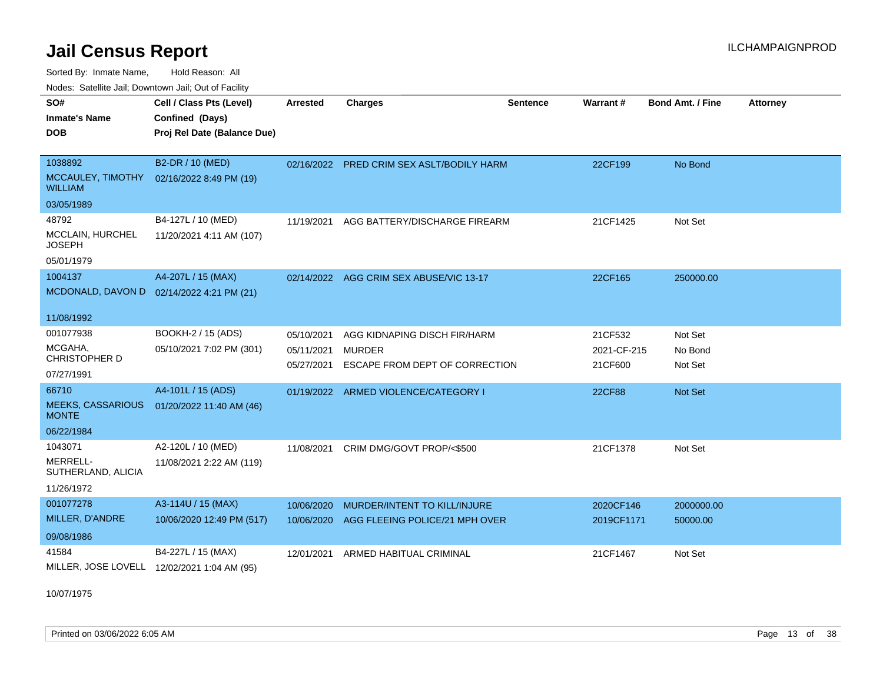# Jail Census Report

ILCHAMPAIGNPROD

Sorted By: Inmate Name, Hold Reason: All

Nodes: Satellite Jail; Downtown Jail; Out of Facility

| SO# / Inmate's Name / DOB | Cell / Class Pts (Level) / Confined (Days) / Proj Rel Date (Balance Due) | Arrested | Charges | Sentence | Warrant # | Bond Amt. / Fine | Attorney |
|---|---|---|---|---|---|---|---|
| 1038892<br>MCCAULEY, TIMOTHY WILLIAM<br>03/05/1989 | B2-DR / 10 (MED)<br>02/16/2022 8:49 PM (19) | 02/16/2022 | PRED CRIM SEX ASLT/BODILY HARM | | 22CF199 | No Bond | |
| 48792<br>MCCLAIN, HURCHEL JOSEPH<br>05/01/1979 | B4-127L / 10 (MED)<br>11/20/2021 4:11 AM (107) | 11/19/2021 | AGG BATTERY/DISCHARGE FIREARM | | 21CF1425 | Not Set | |
| 1004137<br>MCDONALD, DAVON D<br>11/08/1992 | A4-207L / 15 (MAX)<br>02/14/2022 4:21 PM (21) | 02/14/2022 | AGG CRIM SEX ABUSE/VIC 13-17 | | 22CF165 | 250000.00 | |
| 001077938<br>MCGAHA, CHRISTOPHER D<br>07/27/1991 | BOOKH-2 / 15 (ADS)<br>05/10/2021 7:02 PM (301) | 05/10/2021<br>05/11/2021<br>05/27/2021 | AGG KIDNAPING DISCH FIR/HARM<br>MURDER<br>ESCAPE FROM DEPT OF CORRECTION | | 21CF532<br>2021-CF-215<br>21CF600 | Not Set<br>No Bond<br>Not Set | |
| 66710<br>MEEKS, CASSARIOUS MONTE<br>06/22/1984 | A4-101L / 15 (ADS)<br>01/20/2022 11:40 AM (46) | 01/19/2022 | ARMED VIOLENCE/CATEGORY I | | 22CF88 | Not Set | |
| 1043071<br>MERRELL-SUTHERLAND, ALICIA<br>11/26/1972 | A2-120L / 10 (MED)<br>11/08/2021 2:22 AM (119) | 11/08/2021 | CRIM DMG/GOVT PROP/<$500 | | 21CF1378 | Not Set | |
| 001077278<br>MILLER, D'ANDRE<br>09/08/1986 | A3-114U / 15 (MAX)<br>10/06/2020 12:49 PM (517) | 10/06/2020<br>10/06/2020 | MURDER/INTENT TO KILL/INJURE<br>AGG FLEEING POLICE/21 MPH OVER | | 2020CF146<br>2019CF1171 | 2000000.00<br>50000.00 | |
| 41584<br>MILLER, JOSE LOVELL<br>10/07/1975 | B4-227L / 15 (MAX)<br>12/02/2021 1:04 AM (95) | 12/01/2021 | ARMED HABITUAL CRIMINAL | | 21CF1467 | Not Set | |

Printed on 03/06/2022 6:05 AM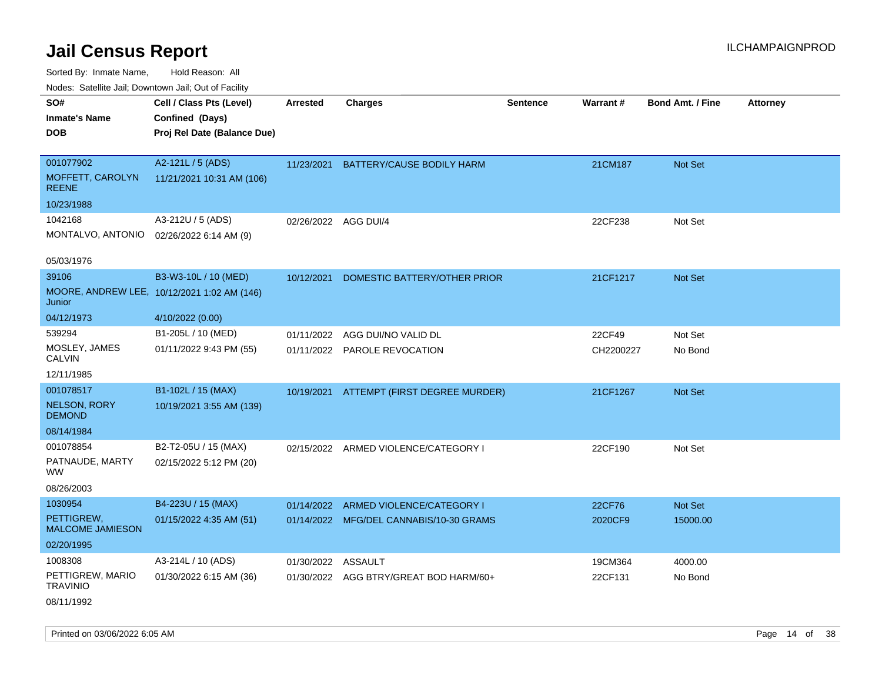# Jail Census Report

ILCHAMPAIGNPROD

Sorted By: Inmate Name, Hold Reason: All

Nodes: Satellite Jail; Downtown Jail; Out of Facility

| SO# / Inmate's Name / DOB | Cell / Class Pts (Level) / Confined (Days) / Proj Rel Date (Balance Due) | Arrested | Charges | Sentence | Warrant # | Bond Amt. / Fine | Attorney |
|---|---|---|---|---|---|---|---|
| 001077902<br>MOFFETT, CAROLYN REENE<br>10/23/1988 | A2-121L / 5 (ADS)<br>11/21/2021 10:31 AM (106) | 11/23/2021 | BATTERY/CAUSE BODILY HARM | | 21CM187 | Not Set | |
| 1042168<br>MONTALVO, ANTONIO<br>05/03/1976 | A3-212U / 5 (ADS)<br>02/26/2022 6:14 AM (9) | 02/26/2022 | AGG DUI/4 | | 22CF238 | Not Set | |
| 39106<br>MOORE, ANDREW LEE, Junior<br>04/12/1973 | B3-W3-10L / 10 (MED)<br>10/12/2021 1:02 AM (146)<br>4/10/2022 (0.00) | 10/12/2021 | DOMESTIC BATTERY/OTHER PRIOR | | 21CF1217 | Not Set | |
| 539294<br>MOSLEY, JAMES CALVIN<br>12/11/1985 | B1-205L / 10 (MED)<br>01/11/2022 9:43 PM (55) | 01/11/2022<br>01/11/2022 | AGG DUI/NO VALID DL<br>PAROLE REVOCATION | | 22CF49<br>CH2200227 | Not Set<br>No Bond | |
| 001078517<br>NELSON, RORY DEMOND<br>08/14/1984 | B1-102L / 15 (MAX)<br>10/19/2021 3:55 AM (139) | 10/19/2021 | ATTEMPT (FIRST DEGREE MURDER) | | 21CF1267 | Not Set | |
| 001078854<br>PATNAUDE, MARTY WW<br>08/26/2003 | B2-T2-05U / 15 (MAX)<br>02/15/2022 5:12 PM (20) | 02/15/2022 | ARMED VIOLENCE/CATEGORY I | | 22CF190 | Not Set | |
| 1030954<br>PETTIGREW, MALCOME JAMIESON<br>02/20/1995 | B4-223U / 15 (MAX)<br>01/15/2022 4:35 AM (51) | 01/14/2022<br>01/14/2022 | ARMED VIOLENCE/CATEGORY I<br>MFG/DEL CANNABIS/10-30 GRAMS | | 22CF76<br>2020CF9 | Not Set<br>15000.00 | |
| 1008308<br>PETTIGREW, MARIO TRAVINIO<br>08/11/1992 | A3-214L / 10 (ADS)<br>01/30/2022 6:15 AM (36) | 01/30/2022<br>01/30/2022 | ASSAULT<br>AGG BTRY/GREAT BOD HARM/60+ | | 19CM364<br>22CF131 | 4000.00<br>No Bond | |

Printed on 03/06/2022 6:05 AM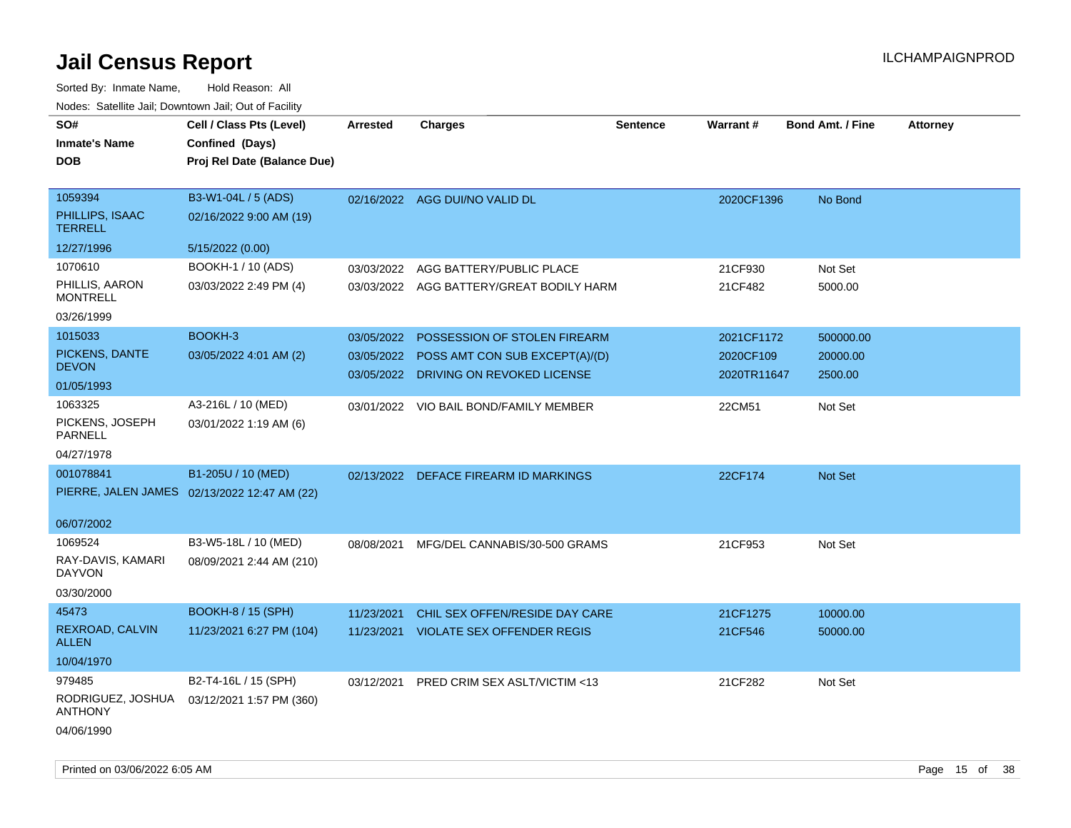# Jail Census Report

ILCHAMPAIGNPROD

Sorted By: Inmate Name, Hold Reason: All

Nodes: Satellite Jail; Downtown Jail; Out of Facility

| SO#<br>Inmate's Name<br>DOB | Cell / Class Pts (Level)<br>Confined (Days)<br>Proj Rel Date (Balance Due) | Arrested | Charges | Sentence | Warrant # | Bond Amt. / Fine | Attorney |
|---|---|---|---|---|---|---|---|
| 1059394<br>PHILLIPS, ISAAC TERRELL<br>12/27/1996 | B3-W1-04L / 5 (ADS)<br>02/16/2022 9:00 AM (19)<br>5/15/2022 (0.00) | 02/16/2022 | AGG DUI/NO VALID DL | | 2020CF1396 | No Bond | |
| 1070610<br>PHILLIS, AARON MONTRELL<br>03/26/1999 | BOOKH-1 / 10 (ADS)<br>03/03/2022 2:49 PM (4) | 03/03/2022<br>03/03/2022 | AGG BATTERY/PUBLIC PLACE<br>AGG BATTERY/GREAT BODILY HARM | | 21CF930<br>21CF482 | Not Set<br>5000.00 | |
| 1015033<br>PICKENS, DANTE DEVON<br>01/05/1993 | BOOKH-3<br>03/05/2022 4:01 AM (2) | 03/05/2022<br>03/05/2022<br>03/05/2022 | POSSESSION OF STOLEN FIREARM<br>POSS AMT CON SUB EXCEPT(A)/(D)<br>DRIVING ON REVOKED LICENSE | | 2021CF1172<br>2020CF109<br>2020TR11647 | 500000.00<br>20000.00<br>2500.00 | |
| 1063325<br>PICKENS, JOSEPH PARNELL<br>04/27/1978 | A3-216L / 10 (MED)<br>03/01/2022 1:19 AM (6) | 03/01/2022 | VIO BAIL BOND/FAMILY MEMBER | | 22CM51 | Not Set | |
| 001078841<br>PIERRE, JALEN JAMES<br>06/07/2002 | B1-205U / 10 (MED)<br>02/13/2022 12:47 AM (22) | 02/13/2022 | DEFACE FIREARM ID MARKINGS | | 22CF174 | Not Set | |
| 1069524<br>RAY-DAVIS, KAMARI DAYVON<br>03/30/2000 | B3-W5-18L / 10 (MED)<br>08/09/2021 2:44 AM (210) | 08/08/2021 | MFG/DEL CANNABIS/30-500 GRAMS | | 21CF953 | Not Set | |
| 45473<br>REXROAD, CALVIN ALLEN<br>10/04/1970 | BOOKH-8 / 15 (SPH)<br>11/23/2021 6:27 PM (104) | 11/23/2021<br>11/23/2021 | CHIL SEX OFFEN/RESIDE DAY CARE<br>VIOLATE SEX OFFENDER REGIS | | 21CF1275<br>21CF546 | 10000.00<br>50000.00 | |
| 979485<br>RODRIGUEZ, JOSHUA ANTHONY<br>04/06/1990 | B2-T4-16L / 15 (SPH)<br>03/12/2021 1:57 PM (360) | 03/12/2021 | PRED CRIM SEX ASLT/VICTIM <13 | | 21CF282 | Not Set | |

Printed on 03/06/2022 6:05 AM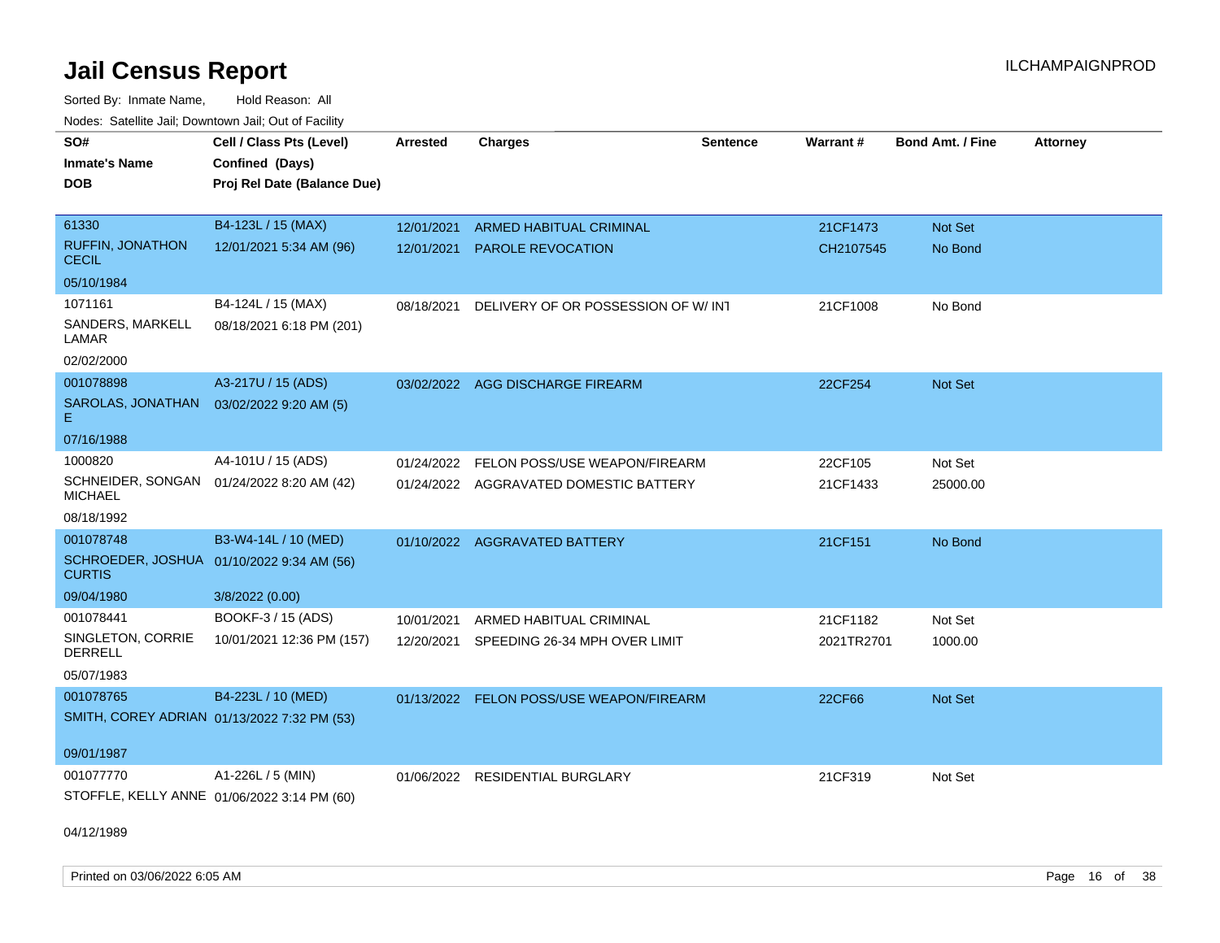# Jail Census Report

Sorted By: Inmate Name, Hold Reason: All

Nodes: Satellite Jail; Downtown Jail; Out of Facility

| SO# / Inmate's Name / DOB | Cell / Class Pts (Level) / Confined (Days) / Proj Rel Date (Balance Due) | Arrested | Charges | Sentence | Warrant # | Bond Amt. / Fine | Attorney |
|---|---|---|---|---|---|---|---|
| 61330<br>RUFFIN, JONATHON CECIL<br>05/10/1984 | B4-123L / 15 (MAX)<br>12/01/2021 5:34 AM (96) | 12/01/2021<br>12/01/2021 | ARMED HABITUAL CRIMINAL<br>PAROLE REVOCATION | | 21CF1473<br>CH2107545 | Not Set<br>No Bond | |
| 1071161<br>SANDERS, MARKELL LAMAR<br>02/02/2000 | B4-124L / 15 (MAX)<br>08/18/2021 6:18 PM (201) | 08/18/2021 | DELIVERY OF OR POSSESSION OF W/ INT | | 21CF1008 | No Bond | |
| 001078898<br>SAROLAS, JONATHAN E<br>07/16/1988 | A3-217U / 15 (ADS)<br>03/02/2022 9:20 AM (5) | 03/02/2022 | AGG DISCHARGE FIREARM | | 22CF254 | Not Set | |
| 1000820<br>SCHNEIDER, SONGAN MICHAEL<br>08/18/1992 | A4-101U / 15 (ADS)<br>01/24/2022 8:20 AM (42) | 01/24/2022<br>01/24/2022 | FELON POSS/USE WEAPON/FIREARM<br>AGGRAVATED DOMESTIC BATTERY | | 22CF105<br>21CF1433 | Not Set<br>25000.00 | |
| 001078748<br>SCHROEDER, JOSHUA CURTIS<br>09/04/1980 | B3-W4-14L / 10 (MED)<br>01/10/2022 9:34 AM (56)<br>3/8/2022 (0.00) | 01/10/2022 | AGGRAVATED BATTERY | | 21CF151 | No Bond | |
| 001078441<br>SINGLETON, CORRIE DERRELL<br>05/07/1983 | BOOKF-3 / 15 (ADS)<br>10/01/2021 12:36 PM (157) | 10/01/2021<br>12/20/2021 | ARMED HABITUAL CRIMINAL<br>SPEEDING 26-34 MPH OVER LIMIT | | 21CF1182<br>2021TR2701 | Not Set<br>1000.00 | |
| 001078765<br>SMITH, COREY ADRIAN<br>09/01/1987 | B4-223L / 10 (MED)<br>01/13/2022 7:32 PM (53) | 01/13/2022 | FELON POSS/USE WEAPON/FIREARM | | 22CF66 | Not Set | |
| 001077770<br>STOFFLE, KELLY ANNE<br>04/12/1989 | A1-226L / 5 (MIN)<br>01/06/2022 3:14 PM (60) | 01/06/2022 | RESIDENTIAL BURGLARY | | 21CF319 | Not Set | |

Printed on 03/06/2022 6:05 AM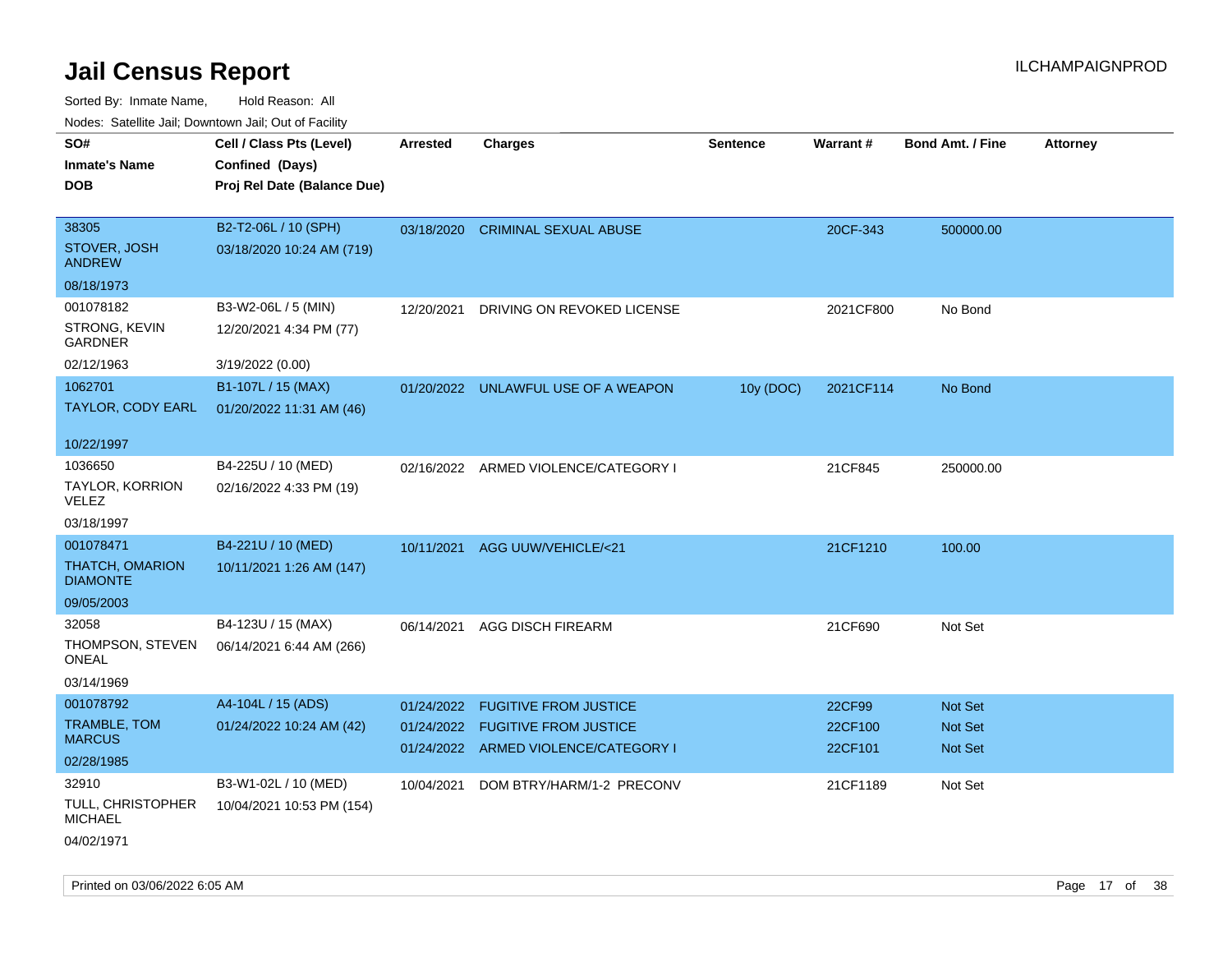# Jail Census Report

ILCHAMPAIGNPROD

Sorted By: Inmate Name, Hold Reason: All

Nodes: Satellite Jail; Downtown Jail; Out of Facility

| SO# / Inmate's Name / DOB | Cell / Class Pts (Level) / Confined (Days) / Proj Rel Date (Balance Due) | Arrested | Charges | Sentence | Warrant # | Bond Amt. / Fine | Attorney |
|---|---|---|---|---|---|---|---|
| 38305<br>STOVER, JOSH ANDREW<br>08/18/1973 | B2-T2-06L / 10 (SPH)<br>03/18/2020 10:24 AM (719) | 03/18/2020 | CRIMINAL SEXUAL ABUSE | | 20CF-343 | 500000.00 | |
| 001078182<br>STRONG, KEVIN GARDNER<br>02/12/1963 | B3-W2-06L / 5 (MIN)<br>12/20/2021 4:34 PM (77)<br>3/19/2022 (0.00) | 12/20/2021 | DRIVING ON REVOKED LICENSE | | 2021CF800 | No Bond | |
| 1062701<br>TAYLOR, CODY EARL<br>10/22/1997 | B1-107L / 15 (MAX)<br>01/20/2022 11:31 AM (46) | 01/20/2022 | UNLAWFUL USE OF A WEAPON | 10y (DOC) | 2021CF114 | No Bond | |
| 1036650<br>TAYLOR, KORRION VELEZ<br>03/18/1997 | B4-225U / 10 (MED)<br>02/16/2022 4:33 PM (19) | 02/16/2022 | ARMED VIOLENCE/CATEGORY I | | 21CF845 | 250000.00 | |
| 001078471<br>THATCH, OMARION DIAMONTE<br>09/05/2003 | B4-221U / 10 (MED)<br>10/11/2021 1:26 AM (147) | 10/11/2021 | AGG UUW/VEHICLE/<21 | | 21CF1210 | 100.00 | |
| 32058<br>THOMPSON, STEVEN ONEAL<br>03/14/1969 | B4-123U / 15 (MAX)<br>06/14/2021 6:44 AM (266) | 06/14/2021 | AGG DISCH FIREARM | | 21CF690 | Not Set | |
| 001078792<br>TRAMBLE, TOM MARCUS<br>02/28/1985 | A4-104L / 15 (ADS)<br>01/24/2022 10:24 AM (42) | 01/24/2022<br>01/24/2022<br>01/24/2022 | FUGITIVE FROM JUSTICE<br>FUGITIVE FROM JUSTICE<br>ARMED VIOLENCE/CATEGORY I | | 22CF99<br>22CF100<br>22CF101 | Not Set<br>Not Set<br>Not Set | |
| 32910<br>TULL, CHRISTOPHER MICHAEL<br>04/02/1971 | B3-W1-02L / 10 (MED)<br>10/04/2021 10:53 PM (154) | 10/04/2021 | DOM BTRY/HARM/1-2 PRECONV | | 21CF1189 | Not Set | |

Printed on 03/06/2022 6:05 AM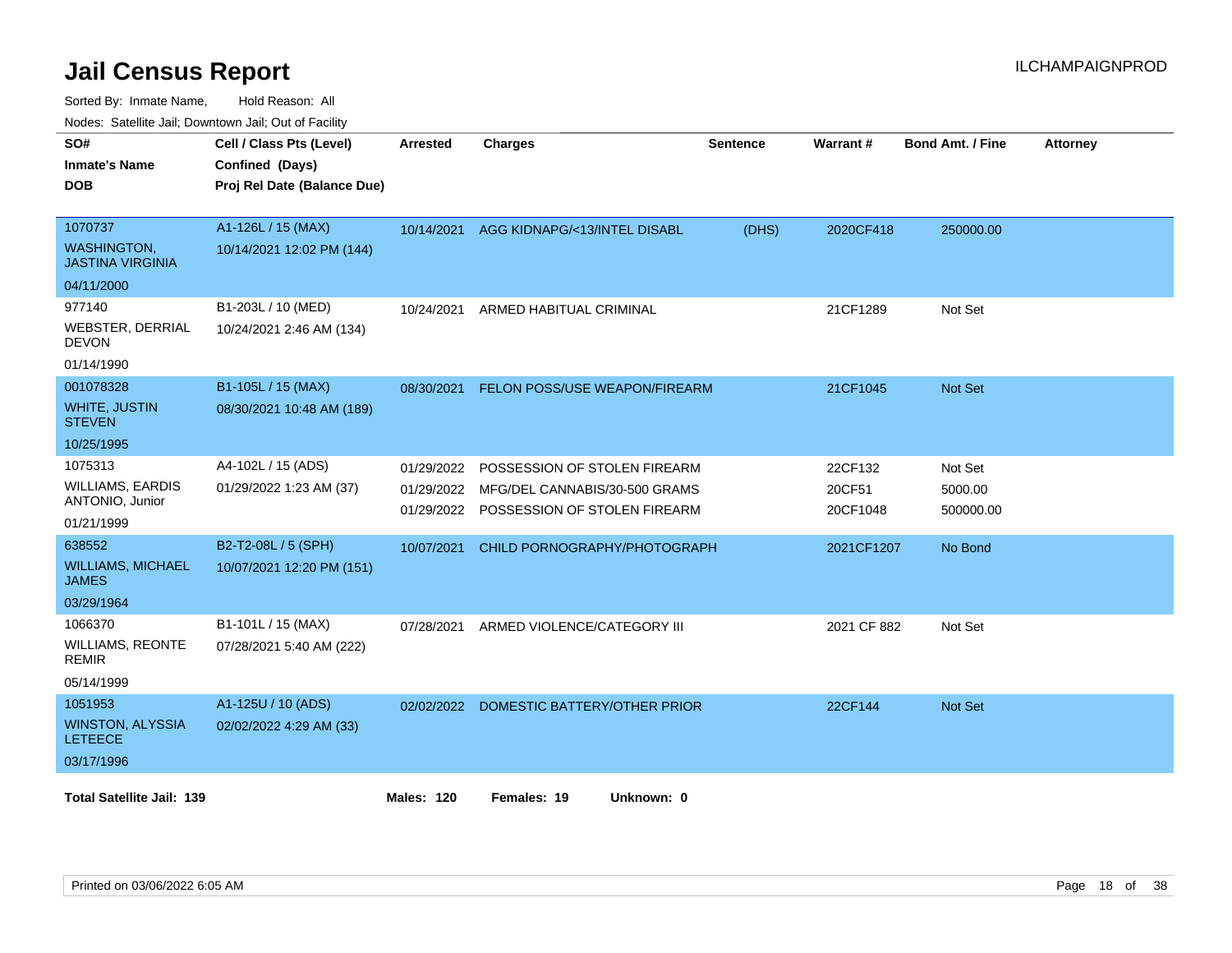# Jail Census Report

ILCHAMPAIGNPROD

Sorted By: Inmate Name, Hold Reason: All

Nodes: Satellite Jail; Downtown Jail; Out of Facility

| SO# / Inmate's Name / DOB | Cell / Class Pts (Level) / Confined (Days) / Proj Rel Date (Balance Due) | Arrested | Charges | Sentence | Warrant # | Bond Amt. / Fine | Attorney |
|---|---|---|---|---|---|---|---|
| 1070737<br>WASHINGTON, JASTINA VIRGINIA<br>04/11/2000 | A1-126L / 15 (MAX)<br>10/14/2021 12:02 PM (144) | 10/14/2021 | AGG KIDNAPG/<13/INTEL DISABL | (DHS) | 2020CF418 | 250000.00 | |
| 977140<br>WEBSTER, DERRIAL DEVON<br>01/14/1990 | B1-203L / 10 (MED)<br>10/24/2021 2:46 AM (134) | 10/24/2021 | ARMED HABITUAL CRIMINAL | | 21CF1289 | Not Set | |
| 001078328<br>WHITE, JUSTIN STEVEN<br>10/25/1995 | B1-105L / 15 (MAX)<br>08/30/2021 10:48 AM (189) | 08/30/2021 | FELON POSS/USE WEAPON/FIREARM | | 21CF1045 | Not Set | |
| 1075313<br>WILLIAMS, EARDIS ANTONIO, Junior<br>01/21/1999 | A4-102L / 15 (ADS)<br>01/29/2022 1:23 AM (37) | 01/29/2022<br>01/29/2022<br>01/29/2022 | POSSESSION OF STOLEN FIREARM<br>MFG/DEL CANNABIS/30-500 GRAMS<br>POSSESSION OF STOLEN FIREARM | | 22CF132<br>20CF51<br>20CF1048 | Not Set<br>5000.00<br>500000.00 | |
| 638552<br>WILLIAMS, MICHAEL JAMES<br>03/29/1964 | B2-T2-08L / 5 (SPH)<br>10/07/2021 12:20 PM (151) | 10/07/2021 | CHILD PORNOGRAPHY/PHOTOGRAPH | | 2021CF1207 | No Bond | |
| 1066370<br>WILLIAMS, REONTE REMIR<br>05/14/1999 | B1-101L / 15 (MAX)<br>07/28/2021 5:40 AM (222) | 07/28/2021 | ARMED VIOLENCE/CATEGORY III | | 2021 CF 882 | Not Set | |
| 1051953<br>WINSTON, ALYSSIA LETEECE<br>03/17/1996 | A1-125U / 10 (ADS)<br>02/02/2022 4:29 AM (33) | 02/02/2022 | DOMESTIC BATTERY/OTHER PRIOR | | 22CF144 | Not Set | |

**Total Satellite Jail: 139** **Males: 120** **Females: 19** **Unknown: 0**

Printed on 03/06/2022 6:05 AM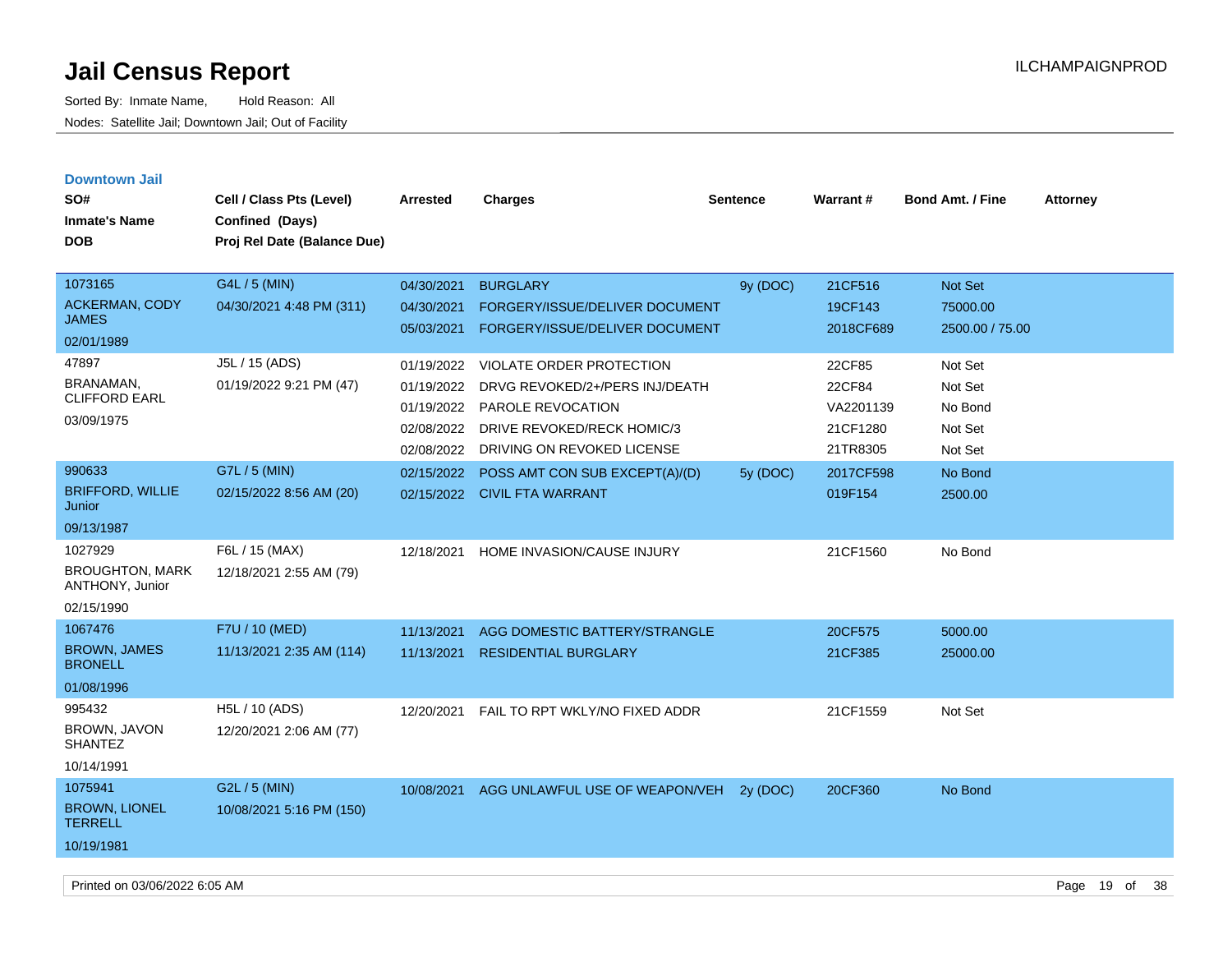# Jail Census Report

Sorted By: Inmate Name, Hold Reason: All

Nodes: Satellite Jail; Downtown Jail; Out of Facility

ILCHAMPAIGNPROD

## Downtown Jail

| SO# / Inmate's Name / DOB | Cell / Class Pts (Level) / Confined (Days) / Proj Rel Date (Balance Due) | Arrested | Charges | Sentence | Warrant # | Bond Amt. / Fine | Attorney |
|---|---|---|---|---|---|---|---|
| 1073165 ACKERMAN, CODY JAMES 02/01/1989 | G4L / 5 (MIN) 04/30/2021 4:48 PM (311) | 04/30/2021 | BURGLARY | 9y (DOC) | 21CF516 | Not Set | |
| | | 04/30/2021 | FORGERY/ISSUE/DELIVER DOCUMENT | | 19CF143 | 75000.00 | |
| | | 05/03/2021 | FORGERY/ISSUE/DELIVER DOCUMENT | | 2018CF689 | 2500.00 / 75.00 | |
| 47897 BRANAMAN, CLIFFORD EARL 03/09/1975 | J5L / 15 (ADS) 01/19/2022 9:21 PM (47) | 01/19/2022 | VIOLATE ORDER PROTECTION | | 22CF85 | Not Set | |
| | | 01/19/2022 | DRVG REVOKED/2+/PERS INJ/DEATH | | 22CF84 | Not Set | |
| | | 01/19/2022 | PAROLE REVOCATION | | VA2201139 | No Bond | |
| | | 02/08/2022 | DRIVE REVOKED/RECK HOMIC/3 | | 21CF1280 | Not Set | |
| | | 02/08/2022 | DRIVING ON REVOKED LICENSE | | 21TR8305 | Not Set | |
| 990633 BRIFFORD, WILLIE Junior 09/13/1987 | G7L / 5 (MIN) 02/15/2022 8:56 AM (20) | 02/15/2022 | POSS AMT CON SUB EXCEPT(A)/(D) | 5y (DOC) | 2017CF598 | No Bond | |
| | | 02/15/2022 | CIVIL FTA WARRANT | | 019F154 | 2500.00 | |
| 1027929 BROUGHTON, MARK ANTHONY, Junior 02/15/1990 | F6L / 15 (MAX) 12/18/2021 2:55 AM (79) | 12/18/2021 | HOME INVASION/CAUSE INJURY | | 21CF1560 | No Bond | |
| 1067476 BROWN, JAMES BRONELL 01/08/1996 | F7U / 10 (MED) 11/13/2021 2:35 AM (114) | 11/13/2021 | AGG DOMESTIC BATTERY/STRANGLE | | 20CF575 | 5000.00 | |
| | | 11/13/2021 | RESIDENTIAL BURGLARY | | 21CF385 | 25000.00 | |
| 995432 BROWN, JAVON SHANTEZ 10/14/1991 | H5L / 10 (ADS) 12/20/2021 2:06 AM (77) | 12/20/2021 | FAIL TO RPT WKLY/NO FIXED ADDR | | 21CF1559 | Not Set | |
| 1075941 BROWN, LIONEL TERRELL 10/19/1981 | G2L / 5 (MIN) 10/08/2021 5:16 PM (150) | 10/08/2021 | AGG UNLAWFUL USE OF WEAPON/VEH | 2y (DOC) | 20CF360 | No Bond | |

Printed on 03/06/2022 6:05 AM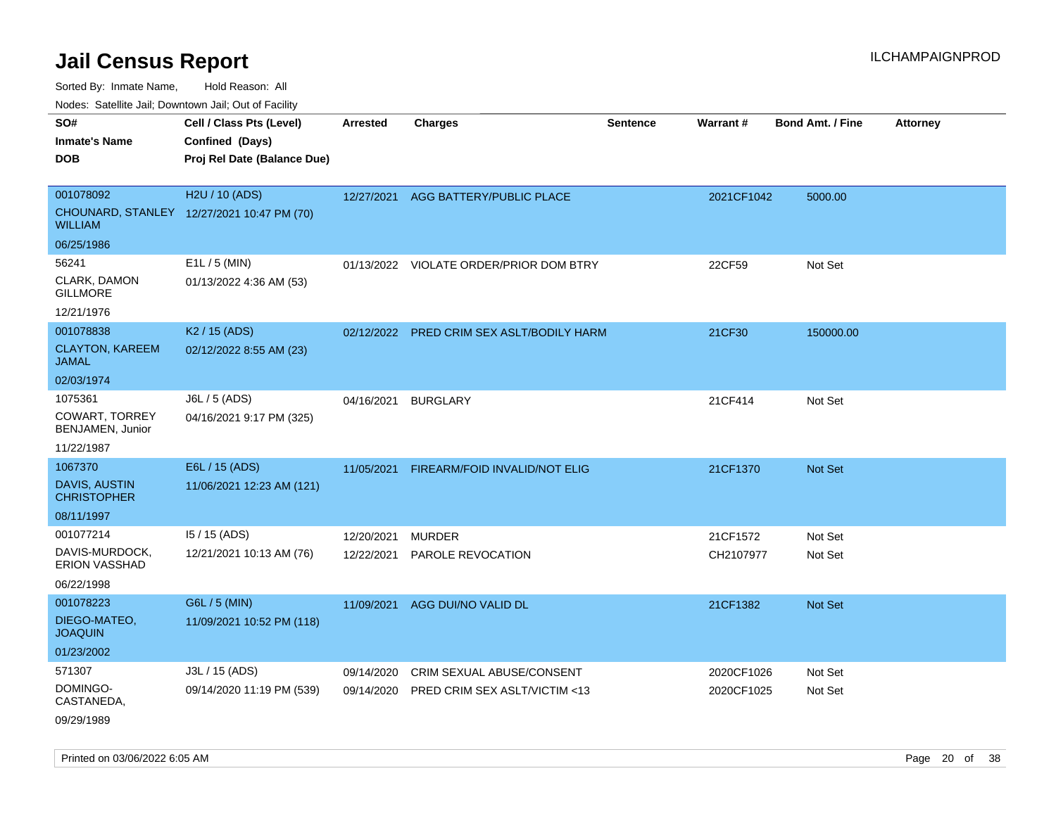# Jail Census Report

ILCHAMPAIGNPROD

Sorted By: Inmate Name, Hold Reason: All

Nodes: Satellite Jail; Downtown Jail; Out of Facility

| SO# / Inmate's Name / DOB | Cell / Class Pts (Level) / Confined (Days) / Proj Rel Date (Balance Due) | Arrested | Charges | Sentence | Warrant # | Bond Amt. / Fine | Attorney |
|---|---|---|---|---|---|---|---|
| 001078092<br>CHOUNARD, STANLEY WILLIAM<br>06/25/1986 | H2U / 10 (ADS)<br>12/27/2021 10:47 PM (70) | 12/27/2021 | AGG BATTERY/PUBLIC PLACE | | 2021CF1042 | 5000.00 | |
| 56241<br>CLARK, DAMON GILLMORE<br>12/21/1976 | E1L / 5 (MIN)<br>01/13/2022 4:36 AM (53) | 01/13/2022 | VIOLATE ORDER/PRIOR DOM BTRY | | 22CF59 | Not Set | |
| 001078838<br>CLAYTON, KAREEM JAMAL<br>02/03/1974 | K2 / 15 (ADS)<br>02/12/2022 8:55 AM (23) | 02/12/2022 | PRED CRIM SEX ASLT/BODILY HARM | | 21CF30 | 150000.00 | |
| 1075361<br>COWART, TORREY BENJAMEN, Junior<br>11/22/1987 | J6L / 5 (ADS)<br>04/16/2021 9:17 PM (325) | 04/16/2021 | BURGLARY | | 21CF414 | Not Set | |
| 1067370<br>DAVIS, AUSTIN CHRISTOPHER<br>08/11/1997 | E6L / 15 (ADS)<br>11/06/2021 12:23 AM (121) | 11/05/2021 | FIREARM/FOID INVALID/NOT ELIG | | 21CF1370 | Not Set | |
| 001077214<br>DAVIS-MURDOCK, ERION VASSHAD<br>06/22/1998 | I5 / 15 (ADS)<br>12/21/2021 10:13 AM (76) | 12/20/2021<br>12/22/2021 | MURDER<br>PAROLE REVOCATION | | 21CF1572<br>CH2107977 | Not Set<br>Not Set | |
| 001078223<br>DIEGO-MATEO, JOAQUIN<br>01/23/2002 | G6L / 5 (MIN)<br>11/09/2021 10:52 PM (118) | 11/09/2021 | AGG DUI/NO VALID DL | | 21CF1382 | Not Set | |
| 571307<br>DOMINGO-CASTANEDA,<br>09/29/1989 | J3L / 15 (ADS)<br>09/14/2020 11:19 PM (539) | 09/14/2020<br>09/14/2020 | CRIM SEXUAL ABUSE/CONSENT<br>PRED CRIM SEX ASLT/VICTIM <13 | | 2020CF1026<br>2020CF1025 | Not Set<br>Not Set | |

Printed on 03/06/2022 6:05 AM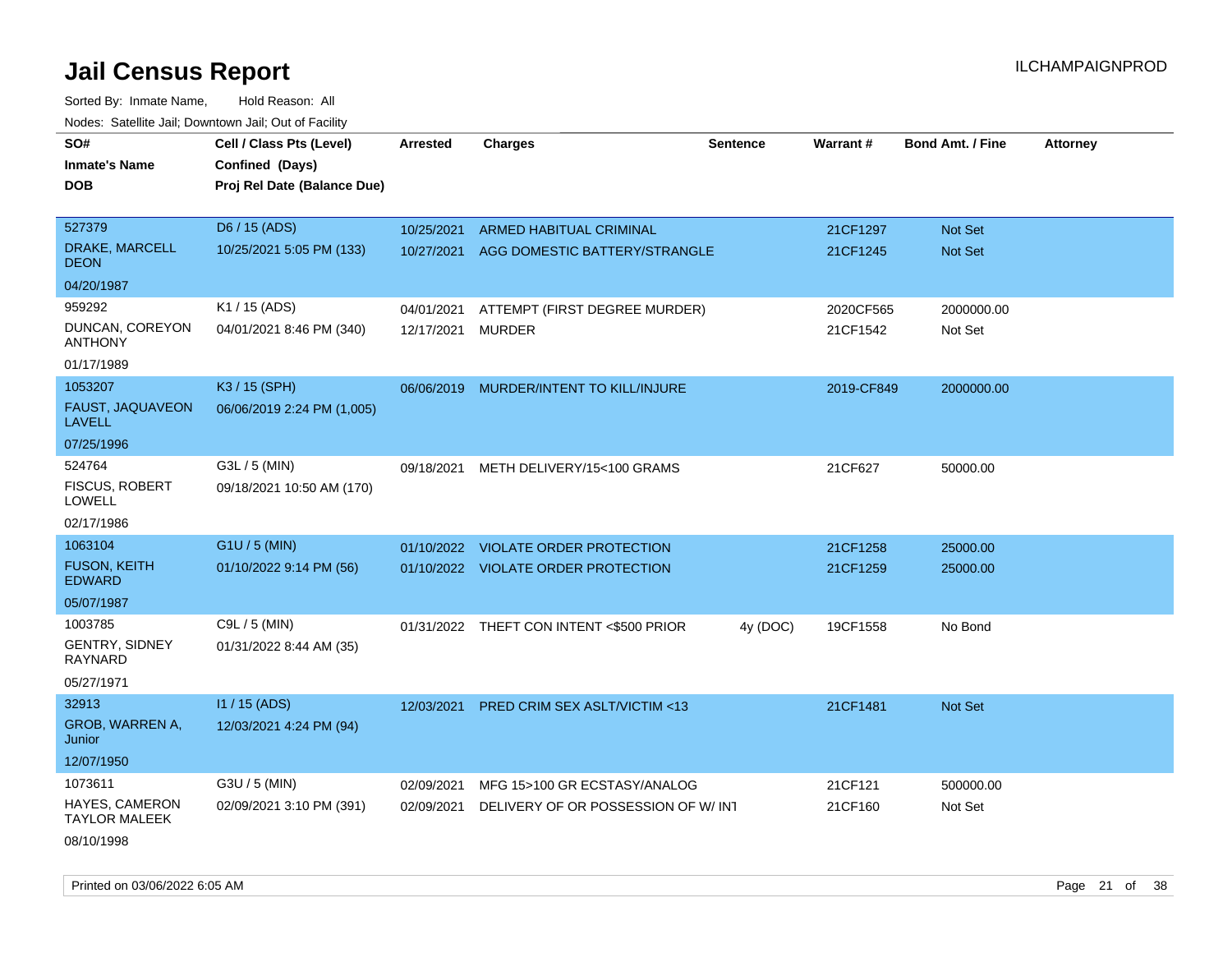# Jail Census Report

ILCHAMPAIGNPROD

Sorted By: Inmate Name, Hold Reason: All

Nodes: Satellite Jail; Downtown Jail; Out of Facility

| SO# / Inmate's Name / DOB | Cell / Class Pts (Level) / Confined (Days) / Proj Rel Date (Balance Due) | Arrested | Charges | Sentence | Warrant # | Bond Amt. / Fine | Attorney |
|---|---|---|---|---|---|---|---|
| 527379 DRAKE, MARCELL DEON 04/20/1987 | D6 / 15 (ADS) 10/25/2021 5:05 PM (133) | 10/25/2021 | ARMED HABITUAL CRIMINAL | | 21CF1297 | Not Set | |
| | | 10/27/2021 | AGG DOMESTIC BATTERY/STRANGLE | | 21CF1245 | Not Set | |
| 959292 DUNCAN, COREYON ANTHONY 01/17/1989 | K1 / 15 (ADS) 04/01/2021 8:46 PM (340) | 04/01/2021 | ATTEMPT (FIRST DEGREE MURDER) | | 2020CF565 | 2000000.00 | |
| | | 12/17/2021 | MURDER | | 21CF1542 | Not Set | |
| 1053207 FAUST, JAQUAVEON LAVELL 07/25/1996 | K3 / 15 (SPH) 06/06/2019 2:24 PM (1,005) | 06/06/2019 | MURDER/INTENT TO KILL/INJURE | | 2019-CF849 | 2000000.00 | |
| 524764 FISCUS, ROBERT LOWELL 02/17/1986 | G3L / 5 (MIN) 09/18/2021 10:50 AM (170) | 09/18/2021 | METH DELIVERY/15<100 GRAMS | | 21CF627 | 50000.00 | |
| 1063104 FUSON, KEITH EDWARD 05/07/1987 | G1U / 5 (MIN) 01/10/2022 9:14 PM (56) | 01/10/2022 | VIOLATE ORDER PROTECTION | | 21CF1258 | 25000.00 | |
| | | 01/10/2022 | VIOLATE ORDER PROTECTION | | 21CF1259 | 25000.00 | |
| 1003785 GENTRY, SIDNEY RAYNARD 05/27/1971 | C9L / 5 (MIN) 01/31/2022 8:44 AM (35) | 01/31/2022 | THEFT CON INTENT <$500 PRIOR | 4y (DOC) | 19CF1558 | No Bond | |
| 32913 GROB, WARREN A, Junior 12/07/1950 | I1 / 15 (ADS) 12/03/2021 4:24 PM (94) | 12/03/2021 | PRED CRIM SEX ASLT/VICTIM <13 | | 21CF1481 | Not Set | |
| 1073611 HAYES, CAMERON TAYLOR MALEEK 08/10/1998 | G3U / 5 (MIN) 02/09/2021 3:10 PM (391) | 02/09/2021 | MFG 15>100 GR ECSTASY/ANALOG | | 21CF121 | 500000.00 | |
| | | 02/09/2021 | DELIVERY OF OR POSSESSION OF W/ INT | | 21CF160 | Not Set | |

Printed on 03/06/2022 6:05 AM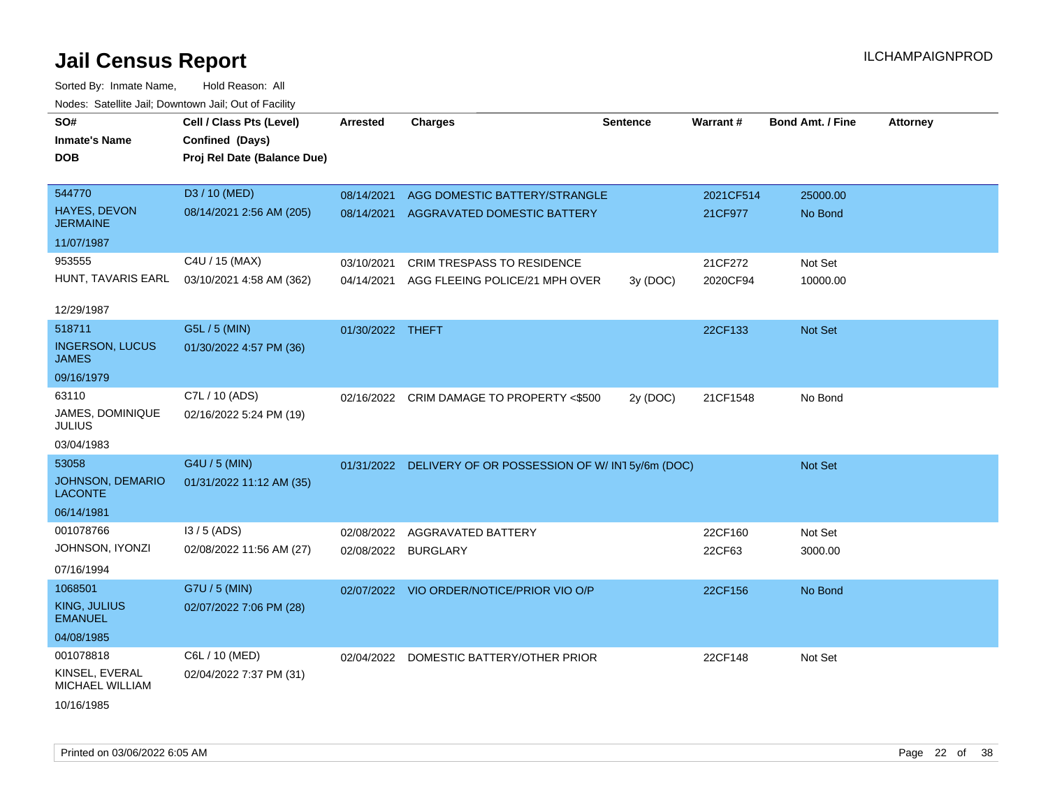# Jail Census Report

ILCHAMPAIGNPROD

Sorted By: Inmate Name, Hold Reason: All

Nodes: Satellite Jail; Downtown Jail; Out of Facility

| SO# / Inmate's Name / DOB | Cell / Class Pts (Level) / Confined (Days) / Proj Rel Date (Balance Due) | Arrested | Charges | Sentence | Warrant # | Bond Amt. / Fine | Attorney |
|---|---|---|---|---|---|---|---|
| 544770<br>HAYES, DEVON JERMAINE<br>11/07/1987 | D3 / 10 (MED)<br>08/14/2021 2:56 AM (205) | 08/14/2021 | AGG DOMESTIC BATTERY/STRANGLE | | 2021CF514 | 25000.00 | |
| | | 08/14/2021 | AGGRAVATED DOMESTIC BATTERY | | 21CF977 | No Bond | |
| 953555<br>HUNT, TAVARIS EARL<br>12/29/1987 | C4U / 15 (MAX)<br>03/10/2021 4:58 AM (362) | 03/10/2021 | CRIM TRESPASS TO RESIDENCE | | 21CF272 | Not Set | |
| | | 04/14/2021 | AGG FLEEING POLICE/21 MPH OVER | 3y (DOC) | 2020CF94 | 10000.00 | |
| 518711<br>INGERSON, LUCUS JAMES<br>09/16/1979 | G5L / 5 (MIN)<br>01/30/2022 4:57 PM (36) | 01/30/2022 | THEFT | | 22CF133 | Not Set | |
| 63110<br>JAMES, DOMINIQUE JULIUS<br>03/04/1983 | C7L / 10 (ADS)<br>02/16/2022 5:24 PM (19) | 02/16/2022 | CRIM DAMAGE TO PROPERTY <$500 | 2y (DOC) | 21CF1548 | No Bond | |
| 53058<br>JOHNSON, DEMARIO LACONTE<br>06/14/1981 | G4U / 5 (MIN)<br>01/31/2022 11:12 AM (35) | 01/31/2022 | DELIVERY OF OR POSSESSION OF W/ INT | 5y/6m (DOC) | | Not Set | |
| 001078766<br>JOHNSON, IYONZI<br>07/16/1994 | I3 / 5 (ADS)<br>02/08/2022 11:56 AM (27) | 02/08/2022 | AGGRAVATED BATTERY | | 22CF160 | Not Set | |
| | | 02/08/2022 | BURGLARY | | 22CF63 | 3000.00 | |
| 1068501<br>KING, JULIUS EMANUEL<br>04/08/1985 | G7U / 5 (MIN)<br>02/07/2022 7:06 PM (28) | 02/07/2022 | VIO ORDER/NOTICE/PRIOR VIO O/P | | 22CF156 | No Bond | |
| 001078818<br>KINSEL, EVERAL MICHAEL WILLIAM<br>10/16/1985 | C6L / 10 (MED)<br>02/04/2022 7:37 PM (31) | 02/04/2022 | DOMESTIC BATTERY/OTHER PRIOR | | 22CF148 | Not Set | |

Printed on 03/06/2022 6:05 AM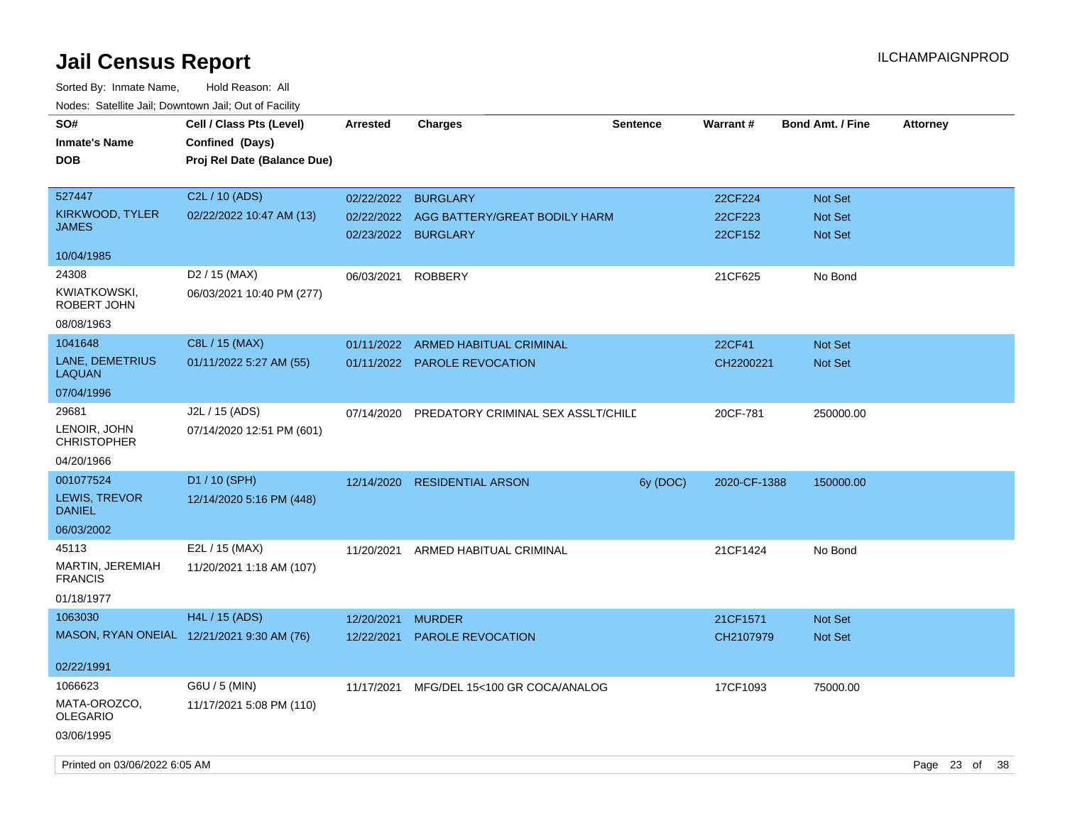# Jail Census Report

ILCHAMPAIGNPROD

Sorted By: Inmate Name, Hold Reason: All

Nodes: Satellite Jail; Downtown Jail; Out of Facility

| SO# / Inmate's Name / DOB | Cell / Class Pts (Level) / Confined (Days) / Proj Rel Date (Balance Due) | Arrested | Charges | Sentence | Warrant # | Bond Amt. / Fine | Attorney |
|---|---|---|---|---|---|---|---|
| 527447<br>KIRKWOOD, TYLER JAMES<br>10/04/1985 | C2L / 10 (ADS)<br>02/22/2022 10:47 AM (13) | 02/22/2022<br>02/22/2022<br>02/23/2022 | BURGLARY<br>AGG BATTERY/GREAT BODILY HARM<br>BURGLARY | | 22CF224<br>22CF223<br>22CF152 | Not Set<br>Not Set<br>Not Set | |
| 24308<br>KWIATKOWSKI, ROBERT JOHN<br>08/08/1963 | D2 / 15 (MAX)<br>06/03/2021 10:40 PM (277) | 06/03/2021 | ROBBERY | | 21CF625 | No Bond | |
| 1041648<br>LANE, DEMETRIUS LAQUAN<br>07/04/1996 | C8L / 15 (MAX)<br>01/11/2022 5:27 AM (55) | 01/11/2022<br>01/11/2022 | ARMED HABITUAL CRIMINAL<br>PAROLE REVOCATION | | 22CF41<br>CH2200221 | Not Set<br>Not Set | |
| 29681<br>LENOIR, JOHN CHRISTOPHER<br>04/20/1966 | J2L / 15 (ADS)<br>07/14/2020 12:51 PM (601) | 07/14/2020 | PREDATORY CRIMINAL SEX ASSLT/CHILD | | 20CF-781 | 250000.00 | |
| 001077524<br>LEWIS, TREVOR DANIEL<br>06/03/2002 | D1 / 10 (SPH)<br>12/14/2020 5:16 PM (448) | 12/14/2020 | RESIDENTIAL ARSON | 6y (DOC) | 2020-CF-1388 | 150000.00 | |
| 45113<br>MARTIN, JEREMIAH FRANCIS<br>01/18/1977 | E2L / 15 (MAX)<br>11/20/2021 1:18 AM (107) | 11/20/2021 | ARMED HABITUAL CRIMINAL | | 21CF1424 | No Bond | |
| 1063030<br>MASON, RYAN ONEIAL<br>02/22/1991 | H4L / 15 (ADS)<br>12/21/2021 9:30 AM (76) | 12/20/2021<br>12/22/2021 | MURDER<br>PAROLE REVOCATION | | 21CF1571<br>CH2107979 | Not Set<br>Not Set | |
| 1066623<br>MATA-OROZCO, OLEGARIO<br>03/06/1995 | G6U / 5 (MIN)<br>11/17/2021 5:08 PM (110) | 11/17/2021 | MFG/DEL 15<100 GR COCA/ANALOG | | 17CF1093 | 75000.00 | |

Printed on 03/06/2022 6:05 AM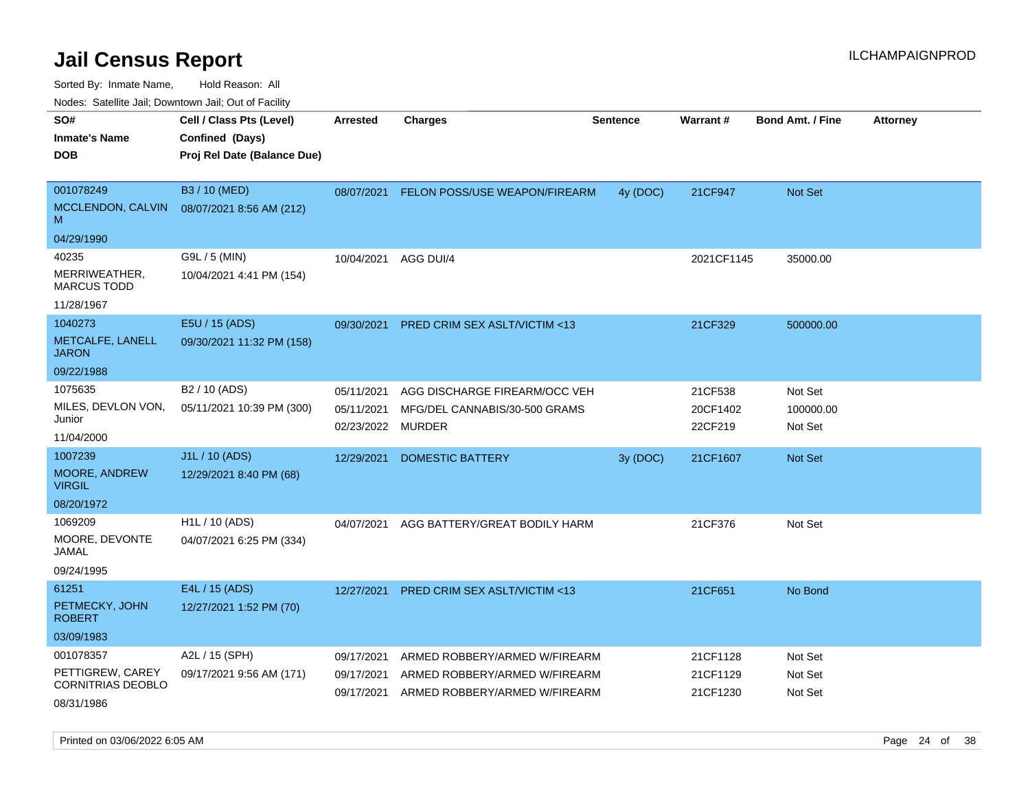# Jail Census Report

Sorted By: Inmate Name, Hold Reason: All

Nodes: Satellite Jail; Downtown Jail; Out of Facility

| SO# / Inmate's Name / DOB | Cell / Class Pts (Level) / Confined (Days) / Proj Rel Date (Balance Due) | Arrested | Charges | Sentence | Warrant # | Bond Amt. / Fine | Attorney |
|---|---|---|---|---|---|---|---|
| 001078249<br>MCCLENDON, CALVIN M<br>04/29/1990 | B3 / 10 (MED)<br>08/07/2021 8:56 AM (212) | 08/07/2021 | FELON POSS/USE WEAPON/FIREARM | 4y (DOC) | 21CF947 | Not Set | |
| 40235<br>MERRIWEATHER, MARCUS TODD<br>11/28/1967 | G9L / 5 (MIN)<br>10/04/2021 4:41 PM (154) | 10/04/2021 | AGG DUI/4 | | 2021CF1145 | 35000.00 | |
| 1040273<br>METCALFE, LANELL JARON<br>09/22/1988 | E5U / 15 (ADS)<br>09/30/2021 11:32 PM (158) | 09/30/2021 | PRED CRIM SEX ASLT/VICTIM <13 | | 21CF329 | 500000.00 | |
| 1075635<br>MILES, DEVLON VON, Junior<br>11/04/2000 | B2 / 10 (ADS)<br>05/11/2021 10:39 PM (300) | 05/11/2021<br>05/11/2021<br>02/23/2022 | AGG DISCHARGE FIREARM/OCC VEH<br>MFG/DEL CANNABIS/30-500 GRAMS<br>MURDER | | 21CF538<br>20CF1402<br>22CF219 | Not Set<br>100000.00<br>Not Set | |
| 1007239<br>MOORE, ANDREW VIRGIL<br>08/20/1972 | J1L / 10 (ADS)<br>12/29/2021 8:40 PM (68) | 12/29/2021 | DOMESTIC BATTERY | 3y (DOC) | 21CF1607 | Not Set | |
| 1069209<br>MOORE, DEVONTE JAMAL<br>09/24/1995 | H1L / 10 (ADS)<br>04/07/2021 6:25 PM (334) | 04/07/2021 | AGG BATTERY/GREAT BODILY HARM | | 21CF376 | Not Set | |
| 61251<br>PETMECKY, JOHN ROBERT<br>03/09/1983 | E4L / 15 (ADS)<br>12/27/2021 1:52 PM (70) | 12/27/2021 | PRED CRIM SEX ASLT/VICTIM <13 | | 21CF651 | No Bond | |
| 001078357<br>PETTIGREW, CAREY CORNITRIAS DEOBLO<br>08/31/1986 | A2L / 15 (SPH)<br>09/17/2021 9:56 AM (171) | 09/17/2021<br>09/17/2021<br>09/17/2021 | ARMED ROBBERY/ARMED W/FIREARM<br>ARMED ROBBERY/ARMED W/FIREARM<br>ARMED ROBBERY/ARMED W/FIREARM | | 21CF1128<br>21CF1129<br>21CF1230 | Not Set<br>Not Set<br>Not Set | |

Printed on 03/06/2022 6:05 AM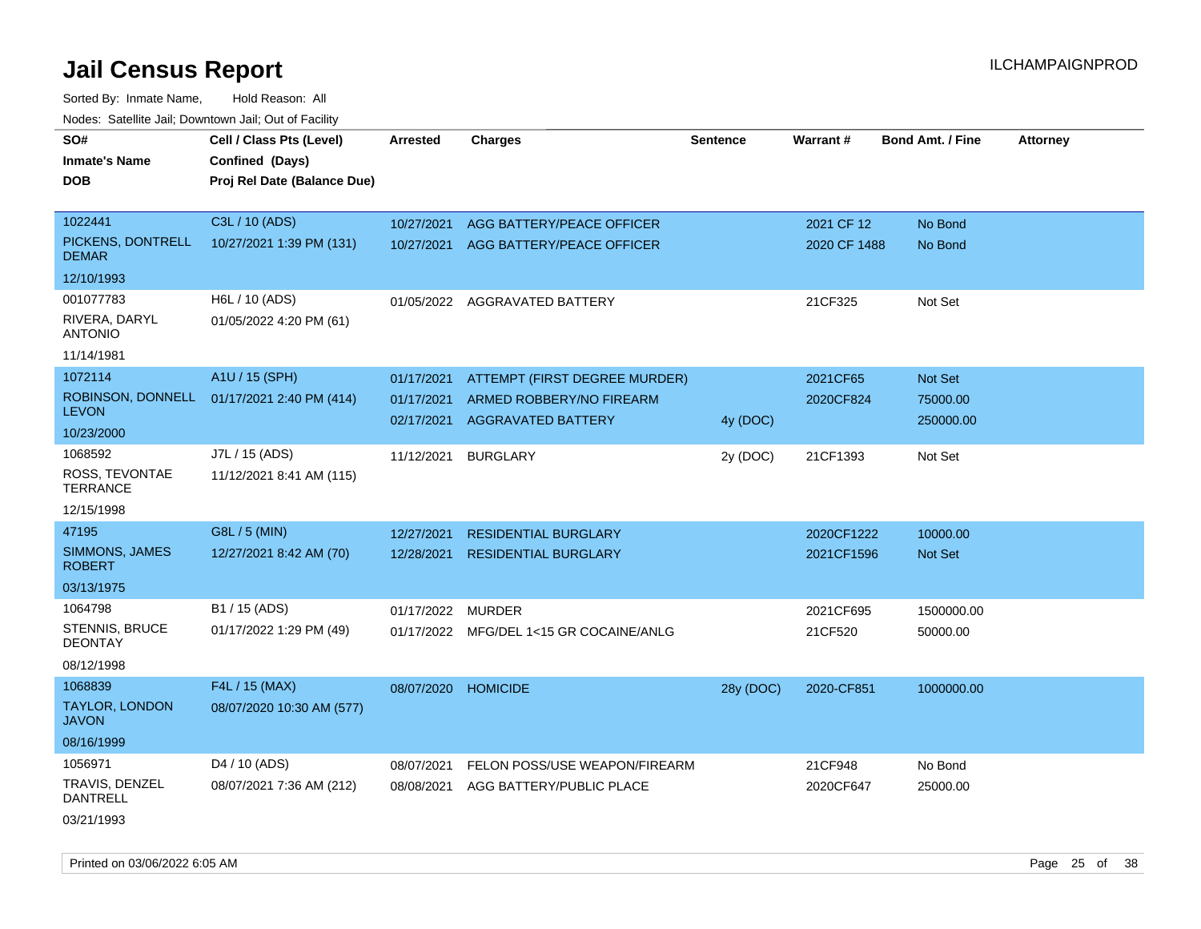# Jail Census Report

Sorted By: Inmate Name, Hold Reason: All

Nodes: Satellite Jail; Downtown Jail; Out of Facility

| SO# / Inmate's Name / DOB | Cell / Class Pts (Level) / Confined (Days) / Proj Rel Date (Balance Due) | Arrested | Charges | Sentence | Warrant # | Bond Amt. / Fine | Attorney |
|---|---|---|---|---|---|---|---|
| 1022441 PICKENS, DONTRELL DEMAR 12/10/1993 | C3L / 10 (ADS) 10/27/2021 1:39 PM (131) | 10/27/2021 | AGG BATTERY/PEACE OFFICER | | 2021 CF 12 | No Bond | |
| | | 10/27/2021 | AGG BATTERY/PEACE OFFICER | | 2020 CF 1488 | No Bond | |
| 001077783 RIVERA, DARYL ANTONIO 11/14/1981 | H6L / 10 (ADS) 01/05/2022 4:20 PM (61) | 01/05/2022 | AGGRAVATED BATTERY | | 21CF325 | Not Set | |
| 1072114 ROBINSON, DONNELL LEVON 10/23/2000 | A1U / 15 (SPH) 01/17/2021 2:40 PM (414) | 01/17/2021 | ATTEMPT (FIRST DEGREE MURDER) | | 2021CF65 | Not Set | |
| | | 01/17/2021 | ARMED ROBBERY/NO FIREARM | | 2020CF824 | 75000.00 | |
| | | 02/17/2021 | AGGRAVATED BATTERY | 4y (DOC) | | 250000.00 | |
| 1068592 ROSS, TEVONTAE TERRANCE 12/15/1998 | J7L / 15 (ADS) 11/12/2021 8:41 AM (115) | 11/12/2021 | BURGLARY | 2y (DOC) | 21CF1393 | Not Set | |
| 47195 SIMMONS, JAMES ROBERT 03/13/1975 | G8L / 5 (MIN) 12/27/2021 8:42 AM (70) | 12/27/2021 | RESIDENTIAL BURGLARY | | 2020CF1222 | 10000.00 | |
| | | 12/28/2021 | RESIDENTIAL BURGLARY | | 2021CF1596 | Not Set | |
| 1064798 STENNIS, BRUCE DEONTAY 08/12/1998 | B1 / 15 (ADS) 01/17/2022 1:29 PM (49) | 01/17/2022 | MURDER | | 2021CF695 | 1500000.00 | |
| | | 01/17/2022 | MFG/DEL 1<15 GR COCAINE/ANLG | | 21CF520 | 50000.00 | |
| 1068839 TAYLOR, LONDON JAVON 08/16/1999 | F4L / 15 (MAX) 08/07/2020 10:30 AM (577) | 08/07/2020 | HOMICIDE | 28y (DOC) | 2020-CF851 | 1000000.00 | |
| 1056971 TRAVIS, DENZEL DANTRELL 03/21/1993 | D4 / 10 (ADS) 08/07/2021 7:36 AM (212) | 08/07/2021 | FELON POSS/USE WEAPON/FIREARM | | 21CF948 | No Bond | |
| | | 08/08/2021 | AGG BATTERY/PUBLIC PLACE | | 2020CF647 | 25000.00 | |

Printed on 03/06/2022 6:05 AM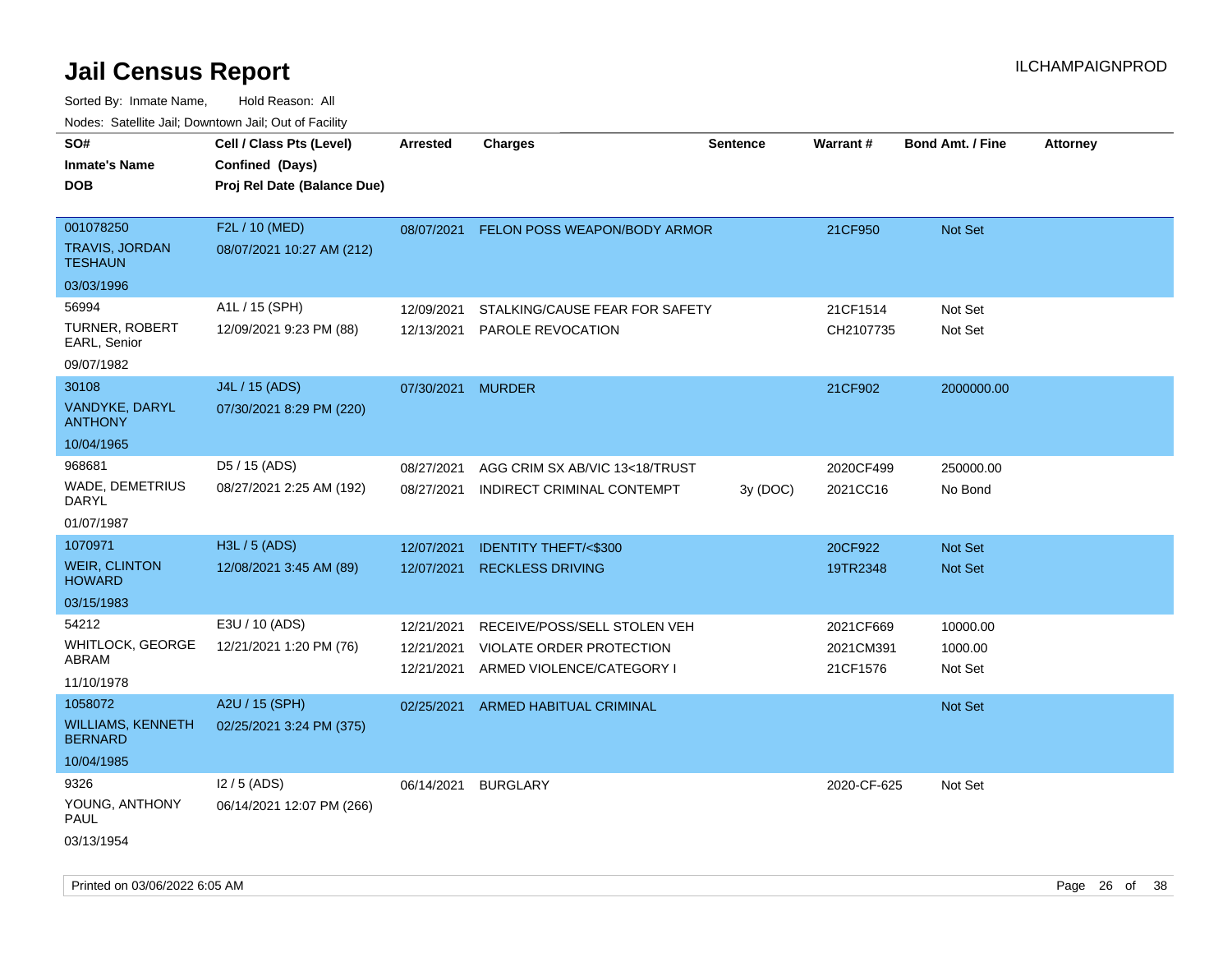# Jail Census Report

ILCHAMPAIGNPROD

Sorted By: Inmate Name, Hold Reason: All

Nodes: Satellite Jail; Downtown Jail; Out of Facility

| SO# / Inmate's Name / DOB | Cell / Class Pts (Level) / Confined (Days) / Proj Rel Date (Balance Due) | Arrested | Charges | Sentence | Warrant # | Bond Amt. / Fine | Attorney |
|---|---|---|---|---|---|---|---|
| 001078250<br>TRAVIS, JORDAN TESHAUN<br>03/03/1996 | F2L / 10 (MED)<br>08/07/2021 10:27 AM (212) | 08/07/2021 | FELON POSS WEAPON/BODY ARMOR | | 21CF950 | Not Set | |
| 56994<br>TURNER, ROBERT EARL, Senior<br>09/07/1982 | A1L / 15 (SPH)<br>12/09/2021 9:23 PM (88) | 12/09/2021<br>12/13/2021 | STALKING/CAUSE FEAR FOR SAFETY<br>PAROLE REVOCATION | | 21CF1514<br>CH2107735 | Not Set<br>Not Set | |
| 30108<br>VANDYKE, DARYL ANTHONY<br>10/04/1965 | J4L / 15 (ADS)<br>07/30/2021 8:29 PM (220) | 07/30/2021 | MURDER | | 21CF902 | 2000000.00 | |
| 968681<br>WADE, DEMETRIUS DARYL<br>01/07/1987 | D5 / 15 (ADS)<br>08/27/2021 2:25 AM (192) | 08/27/2021<br>08/27/2021 | AGG CRIM SX AB/VIC 13<18/TRUST<br>INDIRECT CRIMINAL CONTEMPT | <br>3y (DOC) | 2020CF499<br>2021CC16 | 250000.00<br>No Bond | |
| 1070971<br>WEIR, CLINTON HOWARD<br>03/15/1983 | H3L / 5 (ADS)<br>12/08/2021 3:45 AM (89) | 12/07/2021<br>12/07/2021 | IDENTITY THEFT/<$300<br>RECKLESS DRIVING | | 20CF922<br>19TR2348 | Not Set<br>Not Set | |
| 54212<br>WHITLOCK, GEORGE ABRAM<br>11/10/1978 | E3U / 10 (ADS)<br>12/21/2021 1:20 PM (76) | 12/21/2021<br>12/21/2021<br>12/21/2021 | RECEIVE/POSS/SELL STOLEN VEH<br>VIOLATE ORDER PROTECTION<br>ARMED VIOLENCE/CATEGORY I | | 2021CF669<br>2021CM391<br>21CF1576 | 10000.00<br>1000.00<br>Not Set | |
| 1058072<br>WILLIAMS, KENNETH BERNARD<br>10/04/1985 | A2U / 15 (SPH)<br>02/25/2021 3:24 PM (375) | 02/25/2021 | ARMED HABITUAL CRIMINAL | | | Not Set | |
| 9326<br>YOUNG, ANTHONY PAUL<br>03/13/1954 | I2 / 5 (ADS)<br>06/14/2021 12:07 PM (266) | 06/14/2021 | BURGLARY | | 2020-CF-625 | Not Set | |

Printed on 03/06/2022 6:05 AM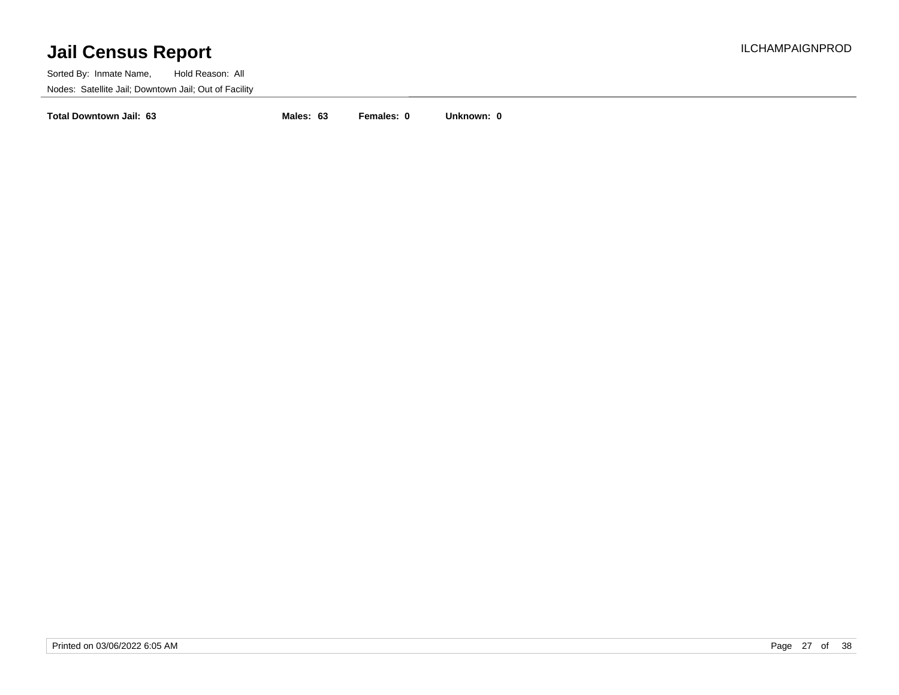# Jail Census Report

ILCHAMPAIGNPROD

Sorted By: Inmate Name, Hold Reason: All

Nodes: Satellite Jail; Downtown Jail; Out of Facility

**Total Downtown Jail: 63** **Males: 63** **Females: 0** **Unknown: 0**

Printed on 03/06/2022 6:05 AM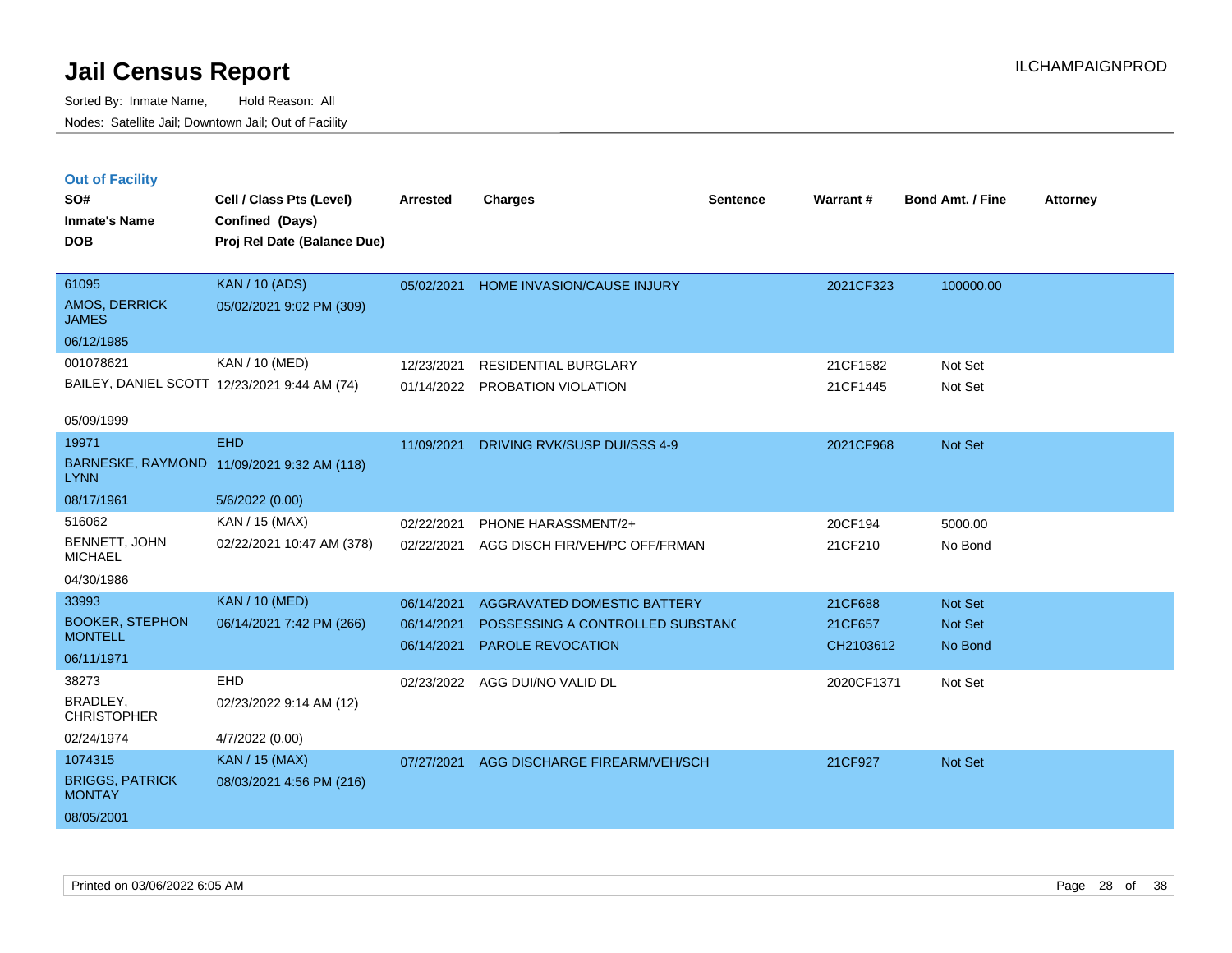# Jail Census Report

Sorted By: Inmate Name, Hold Reason: All

Nodes: Satellite Jail; Downtown Jail; Out of Facility

ILCHAMPAIGNPROD

## Out of Facility

| SO# / Inmate's Name / DOB | Cell / Class Pts (Level) / Confined (Days) / Proj Rel Date (Balance Due) | Arrested | Charges | Sentence | Warrant # | Bond Amt. / Fine | Attorney |
|---|---|---|---|---|---|---|---|
| 61095<br>AMOS, DERRICK JAMES<br>06/12/1985 | KAN / 10 (ADS)<br>05/02/2021 9:02 PM (309) | 05/02/2021 | HOME INVASION/CAUSE INJURY | | 2021CF323 | 100000.00 | |
| 001078621<br>BAILEY, DANIEL SCOTT<br>05/09/1999 | KAN / 10 (MED)<br>12/23/2021 9:44 AM (74) | 12/23/2021<br>01/14/2022 | RESIDENTIAL BURGLARY<br>PROBATION VIOLATION | | 21CF1582<br>21CF1445 | Not Set<br>Not Set | |
| 19971<br>BARNESKE, RAYMOND LYNN<br>08/17/1961 | EHD<br>11/09/2021 9:32 AM (118)<br>5/6/2022 (0.00) | 11/09/2021 | DRIVING RVK/SUSP DUI/SSS 4-9 | | 2021CF968 | Not Set | |
| 516062<br>BENNETT, JOHN MICHAEL<br>04/30/1986 | KAN / 15 (MAX)<br>02/22/2021 10:47 AM (378) | 02/22/2021<br>02/22/2021 | PHONE HARASSMENT/2+<br>AGG DISCH FIR/VEH/PC OFF/FRMAN | | 20CF194<br>21CF210 | 5000.00<br>No Bond | |
| 33993<br>BOOKER, STEPHON MONTELL<br>06/11/1971 | KAN / 10 (MED)<br>06/14/2021 7:42 PM (266) | 06/14/2021<br>06/14/2021<br>06/14/2021 | AGGRAVATED DOMESTIC BATTERY<br>POSSESSING A CONTROLLED SUBSTANC<br>PAROLE REVOCATION | | 21CF688<br>21CF657<br>CH2103612 | Not Set<br>Not Set<br>No Bond | |
| 38273<br>BRADLEY, CHRISTOPHER<br>02/24/1974 | EHD<br>02/23/2022 9:14 AM (12)<br>4/7/2022 (0.00) | 02/23/2022 | AGG DUI/NO VALID DL | | 2020CF1371 | Not Set | |
| 1074315<br>BRIGGS, PATRICK MONTAY<br>08/05/2001 | KAN / 15 (MAX)<br>08/03/2021 4:56 PM (216) | 07/27/2021 | AGG DISCHARGE FIREARM/VEH/SCH | | 21CF927 | Not Set | |

Printed on 03/06/2022 6:05 AM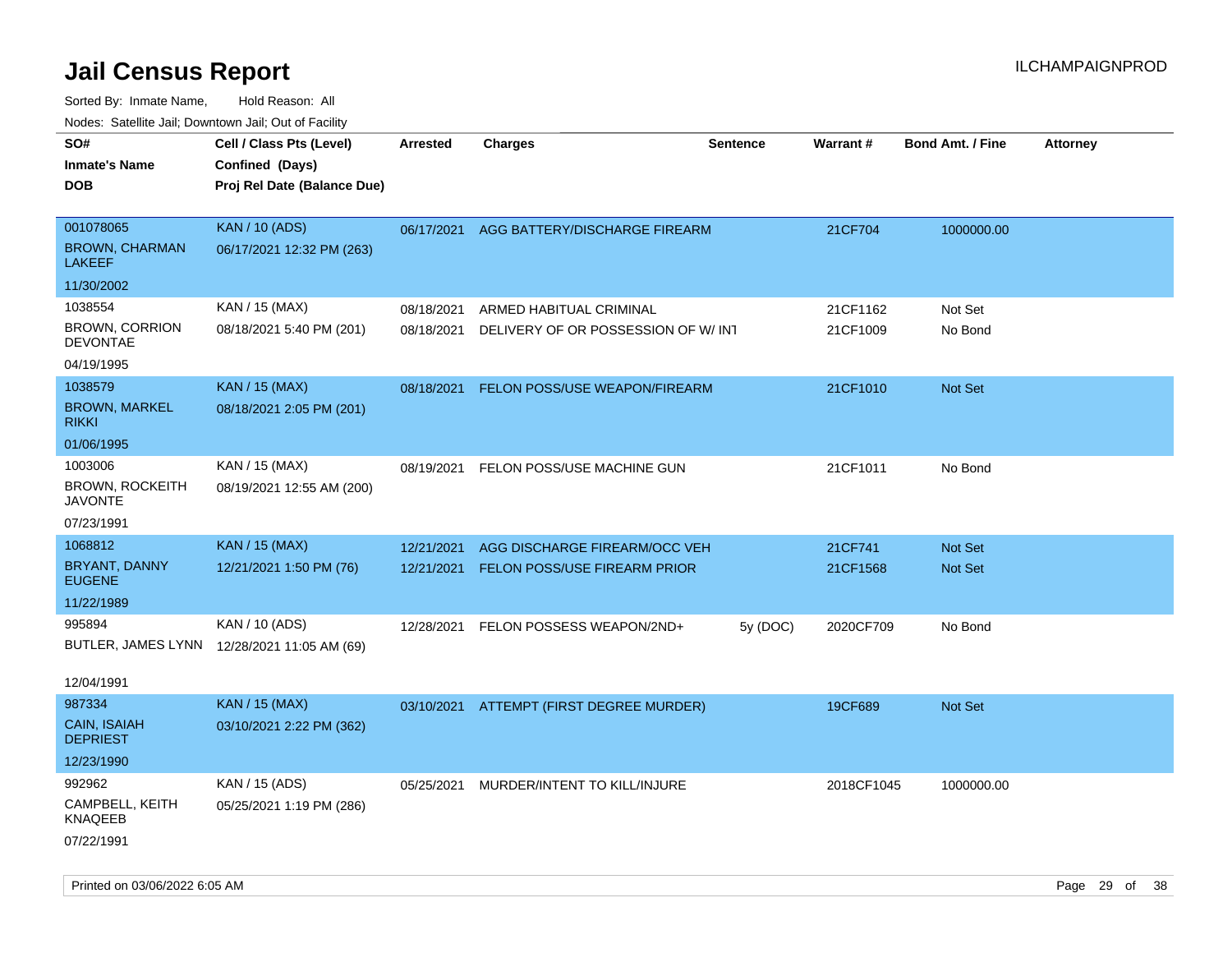# Jail Census Report

ILCHAMPAIGNPROD

Sorted By: Inmate Name, Hold Reason: All

Nodes: Satellite Jail; Downtown Jail; Out of Facility

| SO# / Inmate's Name / DOB | Cell / Class Pts (Level) / Confined (Days) / Proj Rel Date (Balance Due) | Arrested | Charges | Sentence | Warrant # | Bond Amt. / Fine | Attorney |
|---|---|---|---|---|---|---|---|
| 001078065<br>BROWN, CHARMAN LAKEEF<br>11/30/2002 | KAN / 10 (ADS)<br>06/17/2021 12:32 PM (263) | 06/17/2021 | AGG BATTERY/DISCHARGE FIREARM | | 21CF704 | 1000000.00 | |
| 1038554<br>BROWN, CORRION DEVONTAE<br>04/19/1995 | KAN / 15 (MAX)<br>08/18/2021 5:40 PM (201) | 08/18/2021<br>08/18/2021 | ARMED HABITUAL CRIMINAL<br>DELIVERY OF OR POSSESSION OF W/ INT | | 21CF1162<br>21CF1009 | Not Set<br>No Bond | |
| 1038579<br>BROWN, MARKEL RIKKI<br>01/06/1995 | KAN / 15 (MAX)<br>08/18/2021 2:05 PM (201) | 08/18/2021 | FELON POSS/USE WEAPON/FIREARM | | 21CF1010 | Not Set | |
| 1003006<br>BROWN, ROCKEITH JAVONTE<br>07/23/1991 | KAN / 15 (MAX)<br>08/19/2021 12:55 AM (200) | 08/19/2021 | FELON POSS/USE MACHINE GUN | | 21CF1011 | No Bond | |
| 1068812<br>BRYANT, DANNY EUGENE<br>11/22/1989 | KAN / 15 (MAX)<br>12/21/2021 1:50 PM (76) | 12/21/2021<br>12/21/2021 | AGG DISCHARGE FIREARM/OCC VEH<br>FELON POSS/USE FIREARM PRIOR | | 21CF741<br>21CF1568 | Not Set<br>Not Set | |
| 995894<br>BUTLER, JAMES LYNN<br>12/04/1991 | KAN / 10 (ADS)<br>12/28/2021 11:05 AM (69) | 12/28/2021 | FELON POSSESS WEAPON/2ND+ | 5y (DOC) | 2020CF709 | No Bond | |
| 987334<br>CAIN, ISAIAH DEPRIEST<br>12/23/1990 | KAN / 15 (MAX)<br>03/10/2021 2:22 PM (362) | 03/10/2021 | ATTEMPT (FIRST DEGREE MURDER) | | 19CF689 | Not Set | |
| 992962<br>CAMPBELL, KEITH KNAQEEB<br>07/22/1991 | KAN / 15 (ADS)<br>05/25/2021 1:19 PM (286) | 05/25/2021 | MURDER/INTENT TO KILL/INJURE | | 2018CF1045 | 1000000.00 | |

Printed on 03/06/2022 6:05 AM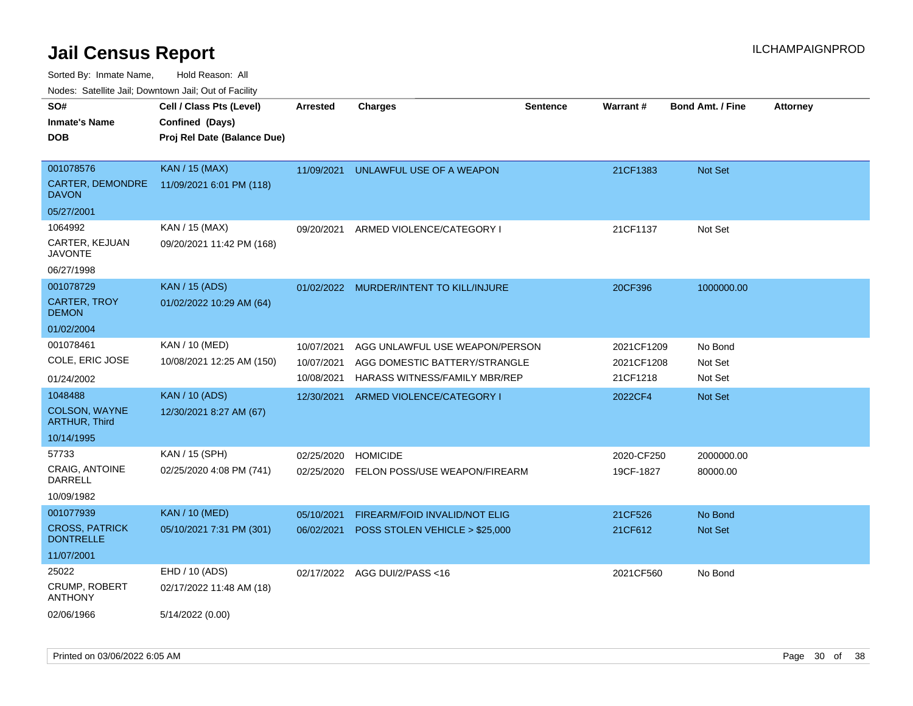# Jail Census Report

Sorted By: Inmate Name, Hold Reason: All

Nodes: Satellite Jail; Downtown Jail; Out of Facility

| SO# / Inmate's Name / DOB | Cell / Class Pts (Level) / Confined (Days) / Proj Rel Date (Balance Due) | Arrested | Charges | Sentence | Warrant # | Bond Amt. / Fine | Attorney |
|---|---|---|---|---|---|---|---|
| 001078576<br>CARTER, DEMONDRE DAVON<br>05/27/2001 | KAN / 15 (MAX)<br>11/09/2021 6:01 PM (118) | 11/09/2021 | UNLAWFUL USE OF A WEAPON | | 21CF1383 | Not Set | |
| 1064992<br>CARTER, KEJUAN JAVONTE<br>06/27/1998 | KAN / 15 (MAX)<br>09/20/2021 11:42 PM (168) | 09/20/2021 | ARMED VIOLENCE/CATEGORY I | | 21CF1137 | Not Set | |
| 001078729<br>CARTER, TROY DEMON<br>01/02/2004 | KAN / 15 (ADS)<br>01/02/2022 10:29 AM (64) | 01/02/2022 | MURDER/INTENT TO KILL/INJURE | | 20CF396 | 1000000.00 | |
| 001078461<br>COLE, ERIC JOSE<br>01/24/2002 | KAN / 10 (MED)<br>10/08/2021 12:25 AM (150) | 10/07/2021<br>10/07/2021<br>10/08/2021 | AGG UNLAWFUL USE WEAPON/PERSON<br>AGG DOMESTIC BATTERY/STRANGLE<br>HARASS WITNESS/FAMILY MBR/REP | | 2021CF1209<br>2021CF1208<br>21CF1218 | No Bond<br>Not Set<br>Not Set | |
| 1048488<br>COLSON, WAYNE ARTHUR, Third<br>10/14/1995 | KAN / 10 (ADS)<br>12/30/2021 8:27 AM (67) | 12/30/2021 | ARMED VIOLENCE/CATEGORY I | | 2022CF4 | Not Set | |
| 57733<br>CRAIG, ANTOINE DARRELL<br>10/09/1982 | KAN / 15 (SPH)<br>02/25/2020 4:08 PM (741) | 02/25/2020<br>02/25/2020 | HOMICIDE<br>FELON POSS/USE WEAPON/FIREARM | | 2020-CF250<br>19CF-1827 | 2000000.00<br>80000.00 | |
| 001077939<br>CROSS, PATRICK DONTRELLE<br>11/07/2001 | KAN / 10 (MED)<br>05/10/2021 7:31 PM (301) | 05/10/2021<br>06/02/2021 | FIREARM/FOID INVALID/NOT ELIG<br>POSS STOLEN VEHICLE > $25,000 | | 21CF526<br>21CF612 | No Bond<br>Not Set | |
| 25022<br>CRUMP, ROBERT ANTHONY<br>02/06/1966 | EHD / 10 (ADS)<br>02/17/2022 11:48 AM (18)<br>5/14/2022 (0.00) | 02/17/2022 | AGG DUI/2/PASS <16 | | 2021CF560 | No Bond | |

Printed on 03/06/2022 6:05 AM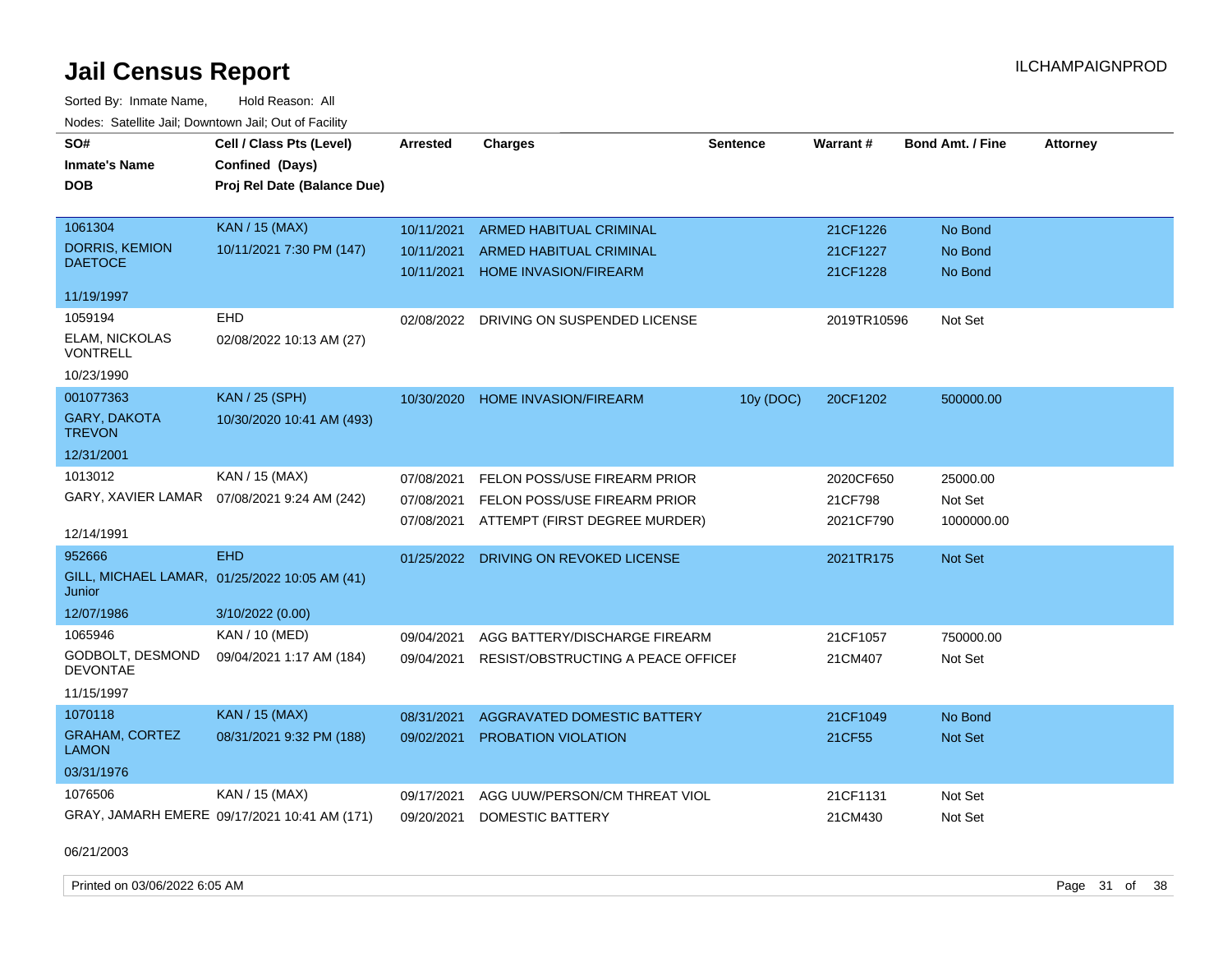# Jail Census Report

ILCHAMPAIGNPROD

Sorted By: Inmate Name, Hold Reason: All

Nodes: Satellite Jail; Downtown Jail; Out of Facility

| SO# / Inmate's Name / DOB | Cell / Class Pts (Level) / Confined (Days) / Proj Rel Date (Balance Due) | Arrested | Charges | Sentence | Warrant # | Bond Amt. / Fine | Attorney |
|---|---|---|---|---|---|---|---|
| 1061304<br>DORRIS, KEMION DAETOCE<br>11/19/1997 | KAN / 15 (MAX)<br>10/11/2021 7:30 PM (147) | 10/11/2021 | ARMED HABITUAL CRIMINAL | | 21CF1226 | No Bond | |
| | | 10/11/2021 | ARMED HABITUAL CRIMINAL | | 21CF1227 | No Bond | |
| | | 10/11/2021 | HOME INVASION/FIREARM | | 21CF1228 | No Bond | |
| 1059194<br>ELAM, NICKOLAS VONTRELL<br>10/23/1990 | EHD<br>02/08/2022 10:13 AM (27) | 02/08/2022 | DRIVING ON SUSPENDED LICENSE | | 2019TR10596 | Not Set | |
| 001077363<br>GARY, DAKOTA TREVON<br>12/31/2001 | KAN / 25 (SPH)<br>10/30/2020 10:41 AM (493) | 10/30/2020 | HOME INVASION/FIREARM | 10y (DOC) | 20CF1202 | 500000.00 | |
| 1013012<br>GARY, XAVIER LAMAR<br>12/14/1991 | KAN / 15 (MAX)<br>07/08/2021 9:24 AM (242) | 07/08/2021 | FELON POSS/USE FIREARM PRIOR | | 2020CF650 | 25000.00 | |
| | | 07/08/2021 | FELON POSS/USE FIREARM PRIOR | | 21CF798 | Not Set | |
| | | 07/08/2021 | ATTEMPT (FIRST DEGREE MURDER) | | 2021CF790 | 1000000.00 | |
| 952666<br>GILL, MICHAEL LAMAR, Junior<br>12/07/1986 | EHD<br>01/25/2022 10:05 AM (41)<br>3/10/2022 (0.00) | 01/25/2022 | DRIVING ON REVOKED LICENSE | | 2021TR175 | Not Set | |
| 1065946<br>GODBOLT, DESMOND DEVONTAE<br>11/15/1997 | KAN / 10 (MED)<br>09/04/2021 1:17 AM (184) | 09/04/2021 | AGG BATTERY/DISCHARGE FIREARM | | 21CF1057 | 750000.00 | |
| | | 09/04/2021 | RESIST/OBSTRUCTING A PEACE OFFICEI | | 21CM407 | Not Set | |
| 1070118<br>GRAHAM, CORTEZ LAMON<br>03/31/1976 | KAN / 15 (MAX)<br>08/31/2021 9:32 PM (188) | 08/31/2021 | AGGRAVATED DOMESTIC BATTERY | | 21CF1049 | No Bond | |
| | | 09/02/2021 | PROBATION VIOLATION | | 21CF55 | Not Set | |
| 1076506<br>GRAY, JAMARH EMERE<br>06/21/2003 | KAN / 15 (MAX)<br>09/17/2021 10:41 AM (171) | 09/17/2021 | AGG UUW/PERSON/CM THREAT VIOL | | 21CF1131 | Not Set | |
| | | 09/20/2021 | DOMESTIC BATTERY | | 21CM430 | Not Set | |

Printed on 03/06/2022 6:05 AM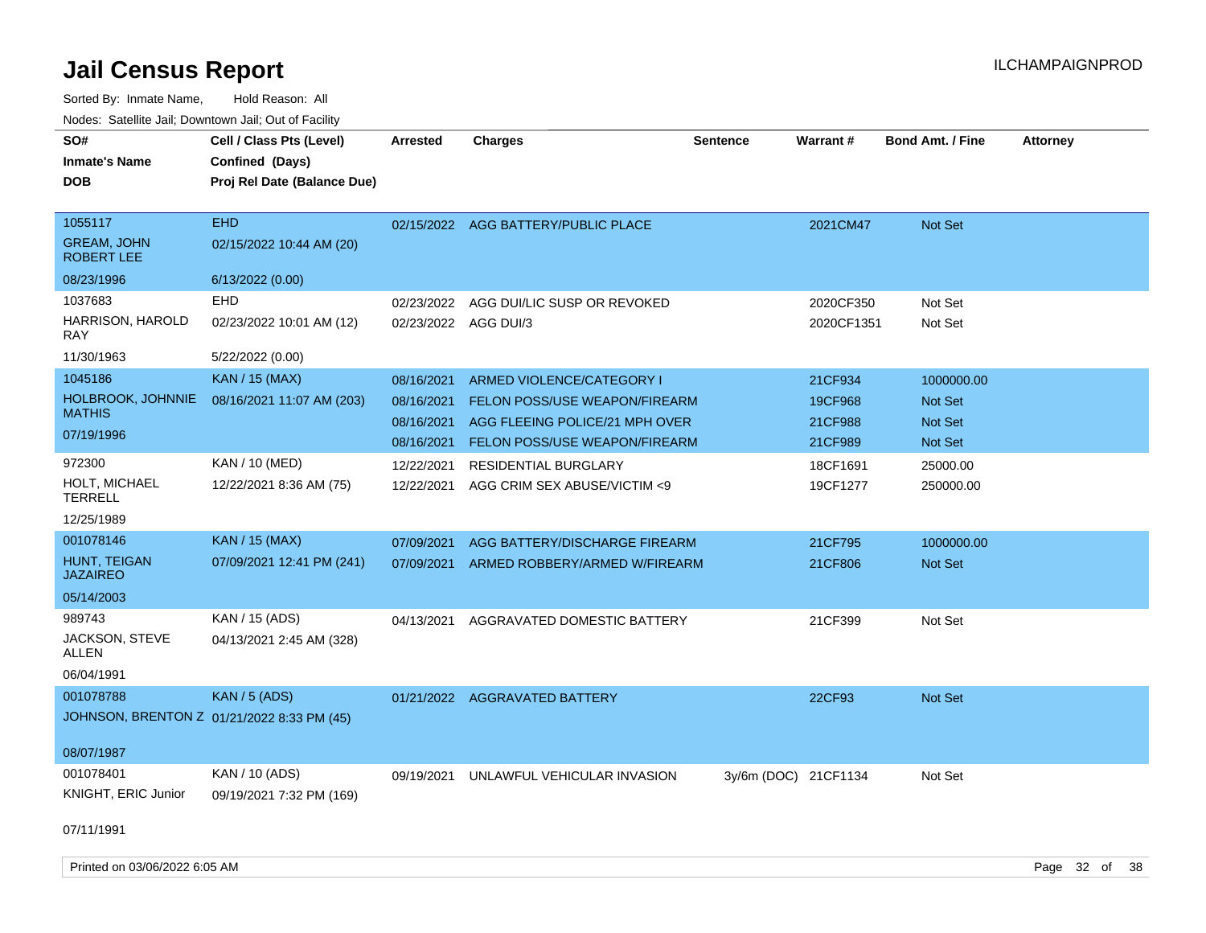# Jail Census Report

Sorted By: Inmate Name,     Hold Reason: All

Nodes: Satellite Jail; Downtown Jail; Out of Facility

| SO# / Inmate's Name / DOB | Cell / Class Pts (Level) / Confined (Days) / Proj Rel Date (Balance Due) | Arrested | Charges | Sentence | Warrant # | Bond Amt. / Fine | Attorney |
|---|---|---|---|---|---|---|---|
| 1055117<br>GREAM, JOHN ROBERT LEE<br>08/23/1996 | EHD<br>02/15/2022 10:44 AM (20)<br>6/13/2022 (0.00) | 02/15/2022 | AGG BATTERY/PUBLIC PLACE | | 2021CM47 | Not Set | |
| 1037683<br>HARRISON, HAROLD RAY<br>11/30/1963 | EHD<br>02/23/2022 10:01 AM (12)<br>5/22/2022 (0.00) | 02/23/2022 | AGG DUI/LIC SUSP OR REVOKED | | 2020CF350 | Not Set | |
| | | 02/23/2022 | AGG DUI/3 | | 2020CF1351 | Not Set | |
| 1045186<br>HOLBROOK, JOHNNIE MATHIS<br>07/19/1996 | KAN / 15 (MAX)<br>08/16/2021 11:07 AM (203) | 08/16/2021 | ARMED VIOLENCE/CATEGORY I | | 21CF934 | 1000000.00 | |
| | | 08/16/2021 | FELON POSS/USE WEAPON/FIREARM | | 19CF968 | Not Set | |
| | | 08/16/2021 | AGG FLEEING POLICE/21 MPH OVER | | 21CF988 | Not Set | |
| | | 08/16/2021 | FELON POSS/USE WEAPON/FIREARM | | 21CF989 | Not Set | |
| 972300<br>HOLT, MICHAEL TERRELL<br>12/25/1989 | KAN / 10 (MED)<br>12/22/2021 8:36 AM (75) | 12/22/2021 | RESIDENTIAL BURGLARY | | 18CF1691 | 25000.00 | |
| | | 12/22/2021 | AGG CRIM SEX ABUSE/VICTIM <9 | | 19CF1277 | 250000.00 | |
| 001078146<br>HUNT, TEIGAN JAZAIREO<br>05/14/2003 | KAN / 15 (MAX)<br>07/09/2021 12:41 PM (241) | 07/09/2021 | AGG BATTERY/DISCHARGE FIREARM | | 21CF795 | 1000000.00 | |
| | | 07/09/2021 | ARMED ROBBERY/ARMED W/FIREARM | | 21CF806 | Not Set | |
| 989743<br>JACKSON, STEVE ALLEN<br>06/04/1991 | KAN / 15 (ADS)<br>04/13/2021 2:45 AM (328) | 04/13/2021 | AGGRAVATED DOMESTIC BATTERY | | 21CF399 | Not Set | |
| 001078788<br>JOHNSON, BRENTON Z<br>08/07/1987 | KAN / 5 (ADS)<br>01/21/2022 8:33 PM (45) | 01/21/2022 | AGGRAVATED BATTERY | | 22CF93 | Not Set | |
| 001078401<br>KNIGHT, ERIC Junior<br>07/11/1991 | KAN / 10 (ADS)<br>09/19/2021 7:32 PM (169) | 09/19/2021 | UNLAWFUL VEHICULAR INVASION | 3y/6m (DOC) | 21CF1134 | Not Set | |

Printed on 03/06/2022 6:05 AM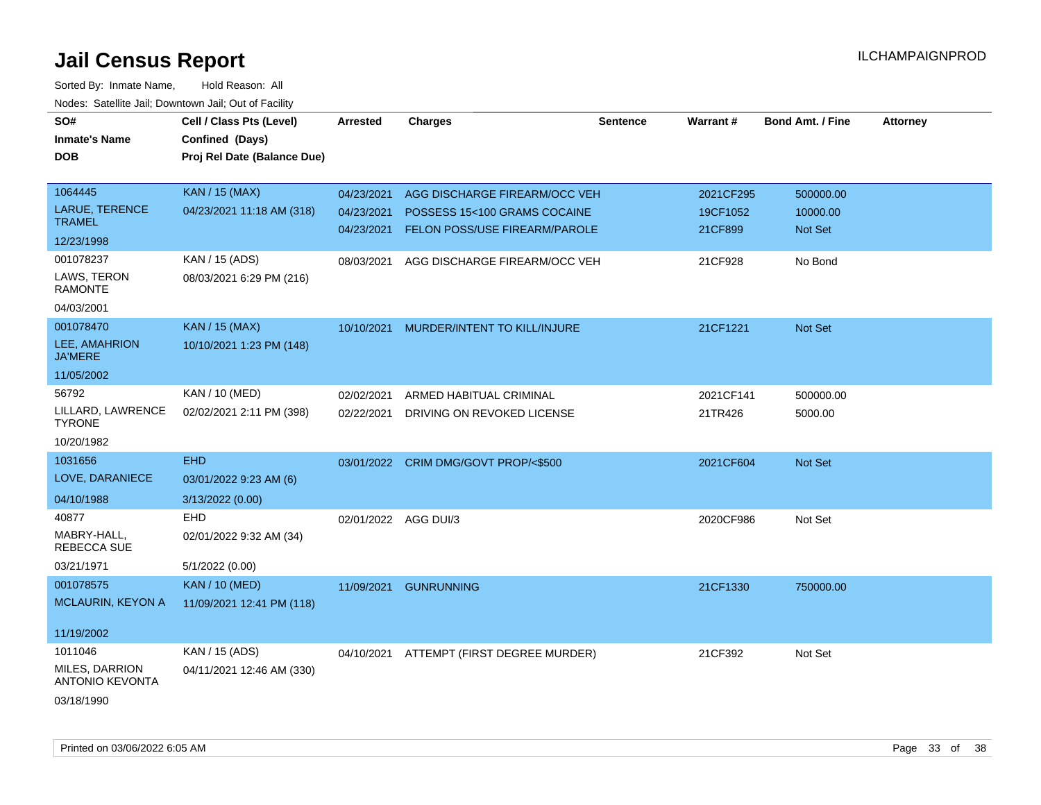# Jail Census Report

Sorted By: Inmate Name, Hold Reason: All

Nodes: Satellite Jail; Downtown Jail; Out of Facility

| SO# / Inmate's Name / DOB | Cell / Class Pts (Level) / Confined (Days) / Proj Rel Date (Balance Due) | Arrested | Charges | Sentence | Warrant # | Bond Amt. / Fine | Attorney |
|---|---|---|---|---|---|---|---|
| 1064445 LARUE, TERENCE TRAMEL 12/23/1998 | KAN / 15 (MAX) 04/23/2021 11:18 AM (318) | 04/23/2021 | AGG DISCHARGE FIREARM/OCC VEH | | 2021CF295 | 500000.00 | |
| | | 04/23/2021 | POSSESS 15<100 GRAMS COCAINE | | 19CF1052 | 10000.00 | |
| | | 04/23/2021 | FELON POSS/USE FIREARM/PAROLE | | 21CF899 | Not Set | |
| 001078237 LAWS, TERON RAMONTE 04/03/2001 | KAN / 15 (ADS) 08/03/2021 6:29 PM (216) | 08/03/2021 | AGG DISCHARGE FIREARM/OCC VEH | | 21CF928 | No Bond | |
| 001078470 LEE, AMAHRION JA'MERE 11/05/2002 | KAN / 15 (MAX) 10/10/2021 1:23 PM (148) | 10/10/2021 | MURDER/INTENT TO KILL/INJURE | | 21CF1221 | Not Set | |
| 56792 LILLARD, LAWRENCE TYRONE 10/20/1982 | KAN / 10 (MED) 02/02/2021 2:11 PM (398) | 02/02/2021 | ARMED HABITUAL CRIMINAL | | 2021CF141 | 500000.00 | |
| | | 02/22/2021 | DRIVING ON REVOKED LICENSE | | 21TR426 | 5000.00 | |
| 1031656 LOVE, DARANIECE 04/10/1988 | EHD 03/01/2022 9:23 AM (6) 3/13/2022 (0.00) | 03/01/2022 | CRIM DMG/GOVT PROP/<$500 | | 2021CF604 | Not Set | |
| 40877 MABRY-HALL, REBECCA SUE 03/21/1971 | EHD 02/01/2022 9:32 AM (34) 5/1/2022 (0.00) | 02/01/2022 | AGG DUI/3 | | 2020CF986 | Not Set | |
| 001078575 MCLAURIN, KEYON A 11/19/2002 | KAN / 10 (MED) 11/09/2021 12:41 PM (118) | 11/09/2021 | GUNRUNNING | | 21CF1330 | 750000.00 | |
| 1011046 MILES, DARRION ANTONIO KEVONTA 03/18/1990 | KAN / 15 (ADS) 04/11/2021 12:46 AM (330) | 04/10/2021 | ATTEMPT (FIRST DEGREE MURDER) | | 21CF392 | Not Set | |

Printed on 03/06/2022 6:05 AM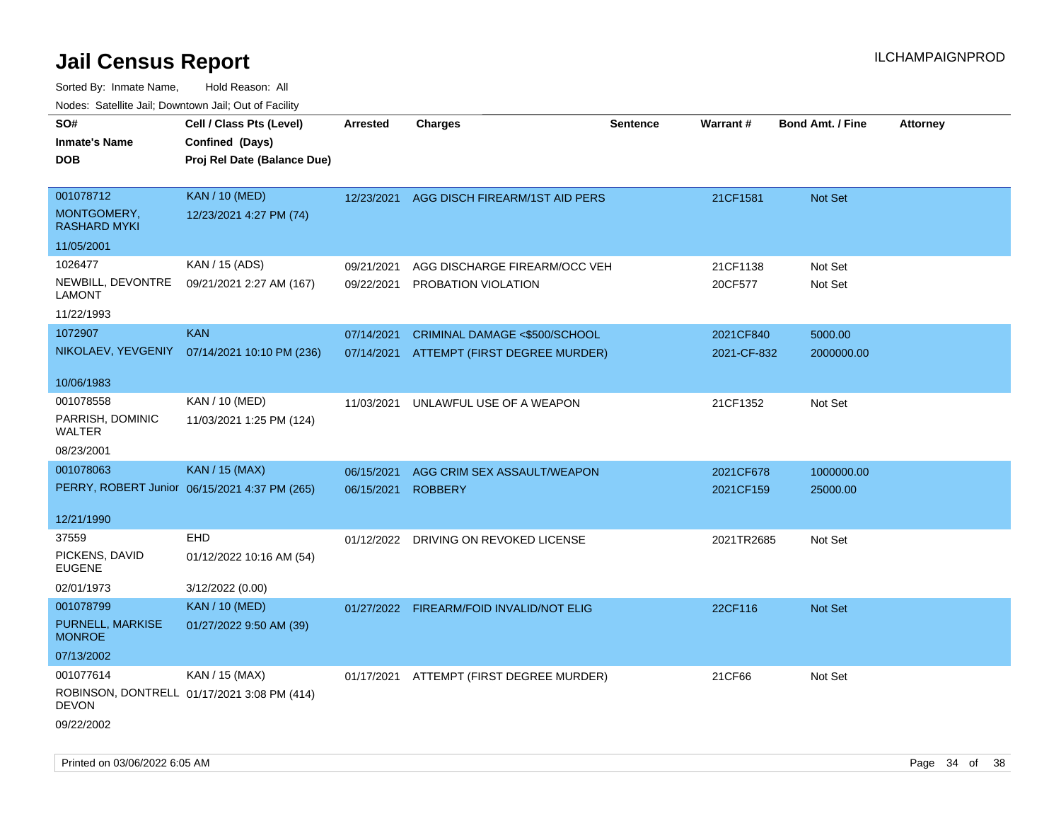# Jail Census Report

ILCHAMPAIGNPROD

Sorted By: Inmate Name, Hold Reason: All

Nodes: Satellite Jail; Downtown Jail; Out of Facility

| SO# / Inmate's Name / DOB | Cell / Class Pts (Level) / Confined (Days) / Proj Rel Date (Balance Due) | Arrested | Charges | Sentence | Warrant # | Bond Amt. / Fine | Attorney |
|---|---|---|---|---|---|---|---|
| 001078712<br>MONTGOMERY, RASHARD MYKI<br>11/05/2001 | KAN / 10 (MED)<br>12/23/2021 4:27 PM (74) | 12/23/2021 | AGG DISCH FIREARM/1ST AID PERS | | 21CF1581 | Not Set | |
| 1026477<br>NEWBILL, DEVONTRE LAMONT<br>11/22/1993 | KAN / 15 (ADS)<br>09/21/2021 2:27 AM (167) | 09/21/2021<br>09/22/2021 | AGG DISCHARGE FIREARM/OCC VEH<br>PROBATION VIOLATION | | 21CF1138<br>20CF577 | Not Set<br>Not Set | |
| 1072907<br>NIKOLAEV, YEVGENIY<br>10/06/1983 | KAN<br>07/14/2021 10:10 PM (236) | 07/14/2021<br>07/14/2021 | CRIMINAL DAMAGE <$500/SCHOOL<br>ATTEMPT (FIRST DEGREE MURDER) | | 2021CF840<br>2021-CF-832 | 5000.00<br>2000000.00 | |
| 001078558<br>PARRISH, DOMINIC WALTER<br>08/23/2001 | KAN / 10 (MED)<br>11/03/2021 1:25 PM (124) | 11/03/2021 | UNLAWFUL USE OF A WEAPON | | 21CF1352 | Not Set | |
| 001078063<br>PERRY, ROBERT Junior<br>12/21/1990 | KAN / 15 (MAX)<br>06/15/2021 4:37 PM (265) | 06/15/2021<br>06/15/2021 | AGG CRIM SEX ASSAULT/WEAPON<br>ROBBERY | | 2021CF678<br>2021CF159 | 1000000.00<br>25000.00 | |
| 37559<br>PICKENS, DAVID EUGENE<br>02/01/1973 | EHD<br>01/12/2022 10:16 AM (54)<br>3/12/2022 (0.00) | 01/12/2022 | DRIVING ON REVOKED LICENSE | | 2021TR2685 | Not Set | |
| 001078799<br>PURNELL, MARKISE MONROE<br>07/13/2002 | KAN / 10 (MED)<br>01/27/2022 9:50 AM (39) | 01/27/2022 | FIREARM/FOID INVALID/NOT ELIG | | 22CF116 | Not Set | |
| 001077614<br>ROBINSON, DONTRELL DEVON<br>09/22/2002 | KAN / 15 (MAX)<br>01/17/2021 3:08 PM (414) | 01/17/2021 | ATTEMPT (FIRST DEGREE MURDER) | | 21CF66 | Not Set | |

Printed on 03/06/2022 6:05 AM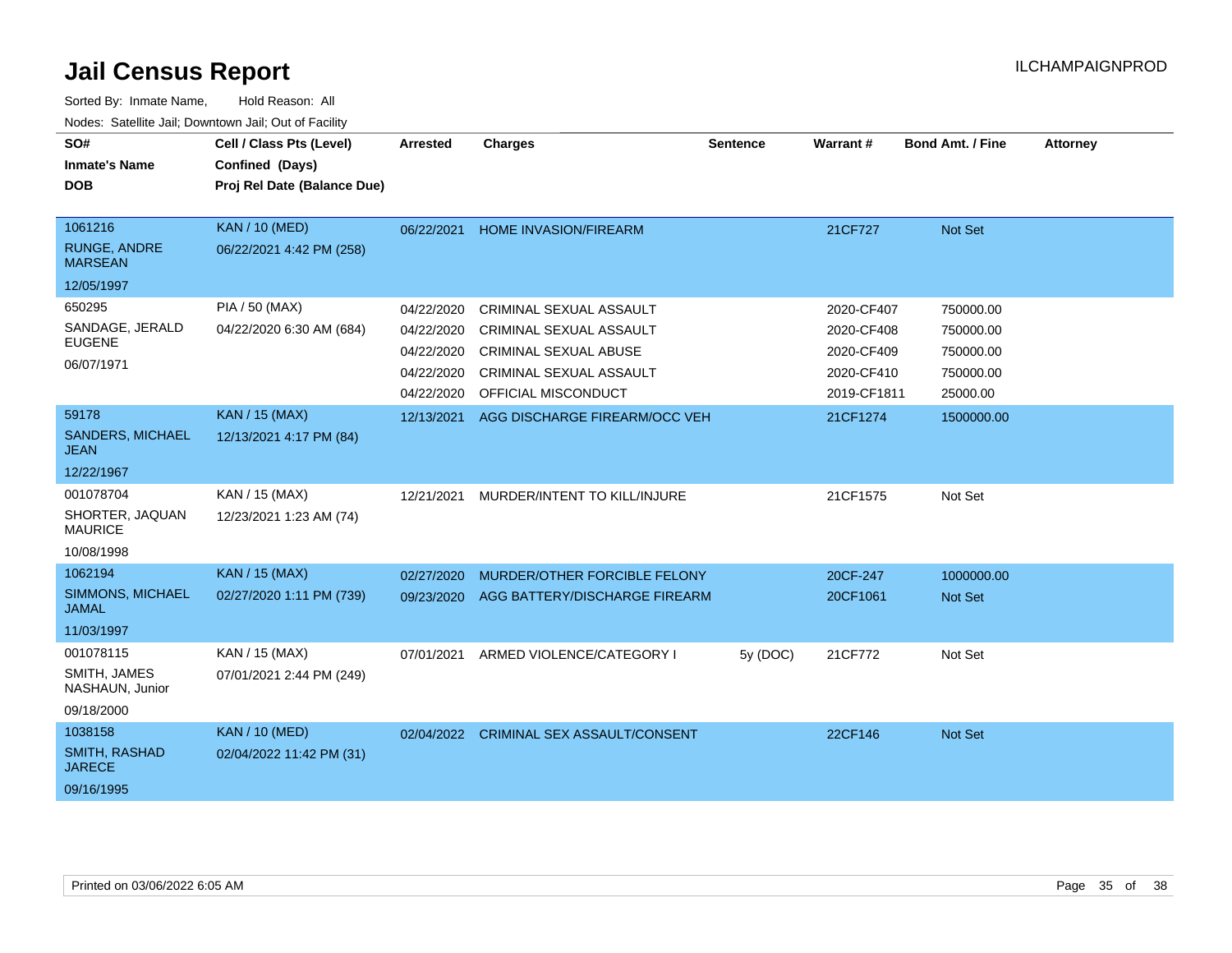# Jail Census Report

ILCHAMPAIGNPROD

Sorted By: Inmate Name, Hold Reason: All

Nodes: Satellite Jail; Downtown Jail; Out of Facility

| SO# / Inmate's Name / DOB | Cell / Class Pts (Level) / Confined (Days) / Proj Rel Date (Balance Due) | Arrested | Charges | Sentence | Warrant # | Bond Amt. / Fine | Attorney |
|---|---|---|---|---|---|---|---|
| 1061216<br>RUNGE, ANDRE MARSEAN<br>12/05/1997 | KAN / 10 (MED)<br>06/22/2021 4:42 PM (258) | 06/22/2021 | HOME INVASION/FIREARM | | 21CF727 | Not Set | |
| 650295<br>SANDAGE, JERALD EUGENE<br>06/07/1971 | PIA / 50 (MAX)<br>04/22/2020 6:30 AM (684) | 04/22/2020 | CRIMINAL SEXUAL ASSAULT | | 2020-CF407 | 750000.00 | |
| | | 04/22/2020 | CRIMINAL SEXUAL ASSAULT | | 2020-CF408 | 750000.00 | |
| | | 04/22/2020 | CRIMINAL SEXUAL ABUSE | | 2020-CF409 | 750000.00 | |
| | | 04/22/2020 | CRIMINAL SEXUAL ASSAULT | | 2020-CF410 | 750000.00 | |
| | | 04/22/2020 | OFFICIAL MISCONDUCT | | 2019-CF1811 | 25000.00 | |
| 59178<br>SANDERS, MICHAEL JEAN<br>12/22/1967 | KAN / 15 (MAX)<br>12/13/2021 4:17 PM (84) | 12/13/2021 | AGG DISCHARGE FIREARM/OCC VEH | | 21CF1274 | 1500000.00 | |
| 001078704<br>SHORTER, JAQUAN MAURICE<br>10/08/1998 | KAN / 15 (MAX)<br>12/23/2021 1:23 AM (74) | 12/21/2021 | MURDER/INTENT TO KILL/INJURE | | 21CF1575 | Not Set | |
| 1062194<br>SIMMONS, MICHAEL JAMAL<br>11/03/1997 | KAN / 15 (MAX)<br>02/27/2020 1:11 PM (739) | 02/27/2020 | MURDER/OTHER FORCIBLE FELONY | | 20CF-247 | 1000000.00 | |
| | | 09/23/2020 | AGG BATTERY/DISCHARGE FIREARM | | 20CF1061 | Not Set | |
| 001078115<br>SMITH, JAMES NASHAUN, Junior<br>09/18/2000 | KAN / 15 (MAX)<br>07/01/2021 2:44 PM (249) | 07/01/2021 | ARMED VIOLENCE/CATEGORY I | 5y (DOC) | 21CF772 | Not Set | |
| 1038158<br>SMITH, RASHAD JARECE<br>09/16/1995 | KAN / 10 (MED)<br>02/04/2022 11:42 PM (31) | 02/04/2022 | CRIMINAL SEX ASSAULT/CONSENT | | 22CF146 | Not Set | |

Printed on 03/06/2022 6:05 AM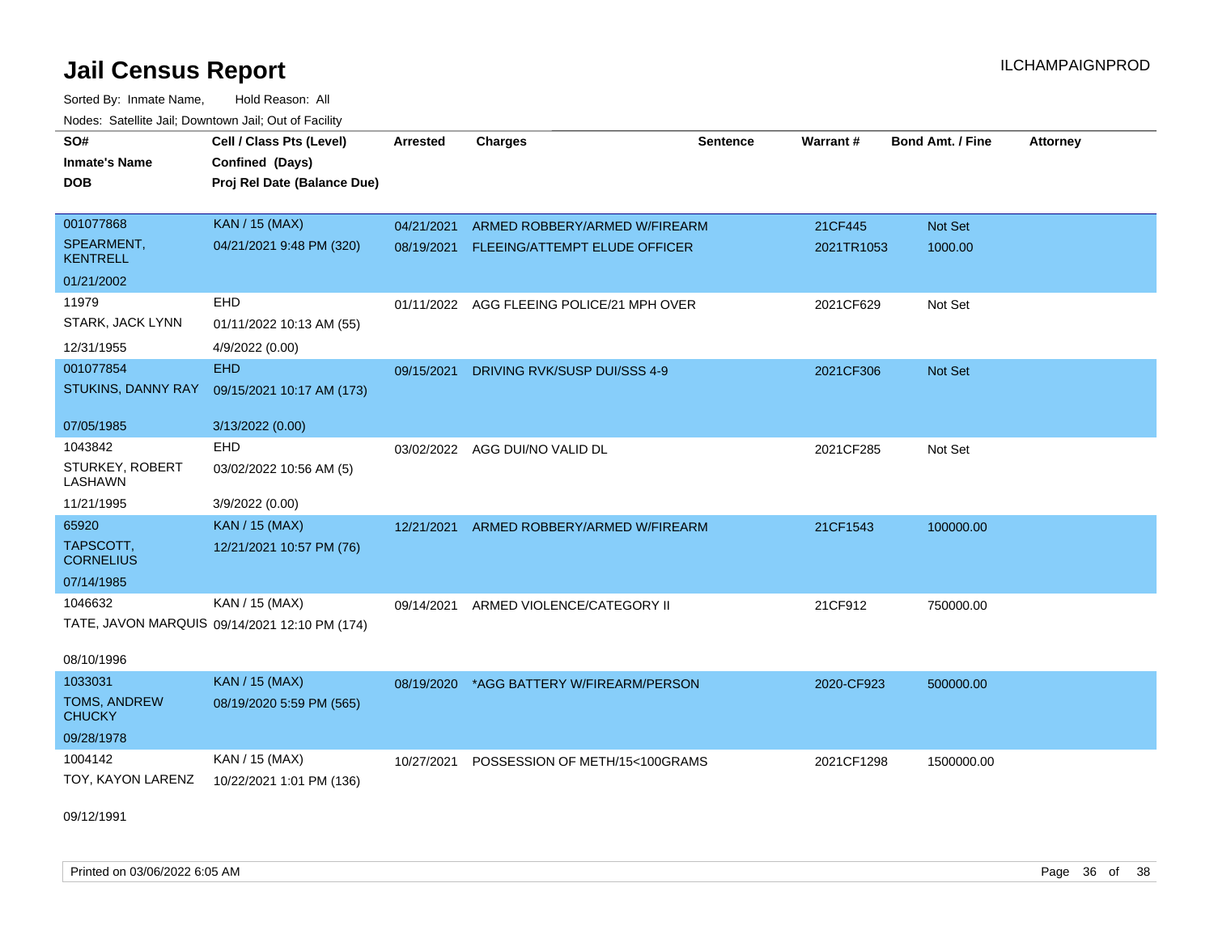# Jail Census Report

ILCHAMPAIGNPROD

Sorted By: Inmate Name, Hold Reason: All

Nodes: Satellite Jail; Downtown Jail; Out of Facility

| SO# / Inmate's Name / DOB | Cell / Class Pts (Level) / Confined (Days) / Proj Rel Date (Balance Due) | Arrested | Charges | Sentence | Warrant # | Bond Amt. / Fine | Attorney |
|---|---|---|---|---|---|---|---|
| 001077868<br>SPEARMENT, KENTRELL<br>01/21/2002 | KAN / 15 (MAX)<br>04/21/2021 9:48 PM (320) | 04/21/2021<br>08/19/2021 | ARMED ROBBERY/ARMED W/FIREARM<br>FLEEING/ATTEMPT ELUDE OFFICER | | 21CF445<br>2021TR1053 | Not Set<br>1000.00 | |
| 11979<br>STARK, JACK LYNN<br>12/31/1955 | EHD<br>01/11/2022 10:13 AM (55)<br>4/9/2022 (0.00) | 01/11/2022 | AGG FLEEING POLICE/21 MPH OVER | | 2021CF629 | Not Set | |
| 001077854<br>STUKINS, DANNY RAY<br>07/05/1985 | EHD<br>09/15/2021 10:17 AM (173)<br>3/13/2022 (0.00) | 09/15/2021 | DRIVING RVK/SUSP DUI/SSS 4-9 | | 2021CF306 | Not Set | |
| 1043842<br>STURKEY, ROBERT LASHAWN<br>11/21/1995 | EHD<br>03/02/2022 10:56 AM (5)<br>3/9/2022 (0.00) | 03/02/2022 | AGG DUI/NO VALID DL | | 2021CF285 | Not Set | |
| 65920<br>TAPSCOTT, CORNELIUS<br>07/14/1985 | KAN / 15 (MAX)<br>12/21/2021 10:57 PM (76) | 12/21/2021 | ARMED ROBBERY/ARMED W/FIREARM | | 21CF1543 | 100000.00 | |
| 1046632<br>TATE, JAVON MARQUIS<br>08/10/1996 | KAN / 15 (MAX)<br>09/14/2021 12:10 PM (174) | 09/14/2021 | ARMED VIOLENCE/CATEGORY II | | 21CF912 | 750000.00 | |
| 1033031<br>TOMS, ANDREW CHUCKY<br>09/28/1978 | KAN / 15 (MAX)<br>08/19/2020 5:59 PM (565) | 08/19/2020 | *AGG BATTERY W/FIREARM/PERSON | | 2020-CF923 | 500000.00 | |
| 1004142<br>TOY, KAYON LARENZ<br>09/12/1991 | KAN / 15 (MAX)<br>10/22/2021 1:01 PM (136) | 10/27/2021 | POSSESSION OF METH/15<100GRAMS | | 2021CF1298 | 1500000.00 | |

Printed on 03/06/2022 6:05 AM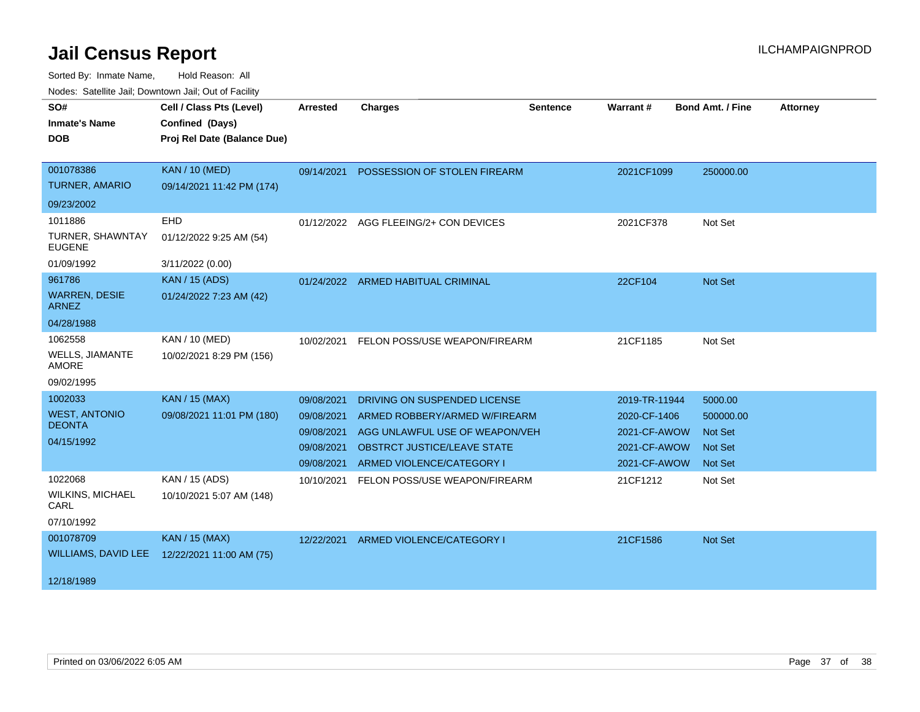# Jail Census Report

ILCHAMPAIGNPROD

Sorted By: Inmate Name, Hold Reason: All

Nodes: Satellite Jail; Downtown Jail; Out of Facility

| SO# / Inmate's Name / DOB | Cell / Class Pts (Level) / Confined (Days) / Proj Rel Date (Balance Due) | Arrested | Charges | Sentence | Warrant # | Bond Amt. / Fine | Attorney |
|---|---|---|---|---|---|---|---|
| 001078386<br>TURNER, AMARIO<br>09/23/2002 | KAN / 10 (MED)<br>09/14/2021 11:42 PM (174) | 09/14/2021 | POSSESSION OF STOLEN FIREARM | | 2021CF1099 | 250000.00 | |
| 1011886<br>TURNER, SHAWNTAY EUGENE<br>01/09/1992 | EHD<br>01/12/2022 9:25 AM (54)<br>3/11/2022 (0.00) | 01/12/2022 | AGG FLEEING/2+ CON DEVICES | | 2021CF378 | Not Set | |
| 961786<br>WARREN, DESIE ARNEZ<br>04/28/1988 | KAN / 15 (ADS)<br>01/24/2022 7:23 AM (42) | 01/24/2022 | ARMED HABITUAL CRIMINAL | | 22CF104 | Not Set | |
| 1062558<br>WELLS, JIAMANTE AMORE<br>09/02/1995 | KAN / 10 (MED)<br>10/02/2021 8:29 PM (156) | 10/02/2021 | FELON POSS/USE WEAPON/FIREARM | | 21CF1185 | Not Set | |
| 1002033<br>WEST, ANTONIO DEONTA<br>04/15/1992 | KAN / 15 (MAX)<br>09/08/2021 11:01 PM (180) | 09/08/2021 | DRIVING ON SUSPENDED LICENSE | | 2019-TR-11944 | 5000.00 | |
| | | 09/08/2021 | ARMED ROBBERY/ARMED W/FIREARM | | 2020-CF-1406 | 500000.00 | |
| | | 09/08/2021 | AGG UNLAWFUL USE OF WEAPON/VEH | | 2021-CF-AWOW | Not Set | |
| | | 09/08/2021 | OBSTRCT JUSTICE/LEAVE STATE | | 2021-CF-AWOW | Not Set | |
| | | 09/08/2021 | ARMED VIOLENCE/CATEGORY I | | 2021-CF-AWOW | Not Set | |
| 1022068<br>WILKINS, MICHAEL CARL<br>07/10/1992 | KAN / 15 (ADS)<br>10/10/2021 5:07 AM (148) | 10/10/2021 | FELON POSS/USE WEAPON/FIREARM | | 21CF1212 | Not Set | |
| 001078709<br>WILLIAMS, DAVID LEE<br>12/18/1989 | KAN / 15 (MAX)<br>12/22/2021 11:00 AM (75) | 12/22/2021 | ARMED VIOLENCE/CATEGORY I | | 21CF1586 | Not Set | |

Printed on 03/06/2022 6:05 AM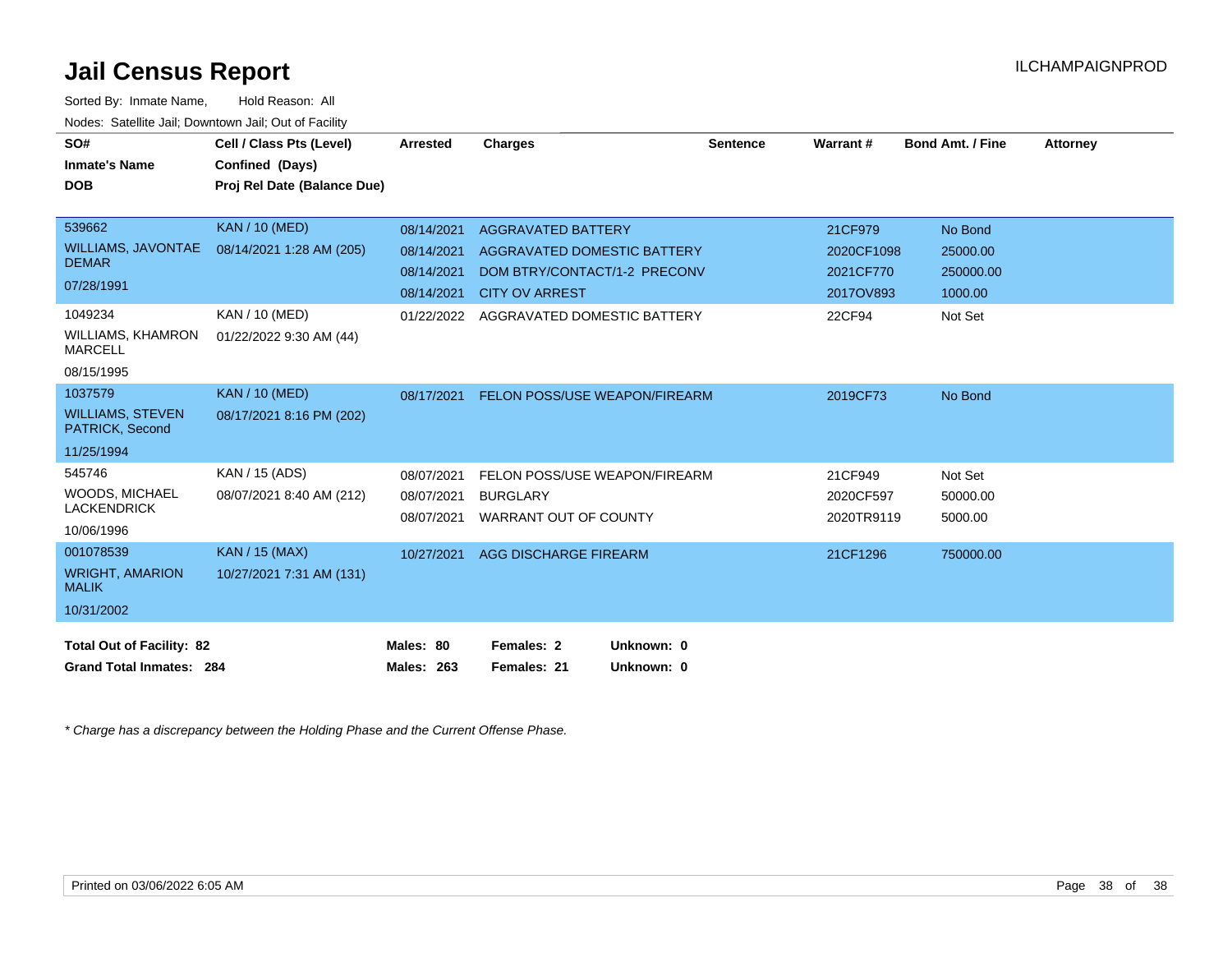# Jail Census Report

ILCHAMPAIGNPROD

Sorted By: Inmate Name, Hold Reason: All

Nodes: Satellite Jail; Downtown Jail; Out of Facility

| SO# / Inmate's Name / DOB | Cell / Class Pts (Level) / Confined (Days) / Proj Rel Date (Balance Due) | Arrested | Charges | Sentence | Warrant # | Bond Amt. / Fine | Attorney |
|---|---|---|---|---|---|---|---|
| 539662 | KAN / 10 (MED) | 08/14/2021 | AGGRAVATED BATTERY | | 21CF979 | No Bond | |
| WILLIAMS, JAVONTAE DEMAR | 08/14/2021 1:28 AM (205) | 08/14/2021 | AGGRAVATED DOMESTIC BATTERY | | 2020CF1098 | 25000.00 | |
| 07/28/1991 | | 08/14/2021 | DOM BTRY/CONTACT/1-2 PRECONV | | 2021CF770 | 250000.00 | |
| | | 08/14/2021 | CITY OV ARREST | | 2017OV893 | 1000.00 | |
| 1049234 | KAN / 10 (MED) | 01/22/2022 | AGGRAVATED DOMESTIC BATTERY | | 22CF94 | Not Set | |
| WILLIAMS, KHAMRON MARCELL | 01/22/2022 9:30 AM (44) | | | | | | |
| 08/15/1995 | | | | | | | |
| 1037579 | KAN / 10 (MED) | 08/17/2021 | FELON POSS/USE WEAPON/FIREARM | | 2019CF73 | No Bond | |
| WILLIAMS, STEVEN PATRICK, Second | 08/17/2021 8:16 PM (202) | | | | | | |
| 11/25/1994 | | | | | | | |
| 545746 | KAN / 15 (ADS) | 08/07/2021 | FELON POSS/USE WEAPON/FIREARM | | 21CF949 | Not Set | |
| WOODS, MICHAEL LACKENDRICK | 08/07/2021 8:40 AM (212) | 08/07/2021 | BURGLARY | | 2020CF597 | 50000.00 | |
| 10/06/1996 | | 08/07/2021 | WARRANT OUT OF COUNTY | | 2020TR9119 | 5000.00 | |
| 001078539 | KAN / 15 (MAX) | 10/27/2021 | AGG DISCHARGE FIREARM | | 21CF1296 | 750000.00 | |
| WRIGHT, AMARION MALIK | 10/27/2021 7:31 AM (131) | | | | | | |
| 10/31/2002 | | | | | | | |

**Total Out of Facility: 82** **Males: 80** **Females: 2** **Unknown: 0**

**Grand Total Inmates: 284** **Males: 263** **Females: 21** **Unknown: 0**

*\* Charge has a discrepancy between the Holding Phase and the Current Offense Phase.*

Printed on 03/06/2022 6:05 AM